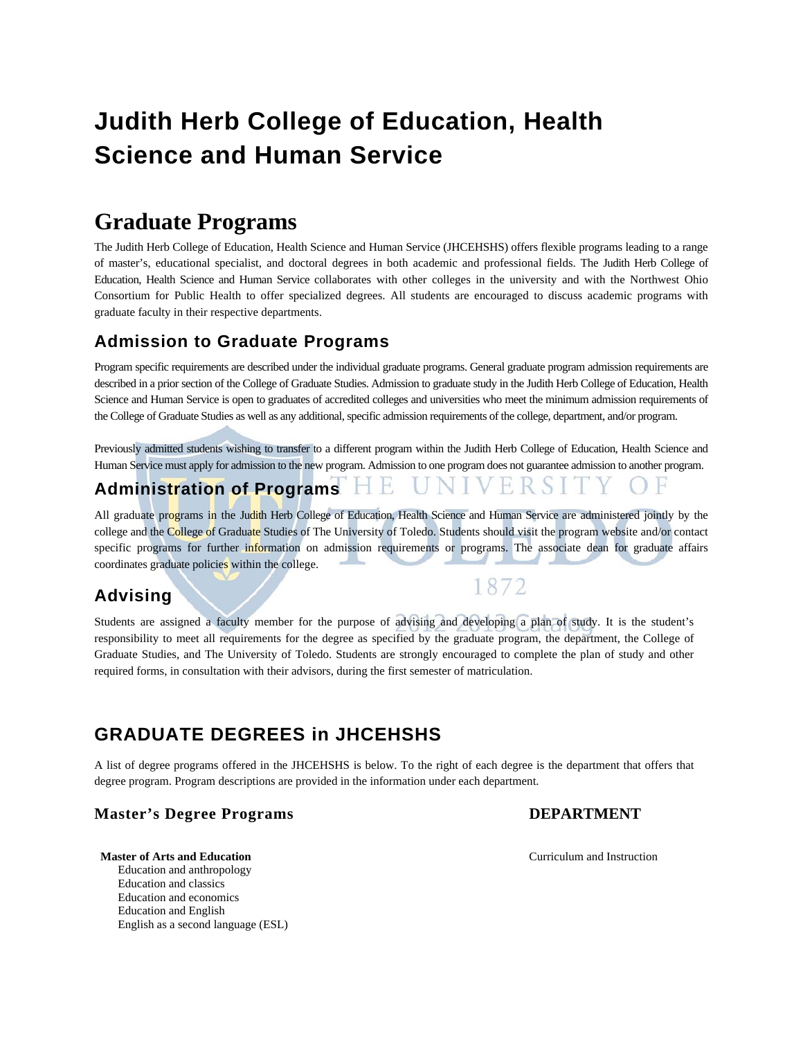# Judith Herb College of Education, Health Science and Human Service

## Graduate Programs

The Judith Herb College of Education, Health Science and Human Service (JHCEHSHS) offers flexible programs leading to a range of master's, educational specialist, and doctoral degrees in both academic and professional fields. The Judith Herb College of Education, Health Science and Human Service collaborates with other colleges in the university and with the Northwest Ohio Consortium for Public Health to offer specialized degrees. All students are encouraged to discuss academic programs with graduate faculty in their respective departments.

### Admission to Graduate Programs

Program specific requirements are described under the individual graduate programs. General graduate program admission requirements are described in a prior section of the College of Graduate Studies. Admission to graduate study in the Judith Herb College of Education, Health Science and Human Service is open to graduates of accredited colleges and universities who meet the minimum admission requirements of the College of Graduate Studies as well as any additional, specific admission requirements of the college, department, and/or program.

Previously admitted students wishing to transfer to a different program within the Judith Herb College of Education, Health Science and Human Service must apply for admission to the new program. Admission to one program does not guarantee admission to another program.

### Administration of Programs

All graduate programs in the Judith Herb College of Education, Health Science and Human Service are administered jointly by the college and the College of Graduate Studies of The University of Toledo. Students should visit the program website and/or contact specific programs for further information on admission requirements or programs. The associate dean for graduate affairs coordinates graduate policies within the college.

### Advising

Students are assigned a faculty member for the purpose of advising and developing a plan of study. It is the student's responsibility to meet all requirements for the degree as specified by the graduate program, the department, the College of Graduate Studies, and The University of Toledo. Students are strongly encouraged to complete the plan of study and other required forms, in consultation with their advisors, during the first semester of matriculation.

## GRADUATE DEGREES in JHCEHSHS

A list of degree programs offered in the JHCEHSHS is below. To the right of each degree is the department that offers that degree program. Program descriptions are provided in the information under each department.

| Master's Degree Programs | DEPARTMENT |
|---|---|
| **Master of Arts and Education** | Curriculum and Instruction |
| Education and anthropology | |
| Education and classics | |
| Education and economics | |
| Education and English | |
| English as a second language (ESL) | |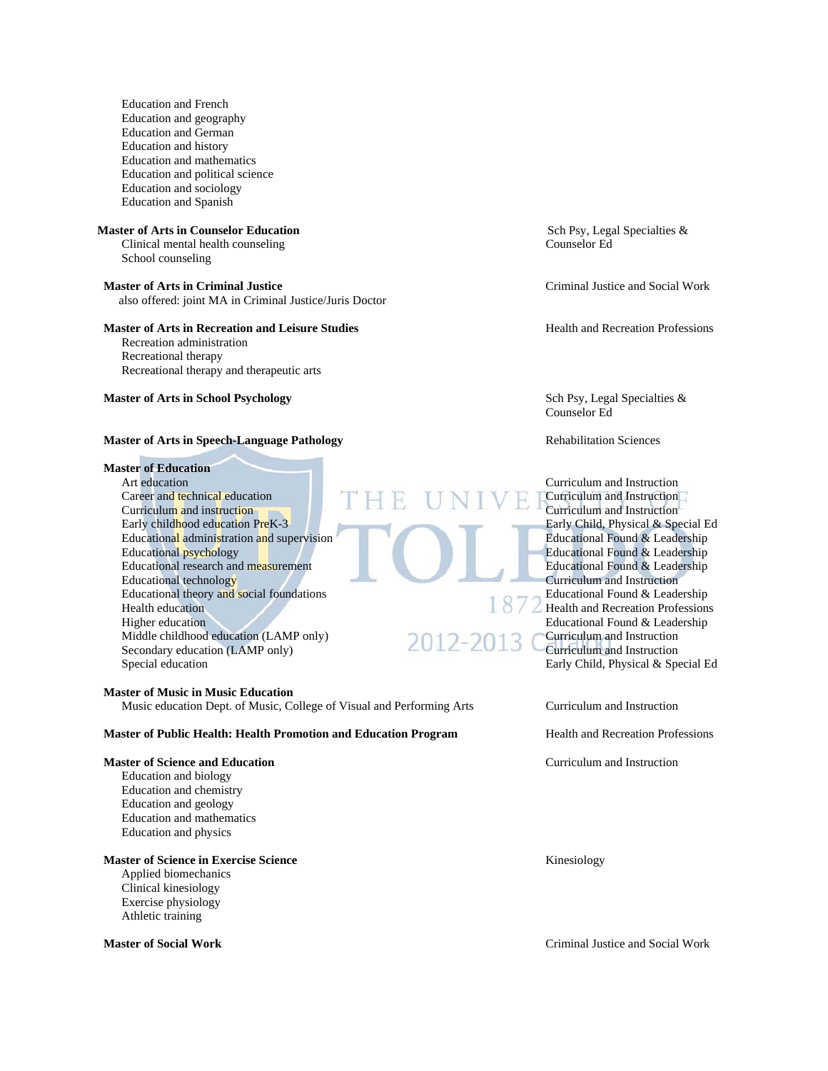Education and French
Education and geography
Education and German
Education and history
Education and mathematics
Education and political science
Education and sociology
Education and Spanish

| Degree / Program | Department |
|---|---|
| **Master of Arts in Counselor Education** | Sch Psy, Legal Specialties & Counselor Ed |
| Clinical mental health counseling | |
| School counseling | |
| **Master of Arts in Criminal Justice** | Criminal Justice and Social Work |
| also offered: joint MA in Criminal Justice/Juris Doctor | |
| **Master of Arts in Recreation and Leisure Studies** | Health and Recreation Professions |
| Recreation administration | |
| Recreational therapy | |
| Recreational therapy and therapeutic arts | |
| **Master of Arts in School Psychology** | Sch Psy, Legal Specialties & Counselor Ed |
| **Master of Arts in Speech-Language Pathology** | Rehabilitation Sciences |
| **Master of Education** | |
| Art education | Curriculum and Instruction |
| Career and technical education | Curriculum and Instruction |
| Curriculum and instruction | Curriculum and Instruction |
| Early childhood education PreK-3 | Early Child, Physical & Special Ed |
| Educational administration and supervision | Educational Found & Leadership |
| Educational psychology | Educational Found & Leadership |
| Educational research and measurement | Educational Found & Leadership |
| Educational technology | Curriculum and Instruction |
| Educational theory and social foundations | Educational Found & Leadership |
| Health education | Health and Recreation Professions |
| Higher education | Educational Found & Leadership |
| Middle childhood education (LAMP only) | Curriculum and Instruction |
| Secondary education (LAMP only) | Curriculum and Instruction |
| Special education | Early Child, Physical & Special Ed |
| **Master of Music in Music Education** | |
| Music education Dept. of Music, College of Visual and Performing Arts | Curriculum and Instruction |
| **Master of Public Health: Health Promotion and Education Program** | Health and Recreation Professions |
| **Master of Science and Education** | Curriculum and Instruction |
| Education and biology | |
| Education and chemistry | |
| Education and geology | |
| Education and mathematics | |
| Education and physics | |
| **Master of Science in Exercise Science** | Kinesiology |
| Applied biomechanics | |
| Clinical kinesiology | |
| Exercise physiology | |
| Athletic training | |
| **Master of Social Work** | Criminal Justice and Social Work |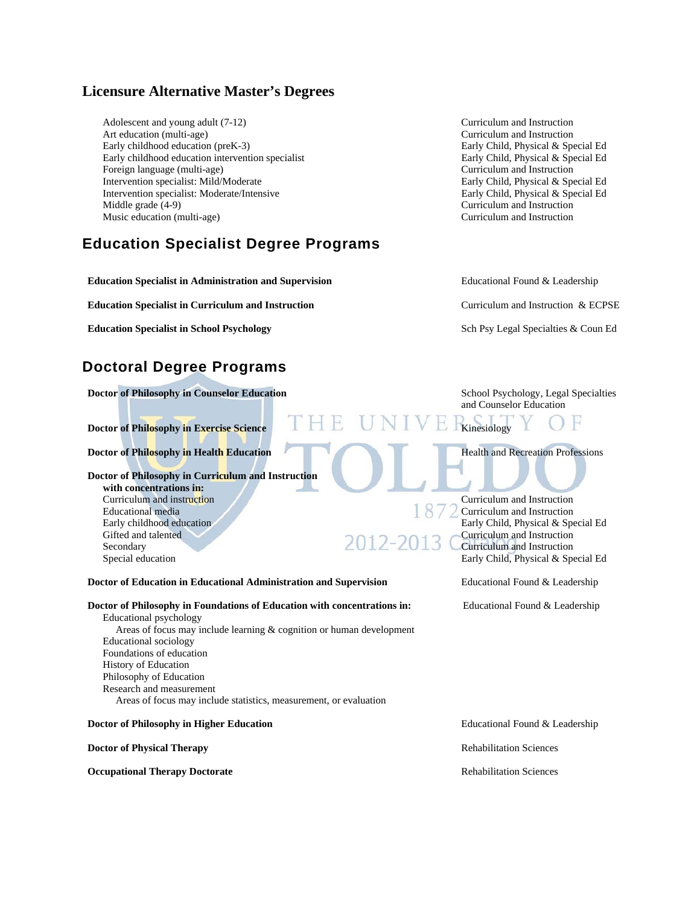## Licensure Alternative Master's Degrees

| Program | Department |
|---|---|
| Adolescent and young adult (7-12) | Curriculum and Instruction |
| Art education (multi-age) | Curriculum and Instruction |
| Early childhood education (preK-3) | Early Child, Physical & Special Ed |
| Early childhood education intervention specialist | Early Child, Physical & Special Ed |
| Foreign language (multi-age) | Curriculum and Instruction |
| Intervention specialist: Mild/Moderate | Early Child, Physical & Special Ed |
| Intervention specialist: Moderate/Intensive | Early Child, Physical & Special Ed |
| Middle grade (4-9) | Curriculum and Instruction |
| Music education (multi-age) | Curriculum and Instruction |

## Education Specialist Degree Programs

| Program | Department |
|---|---|
| **Education Specialist in Administration and Supervision** | Educational Found & Leadership |
| **Education Specialist in Curriculum and Instruction** | Curriculum and Instruction & ECPSE |
| **Education Specialist in School Psychology** | Sch Psy Legal Specialties & Coun Ed |

## Doctoral Degree Programs

| Program | Department |
|---|---|
| **Doctor of Philosophy in Counselor Education** | School Psychology, Legal Specialties and Counselor Education |
| **Doctor of Philosophy in Exercise Science** | Kinesiology |
| **Doctor of Philosophy in Health Education** | Health and Recreation Professions |
| **Doctor of Philosophy in Curriculum and Instruction with concentrations in:** | |
| Curriculum and instruction | Curriculum and Instruction |
| Educational media | Curriculum and Instruction |
| Early childhood education | Early Child, Physical & Special Ed |
| Gifted and talented | Curriculum and Instruction |
| Secondary | Curriculum and Instruction |
| Special education | Early Child, Physical & Special Ed |
| **Doctor of Education in Educational Administration and Supervision** | Educational Found & Leadership |
| **Doctor of Philosophy in Foundations of Education with concentrations in:** | Educational Found & Leadership |
| Educational psychology | |
| Areas of focus may include learning & cognition or human development | |
| Educational sociology | |
| Foundations of education | |
| History of Education | |
| Philosophy of Education | |
| Research and measurement | |
| Areas of focus may include statistics, measurement, or evaluation | |
| **Doctor of Philosophy in Higher Education** | Educational Found & Leadership |
| **Doctor of Physical Therapy** | Rehabilitation Sciences |
| **Occupational Therapy Doctorate** | Rehabilitation Sciences |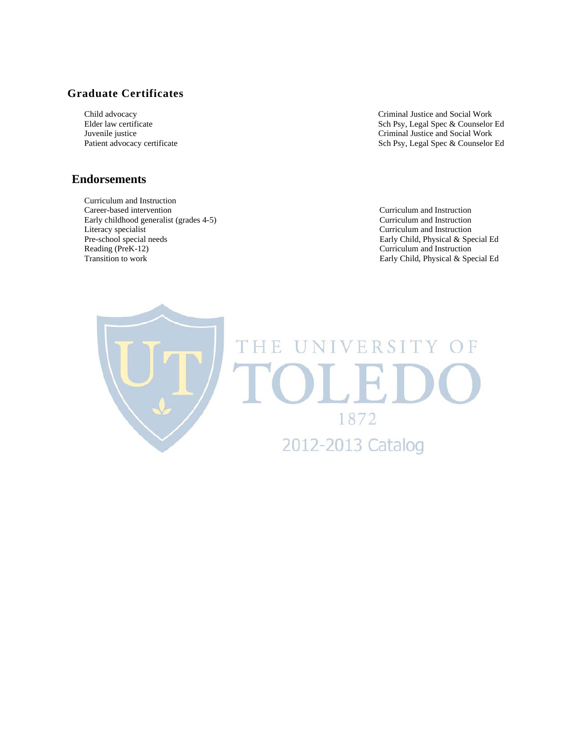## Graduate Certificates

| | |
|---|---|
| Child advocacy | Criminal Justice and Social Work |
| Elder law certificate | Sch Psy, Legal Spec & Counselor Ed |
| Juvenile justice | Criminal Justice and Social Work |
| Patient advocacy certificate | Sch Psy, Legal Spec & Counselor Ed |

## Endorsements

Curriculum and Instruction

| | |
|---|---|
| Career-based intervention | Curriculum and Instruction |
| Early childhood generalist (grades 4-5) | Curriculum and Instruction |
| Literacy specialist | Curriculum and Instruction |
| Pre-school special needs | Early Child, Physical & Special Ed |
| Reading (PreK-12) | Curriculum and Instruction |
| Transition to work | Early Child, Physical & Special Ed |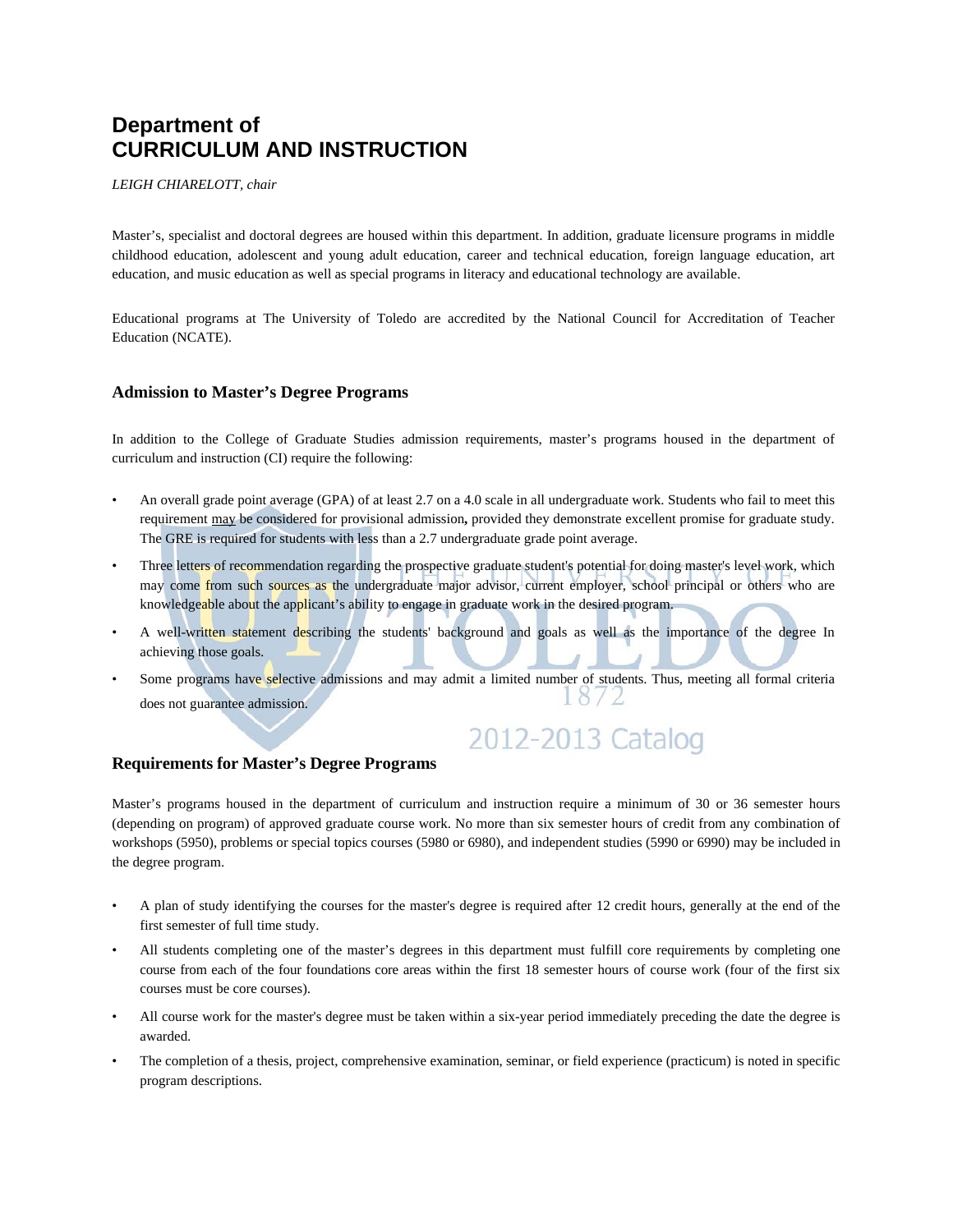# Department of
# CURRICULUM AND INSTRUCTION

*LEIGH CHIARELOTT, chair*

Master's, specialist and doctoral degrees are housed within this department. In addition, graduate licensure programs in middle childhood education, adolescent and young adult education, career and technical education, foreign language education, art education, and music education as well as special programs in literacy and educational technology are available.

Educational programs at The University of Toledo are accredited by the National Council for Accreditation of Teacher Education (NCATE).

### Admission to Master's Degree Programs

In addition to the College of Graduate Studies admission requirements, master's programs housed in the department of curriculum and instruction (CI) require the following:

- An overall grade point average (GPA) of at least 2.7 on a 4.0 scale in all undergraduate work. Students who fail to meet this requirement may be considered for provisional admission**,** provided they demonstrate excellent promise for graduate study. The GRE is required for students with less than a 2.7 undergraduate grade point average.
- Three letters of recommendation regarding the prospective graduate student's potential for doing master's level work, which may come from such sources as the undergraduate major advisor, current employer, school principal or others who are knowledgeable about the applicant's ability to engage in graduate work in the desired program.
- A well-written statement describing the students' background and goals as well as the importance of the degree In achieving those goals.
- Some programs have selective admissions and may admit a limited number of students. Thus, meeting all formal criteria does not guarantee admission.

### Requirements for Master's Degree Programs

Master's programs housed in the department of curriculum and instruction require a minimum of 30 or 36 semester hours (depending on program) of approved graduate course work. No more than six semester hours of credit from any combination of workshops (5950), problems or special topics courses (5980 or 6980), and independent studies (5990 or 6990) may be included in the degree program.

- A plan of study identifying the courses for the master's degree is required after 12 credit hours, generally at the end of the first semester of full time study.
- All students completing one of the master's degrees in this department must fulfill core requirements by completing one course from each of the four foundations core areas within the first 18 semester hours of course work (four of the first six courses must be core courses).
- All course work for the master's degree must be taken within a six-year period immediately preceding the date the degree is awarded.
- The completion of a thesis, project, comprehensive examination, seminar, or field experience (practicum) is noted in specific program descriptions.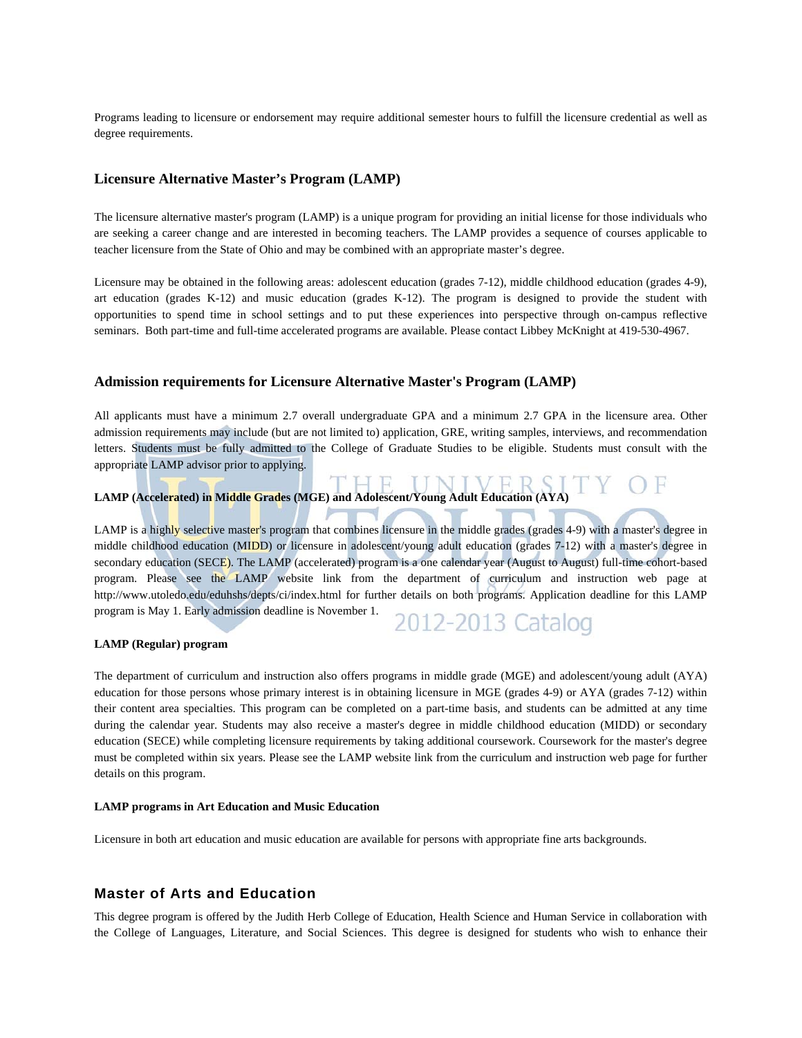Programs leading to licensure or endorsement may require additional semester hours to fulfill the licensure credential as well as degree requirements.

## Licensure Alternative Master's Program (LAMP)

The licensure alternative master's program (LAMP) is a unique program for providing an initial license for those individuals who are seeking a career change and are interested in becoming teachers. The LAMP provides a sequence of courses applicable to teacher licensure from the State of Ohio and may be combined with an appropriate master's degree.

Licensure may be obtained in the following areas: adolescent education (grades 7-12), middle childhood education (grades 4-9), art education (grades K-12) and music education (grades K-12). The program is designed to provide the student with opportunities to spend time in school settings and to put these experiences into perspective through on-campus reflective seminars. Both part-time and full-time accelerated programs are available. Please contact Libbey McKnight at 419-530-4967.

## Admission requirements for Licensure Alternative Master's Program (LAMP)

All applicants must have a minimum 2.7 overall undergraduate GPA and a minimum 2.7 GPA in the licensure area. Other admission requirements may include (but are not limited to) application, GRE, writing samples, interviews, and recommendation letters. Students must be fully admitted to the College of Graduate Studies to be eligible. Students must consult with the appropriate LAMP advisor prior to applying.

#### LAMP (Accelerated) in Middle Grades (MGE) and Adolescent/Young Adult Education (AYA)

LAMP is a highly selective master's program that combines licensure in the middle grades (grades 4-9) with a master's degree in middle childhood education (MIDD) or licensure in adolescent/young adult education (grades 7-12) with a master's degree in secondary education (SECE). The LAMP (accelerated) program is a one calendar year (August to August) full-time cohort-based program. Please see the LAMP website link from the department of curriculum and instruction web page at http://www.utoledo.edu/eduhshs/depts/ci/index.html for further details on both programs. Application deadline for this LAMP program is May 1. Early admission deadline is November 1.

#### LAMP (Regular) program

The department of curriculum and instruction also offers programs in middle grade (MGE) and adolescent/young adult (AYA) education for those persons whose primary interest is in obtaining licensure in MGE (grades 4-9) or AYA (grades 7-12) within their content area specialties. This program can be completed on a part-time basis, and students can be admitted at any time during the calendar year. Students may also receive a master's degree in middle childhood education (MIDD) or secondary education (SECE) while completing licensure requirements by taking additional coursework. Coursework for the master's degree must be completed within six years. Please see the LAMP website link from the curriculum and instruction web page for further details on this program.

#### LAMP programs in Art Education and Music Education

Licensure in both art education and music education are available for persons with appropriate fine arts backgrounds.

## Master of Arts and Education

This degree program is offered by the Judith Herb College of Education, Health Science and Human Service in collaboration with the College of Languages, Literature, and Social Sciences. This degree is designed for students who wish to enhance their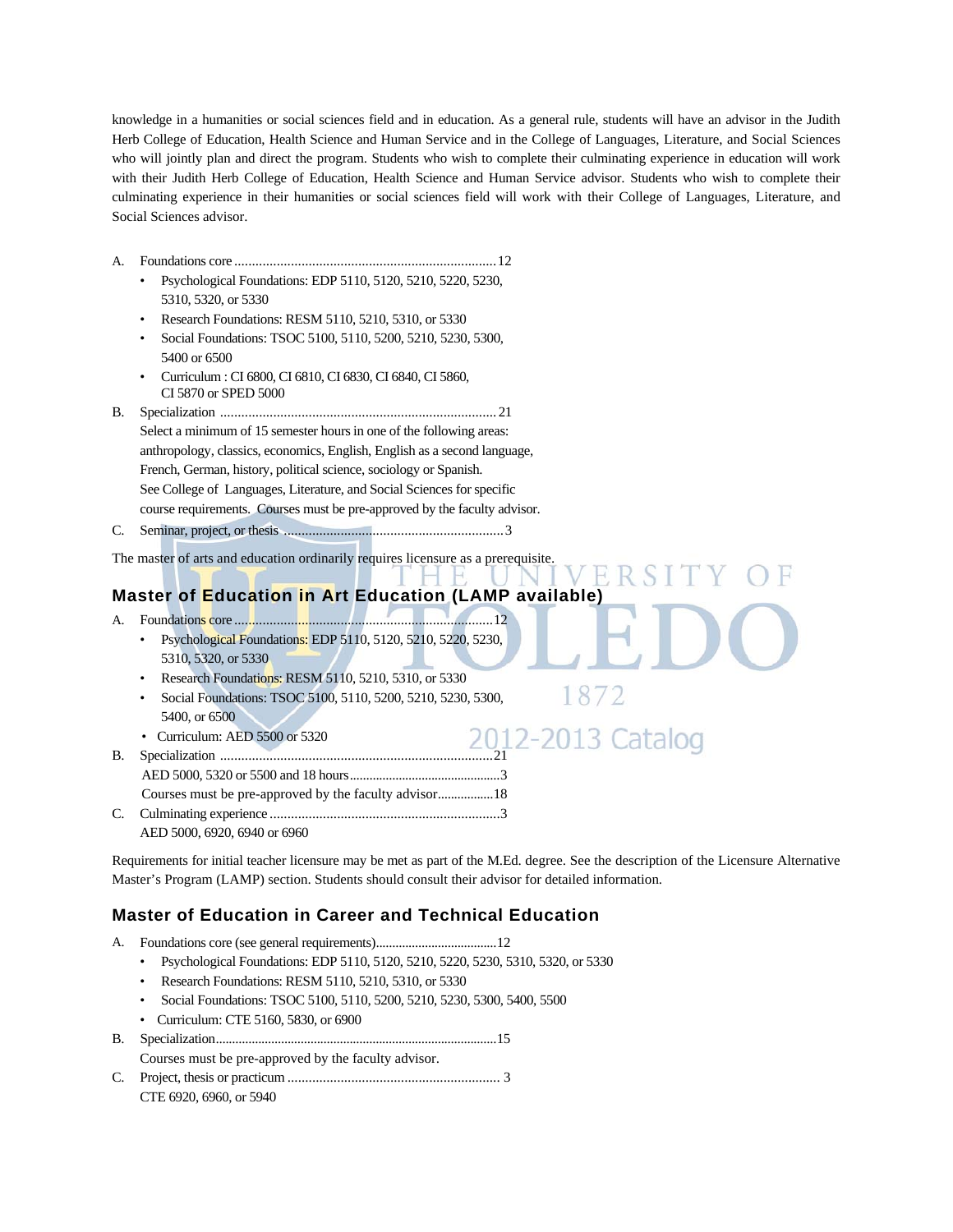knowledge in a humanities or social sciences field and in education. As a general rule, students will have an advisor in the Judith Herb College of Education, Health Science and Human Service and in the College of Languages, Literature, and Social Sciences who will jointly plan and direct the program. Students who wish to complete their culminating experience in education will work with their Judith Herb College of Education, Health Science and Human Service advisor. Students who wish to complete their culminating experience in their humanities or social sciences field will work with their College of Languages, Literature, and Social Sciences advisor.

A. Foundations core .......................................................................... 12
   - Psychological Foundations: EDP 5110, 5120, 5210, 5220, 5230, 5310, 5320, or 5330
   - Research Foundations: RESM 5110, 5210, 5310, or 5330
   - Social Foundations: TSOC 5100, 5110, 5200, 5210, 5230, 5300, 5400 or 6500
   - Curriculum : CI 6800, CI 6810, CI 6830, CI 6840, CI 5860, CI 5870 or SPED 5000

B. Specialization ............................................................................. 21
   Select a minimum of 15 semester hours in one of the following areas: anthropology, classics, economics, English, English as a second language, French, German, history, political science, sociology or Spanish. See College of Languages, Literature, and Social Sciences for specific course requirements. Courses must be pre-approved by the faculty advisor.

C. Seminar, project, or thesis ............................................................. 3

The master of arts and education ordinarily requires licensure as a prerequisite.

## Master of Education in Art Education (LAMP available)

A. Foundations core .......................................................................... 12
   - Psychological Foundations: EDP 5110, 5120, 5210, 5220, 5230, 5310, 5320, or 5330
   - Research Foundations: RESM 5110, 5210, 5310, or 5330
   - Social Foundations: TSOC 5100, 5110, 5200, 5210, 5230, 5300, 5400, or 6500
   - Curriculum: AED 5500 or 5320

B. Specialization ............................................................................. 21
   AED 5000, 5320 or 5500 and 18 hours ............................................. 3
   Courses must be pre-approved by the faculty advisor ................. 18

C. Culminating experience ................................................................. 3
   AED 5000, 6920, 6940 or 6960

Requirements for initial teacher licensure may be met as part of the M.Ed. degree. See the description of the Licensure Alternative Master's Program (LAMP) section. Students should consult their advisor for detailed information.

## Master of Education in Career and Technical Education

A. Foundations core (see general requirements) .................................... 12
   - Psychological Foundations: EDP 5110, 5120, 5210, 5220, 5230, 5310, 5320, or 5330
   - Research Foundations: RESM 5110, 5210, 5310, or 5330
   - Social Foundations: TSOC 5100, 5110, 5200, 5210, 5230, 5300, 5400, 5500
   - Curriculum: CTE 5160, 5830, or 6900

B. Specialization .................................................................................... 15
   Courses must be pre-approved by the faculty advisor.

C. Project, thesis or practicum ............................................................ 3
   CTE 6920, 6960, or 5940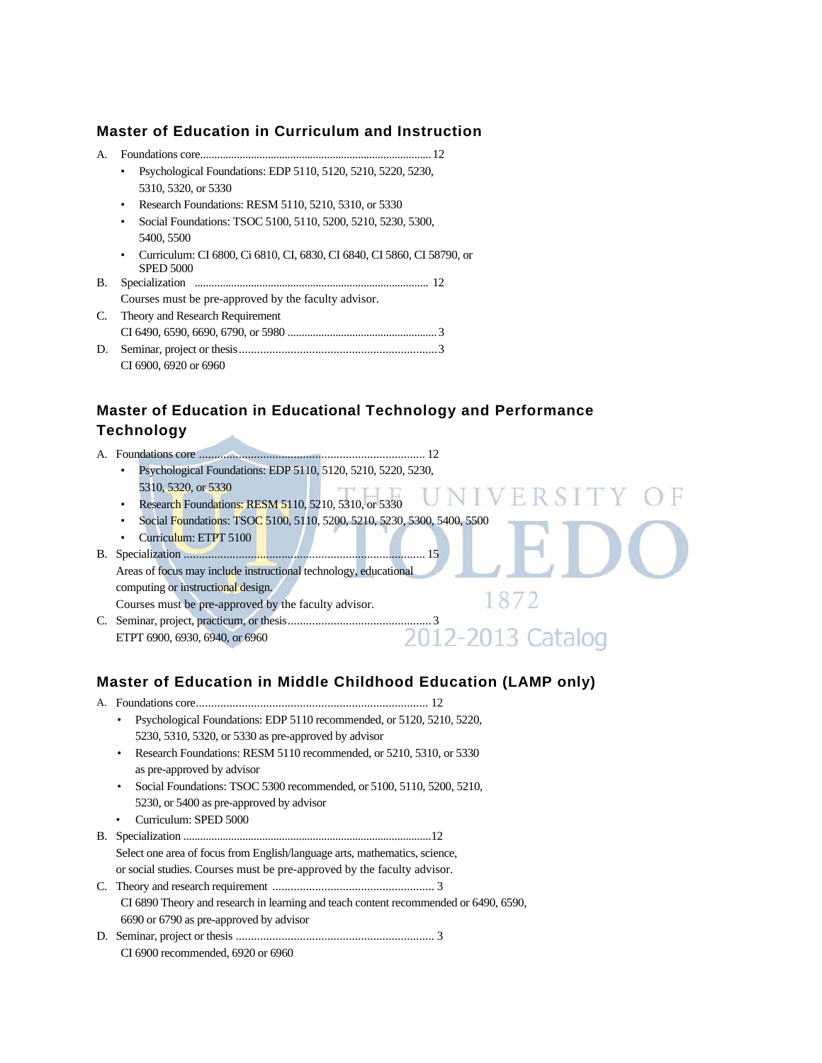## Master of Education in Curriculum and Instruction

A. Foundations core................................................................................ 12

- Psychological Foundations: EDP 5110, 5120, 5210, 5220, 5230, 5310, 5320, or 5330
- Research Foundations: RESM 5110, 5210, 5310, or 5330
- Social Foundations: TSOC 5100, 5110, 5200, 5210, 5230, 5300, 5400, 5500
- Curriculum: CI 6800, Ci 6810, CI, 6830, CI 6840, CI 5860, CI 58790, or SPED 5000

B. Specialization .................................................................................. 12

Courses must be pre-approved by the faculty advisor.

C. Theory and Research Requirement

CI 6490, 6590, 6690, 6790, or 5980 .....................................................3

D. Seminar, project or thesis.................................................................3

CI 6900, 6920 or 6960

## Master of Education in Educational Technology and Performance Technology

A. Foundations core ........................................................................... 12

- Psychological Foundations: EDP 5110, 5120, 5210, 5220, 5230, 5310, 5320, or 5330
- Research Foundations: RESM 5110, 5210, 5310, or 5330
- Social Foundations: TSOC 5100, 5110, 5200, 5210, 5230, 5300, 5400, 5500
- Curriculum: ETPT 5100

B. Specialization ................................................................................. 15

Areas of focus may include instructional technology, educational computing or instructional design.

Courses must be pre-approved by the faculty advisor.

C. Seminar, project, practicum, or thesis...............................................3

ETPT 6900, 6930, 6940, or 6960

## Master of Education in Middle Childhood Education (LAMP only)

A. Foundations core........................................................................... 12

- Psychological Foundations: EDP 5110 recommended, or 5120, 5210, 5220, 5230, 5310, 5320, or 5330 as pre-approved by advisor
- Research Foundations: RESM 5110 recommended, or 5210, 5310, or 5330 as pre-approved by advisor
- Social Foundations: TSOC 5300 recommended, or 5100, 5110, 5200, 5210, 5230, or 5400 as pre-approved by advisor
- Curriculum: SPED 5000

B. Specialization .......................................................................................12

Select one area of focus from English/language arts, mathematics, science, or social studies. Courses must be pre-approved by the faculty advisor.

C. Theory and research requirement ..................................................... 3

CI 6890 Theory and research in learning and teach content recommended or 6490, 6590, 6690 or 6790 as pre-approved by advisor

D. Seminar, project or thesis ................................................................. 3

CI 6900 recommended, 6920 or 6960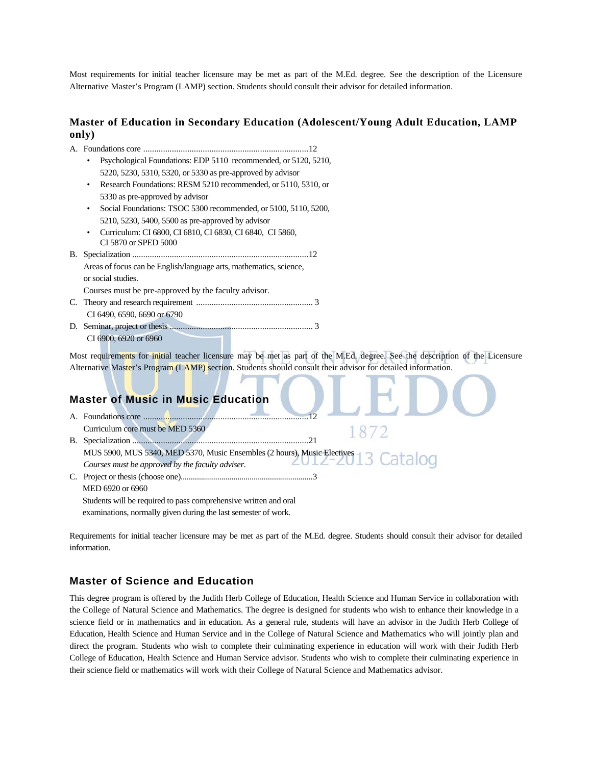Most requirements for initial teacher licensure may be met as part of the M.Ed. degree. See the description of the Licensure Alternative Master's Program (LAMP) section. Students should consult their advisor for detailed information.

### Master of Education in Secondary Education (Adolescent/Young Adult Education, LAMP only)

A. Foundations core ............................................................................12
- Psychological Foundations: EDP 5110 recommended, or 5120, 5210, 5220, 5230, 5310, 5320, or 5330 as pre-approved by advisor
- Research Foundations: RESM 5210 recommended, or 5110, 5310, or 5330 as pre-approved by advisor
- Social Foundations: TSOC 5300 recommended, or 5100, 5110, 5200, 5210, 5230, 5400, 5500 as pre-approved by advisor
- Curriculum: CI 6800, CI 6810, CI 6830, CI 6840, CI 5860, CI 5870 or SPED 5000

B. Specialization ................................................................................12
Areas of focus can be English/language arts, mathematics, science, or social studies.
Courses must be pre-approved by the faculty advisor.

C. Theory and research requirement ..................................................... 3
CI 6490, 6590, 6690 or 6790

D. Seminar, project or thesis ................................................................. 3
CI 6900, 6920 or 6960

Most requirements for initial teacher licensure may be met as part of the M.Ed. degree. See the description of the Licensure Alternative Master's Program (LAMP) section. Students should consult their advisor for detailed information.

### Master of Music in Music Education

A. Foundations core ............................................................................12
Curriculum core must be MED 5360

B. Specialization ................................................................................21
MUS 5900, MUS 5340, MED 5370, Music Ensembles (2 hours), Music Electives
*Courses must be approved by the faculty adviser.*

C. Project or thesis (choose one)................................................................3
MED 6920 or 6960
Students will be required to pass comprehensive written and oral examinations, normally given during the last semester of work.

Requirements for initial teacher licensure may be met as part of the M.Ed. degree. Students should consult their advisor for detailed information.

### Master of Science and Education

This degree program is offered by the Judith Herb College of Education, Health Science and Human Service in collaboration with the College of Natural Science and Mathematics. The degree is designed for students who wish to enhance their knowledge in a science field or in mathematics and in education. As a general rule, students will have an advisor in the Judith Herb College of Education, Health Science and Human Service and in the College of Natural Science and Mathematics who will jointly plan and direct the program. Students who wish to complete their culminating experience in education will work with their Judith Herb College of Education, Health Science and Human Service advisor. Students who wish to complete their culminating experience in their science field or mathematics will work with their College of Natural Science and Mathematics advisor.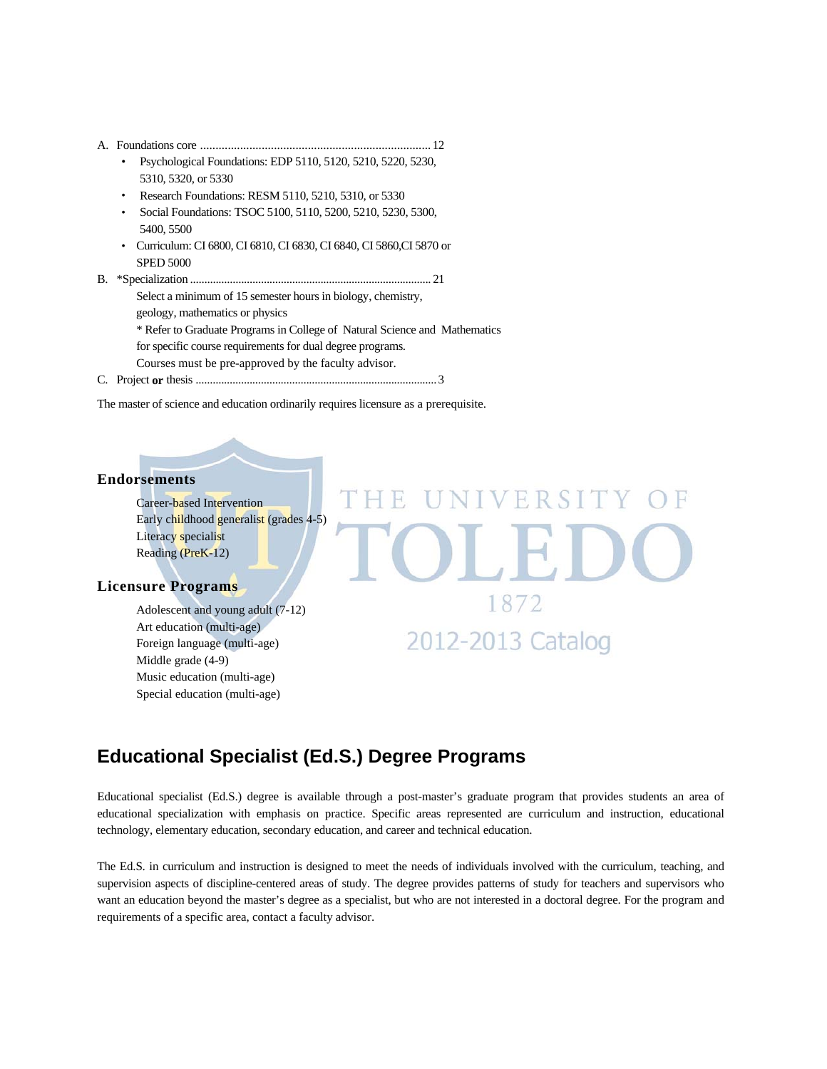A. Foundations core ........................................................................... 12
- Psychological Foundations: EDP 5110, 5120, 5210, 5220, 5230, 5310, 5320, or 5330
- Research Foundations: RESM 5110, 5210, 5310, or 5330
- Social Foundations: TSOC 5100, 5110, 5200, 5210, 5230, 5300, 5400, 5500
- Curriculum: CI 6800, CI 6810, CI 6830, CI 6840, CI 5860,CI 5870 or SPED 5000

B. *Specialization .................................................................................. 21

Select a minimum of 15 semester hours in biology, chemistry, geology, mathematics or physics

* Refer to Graduate Programs in College of Natural Science and Mathematics for specific course requirements for dual degree programs.

Courses must be pre-approved by the faculty advisor.

C. Project **or** thesis ................................................................................... 3

The master of science and education ordinarily requires licensure as a prerequisite.

### Endorsements

Career-based Intervention
Early childhood generalist (grades 4-5)
Literacy specialist
Reading (PreK-12)

### Licensure Programs

Adolescent and young adult (7-12)
Art education (multi-age)
Foreign language (multi-age)
Middle grade (4-9)
Music education (multi-age)
Special education (multi-age)

## Educational Specialist (Ed.S.) Degree Programs

Educational specialist (Ed.S.) degree is available through a post-master's graduate program that provides students an area of educational specialization with emphasis on practice. Specific areas represented are curriculum and instruction, educational technology, elementary education, secondary education, and career and technical education.

The Ed.S. in curriculum and instruction is designed to meet the needs of individuals involved with the curriculum, teaching, and supervision aspects of discipline-centered areas of study. The degree provides patterns of study for teachers and supervisors who want an education beyond the master's degree as a specialist, but who are not interested in a doctoral degree. For the program and requirements of a specific area, contact a faculty advisor.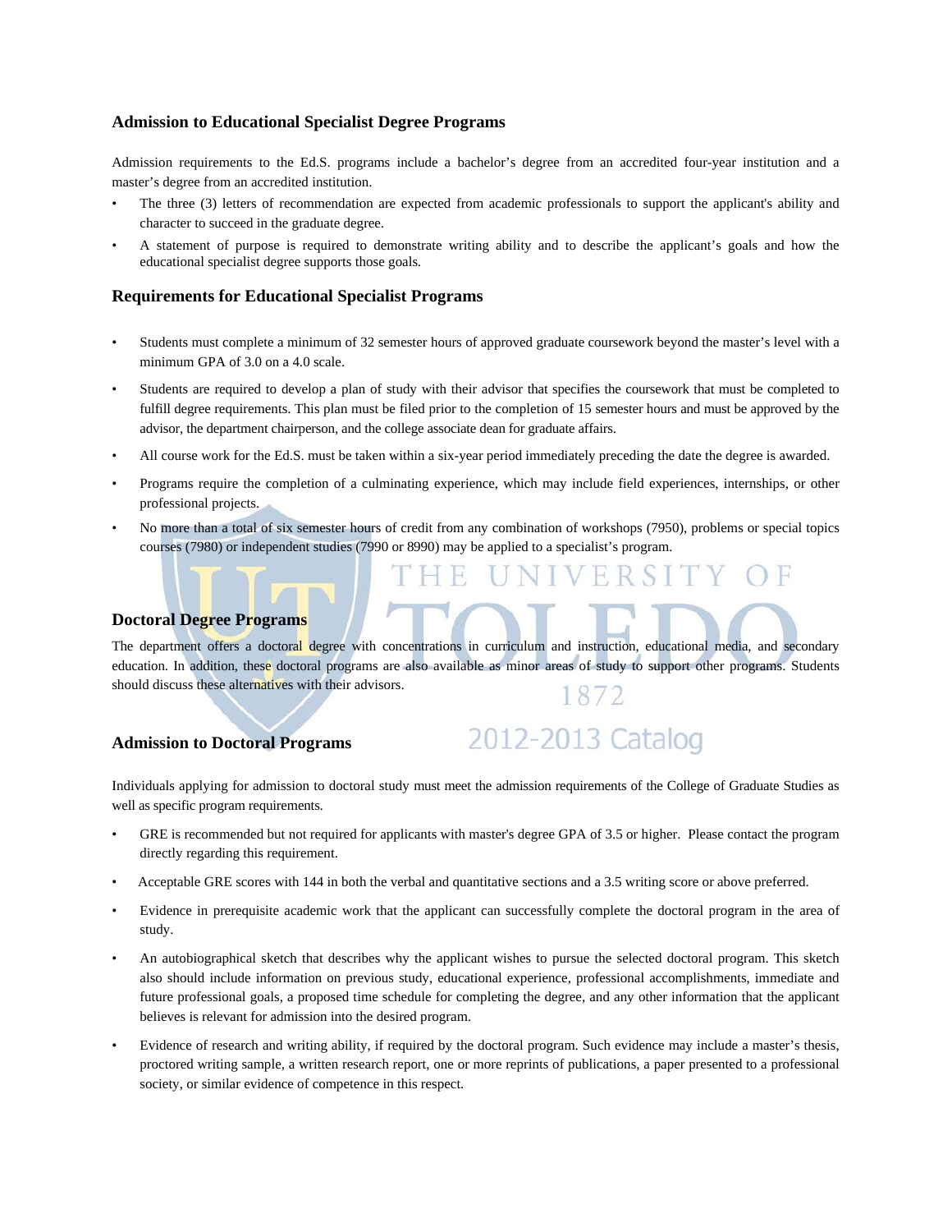### Admission to Educational Specialist Degree Programs

Admission requirements to the Ed.S. programs include a bachelor's degree from an accredited four-year institution and a master's degree from an accredited institution.

- The three (3) letters of recommendation are expected from academic professionals to support the applicant's ability and character to succeed in the graduate degree.
- A statement of purpose is required to demonstrate writing ability and to describe the applicant's goals and how the educational specialist degree supports those goals.

### Requirements for Educational Specialist Programs

- Students must complete a minimum of 32 semester hours of approved graduate coursework beyond the master's level with a minimum GPA of 3.0 on a 4.0 scale.
- Students are required to develop a plan of study with their advisor that specifies the coursework that must be completed to fulfill degree requirements. This plan must be filed prior to the completion of 15 semester hours and must be approved by the advisor, the department chairperson, and the college associate dean for graduate affairs.
- All course work for the Ed.S. must be taken within a six-year period immediately preceding the date the degree is awarded.
- Programs require the completion of a culminating experience, which may include field experiences, internships, or other professional projects.
- No more than a total of six semester hours of credit from any combination of workshops (7950), problems or special topics courses (7980) or independent studies (7990 or 8990) may be applied to a specialist's program.

### Doctoral Degree Programs

The department offers a doctoral degree with concentrations in curriculum and instruction, educational media, and secondary education. In addition, these doctoral programs are also available as minor areas of study to support other programs. Students should discuss these alternatives with their advisors.

### Admission to Doctoral Programs

Individuals applying for admission to doctoral study must meet the admission requirements of the College of Graduate Studies as well as specific program requirements.

- GRE is recommended but not required for applicants with master's degree GPA of 3.5 or higher. Please contact the program directly regarding this requirement.
- Acceptable GRE scores with 144 in both the verbal and quantitative sections and a 3.5 writing score or above preferred.
- Evidence in prerequisite academic work that the applicant can successfully complete the doctoral program in the area of study.
- An autobiographical sketch that describes why the applicant wishes to pursue the selected doctoral program. This sketch also should include information on previous study, educational experience, professional accomplishments, immediate and future professional goals, a proposed time schedule for completing the degree, and any other information that the applicant believes is relevant for admission into the desired program.
- Evidence of research and writing ability, if required by the doctoral program. Such evidence may include a master's thesis, proctored writing sample, a written research report, one or more reprints of publications, a paper presented to a professional society, or similar evidence of competence in this respect.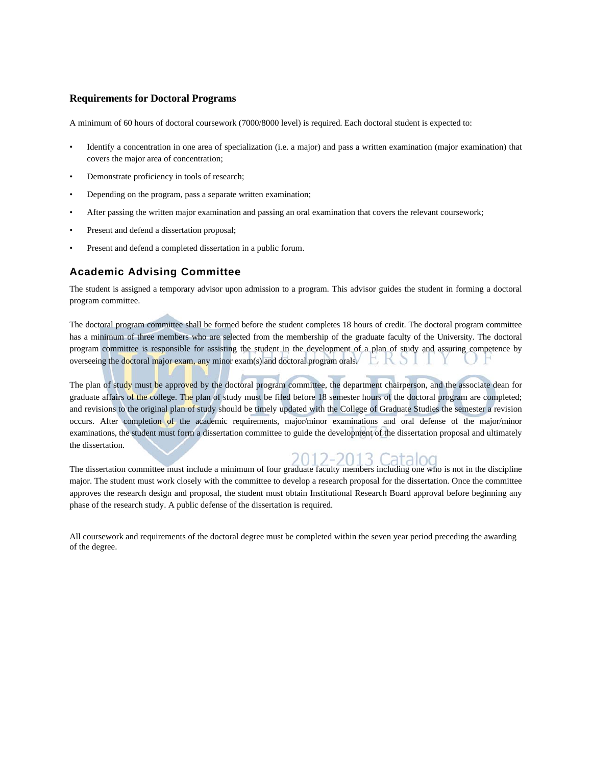### Requirements for Doctoral Programs

A minimum of 60 hours of doctoral coursework (7000/8000 level) is required. Each doctoral student is expected to:

- Identify a concentration in one area of specialization (i.e. a major) and pass a written examination (major examination) that covers the major area of concentration;
- Demonstrate proficiency in tools of research;
- Depending on the program, pass a separate written examination;
- After passing the written major examination and passing an oral examination that covers the relevant coursework;
- Present and defend a dissertation proposal;
- Present and defend a completed dissertation in a public forum.

## Academic Advising Committee

The student is assigned a temporary advisor upon admission to a program. This advisor guides the student in forming a doctoral program committee.

The doctoral program committee shall be formed before the student completes 18 hours of credit. The doctoral program committee has a minimum of three members who are selected from the membership of the graduate faculty of the University. The doctoral program committee is responsible for assisting the student in the development of a plan of study and assuring competence by overseeing the doctoral major exam, any minor exam(s) and doctoral program orals.

The plan of study must be approved by the doctoral program committee, the department chairperson, and the associate dean for graduate affairs of the college. The plan of study must be filed before 18 semester hours of the doctoral program are completed; and revisions to the original plan of study should be timely updated with the College of Graduate Studies the semester a revision occurs. After completion of the academic requirements, major/minor examinations and oral defense of the major/minor examinations, the student must form a dissertation committee to guide the development of the dissertation proposal and ultimately the dissertation.

The dissertation committee must include a minimum of four graduate faculty members including one who is not in the discipline major. The student must work closely with the committee to develop a research proposal for the dissertation. Once the committee approves the research design and proposal, the student must obtain Institutional Research Board approval before beginning any phase of the research study. A public defense of the dissertation is required.

All coursework and requirements of the doctoral degree must be completed within the seven year period preceding the awarding of the degree.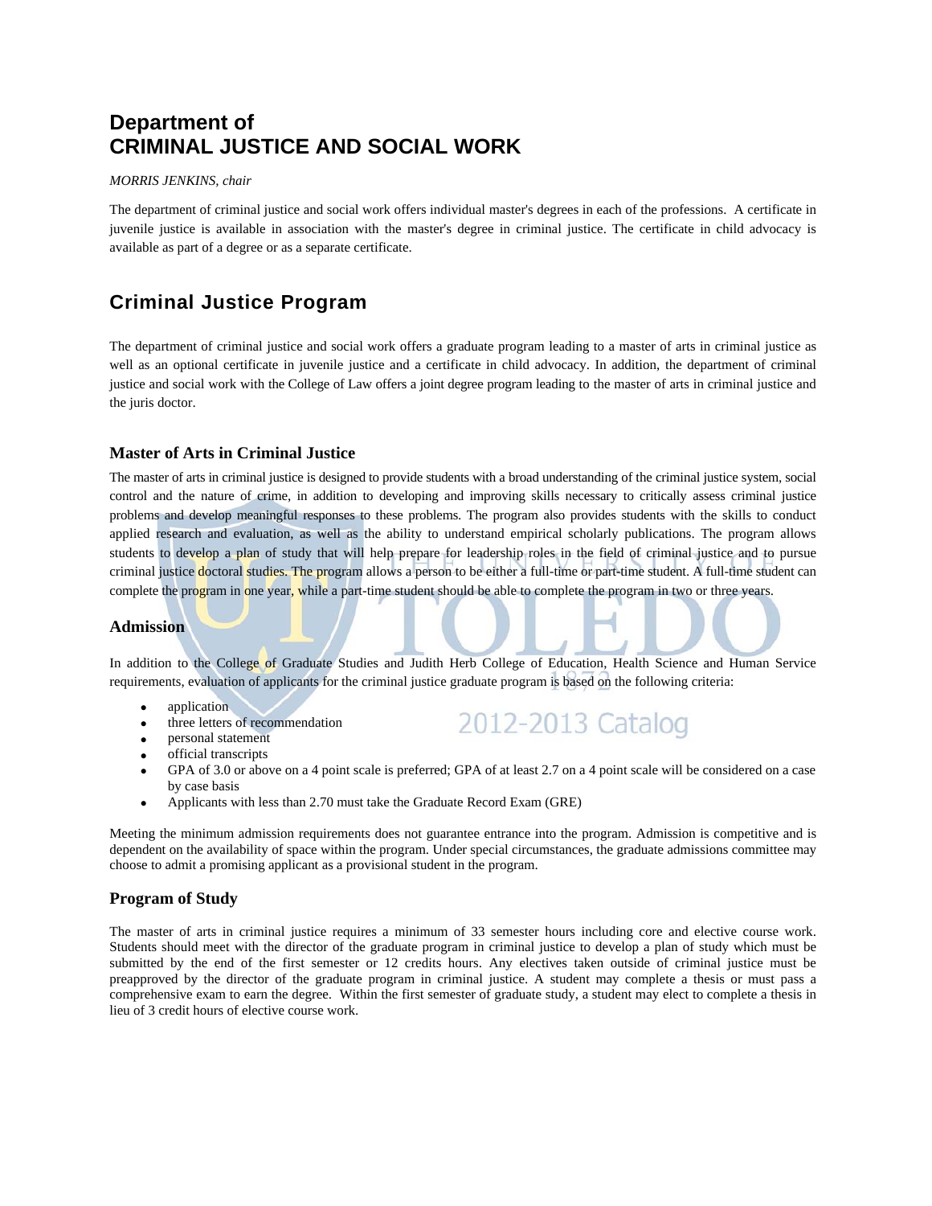# Department of CRIMINAL JUSTICE AND SOCIAL WORK

*MORRIS JENKINS, chair*

The department of criminal justice and social work offers individual master's degrees in each of the professions. A certificate in juvenile justice is available in association with the master's degree in criminal justice. The certificate in child advocacy is available as part of a degree or as a separate certificate.

## Criminal Justice Program

The department of criminal justice and social work offers a graduate program leading to a master of arts in criminal justice as well as an optional certificate in juvenile justice and a certificate in child advocacy. In addition, the department of criminal justice and social work with the College of Law offers a joint degree program leading to the master of arts in criminal justice and the juris doctor.

### Master of Arts in Criminal Justice

The master of arts in criminal justice is designed to provide students with a broad understanding of the criminal justice system, social control and the nature of crime, in addition to developing and improving skills necessary to critically assess criminal justice problems and develop meaningful responses to these problems. The program also provides students with the skills to conduct applied research and evaluation, as well as the ability to understand empirical scholarly publications. The program allows students to develop a plan of study that will help prepare for leadership roles in the field of criminal justice and to pursue criminal justice doctoral studies. The program allows a person to be either a full-time or part-time student. A full-time student can complete the program in one year, while a part-time student should be able to complete the program in two or three years.

### Admission

In addition to the College of Graduate Studies and Judith Herb College of Education, Health Science and Human Service requirements, evaluation of applicants for the criminal justice graduate program is based on the following criteria:

- application
- three letters of recommendation
- personal statement
- official transcripts
- GPA of 3.0 or above on a 4 point scale is preferred; GPA of at least 2.7 on a 4 point scale will be considered on a case by case basis
- Applicants with less than 2.70 must take the Graduate Record Exam (GRE)

Meeting the minimum admission requirements does not guarantee entrance into the program. Admission is competitive and is dependent on the availability of space within the program. Under special circumstances, the graduate admissions committee may choose to admit a promising applicant as a provisional student in the program.

### Program of Study

The master of arts in criminal justice requires a minimum of 33 semester hours including core and elective course work. Students should meet with the director of the graduate program in criminal justice to develop a plan of study which must be submitted by the end of the first semester or 12 credits hours. Any electives taken outside of criminal justice must be preapproved by the director of the graduate program in criminal justice. A student may complete a thesis or must pass a comprehensive exam to earn the degree. Within the first semester of graduate study, a student may elect to complete a thesis in lieu of 3 credit hours of elective course work.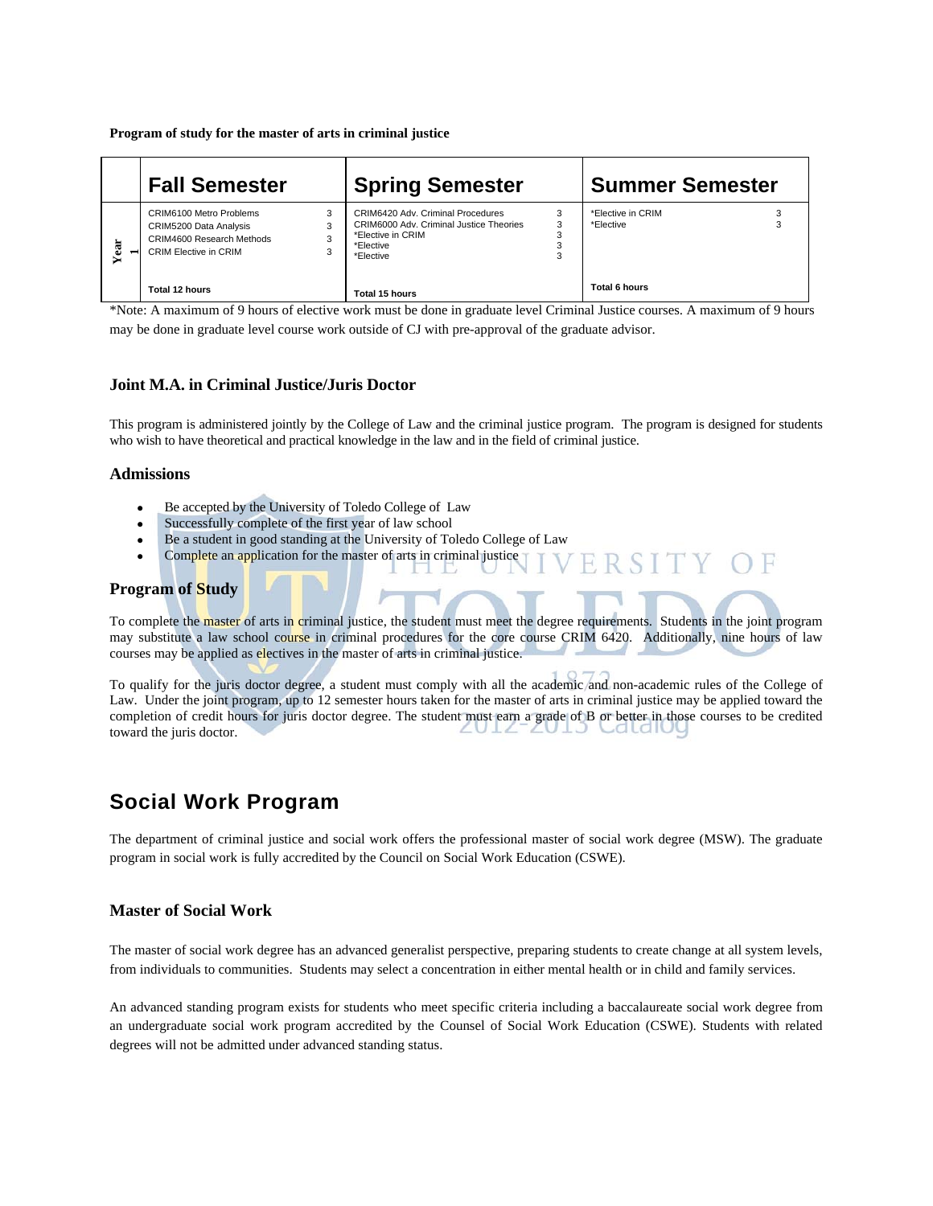**Program of study for the master of arts in criminal justice**

| | Fall Semester | | Spring Semester | | Summer Semester | |
|---|---|---|---|---|---|---|
| Year 1 | CRIM6100 Metro Problems | 3 | CRIM6420 Adv. Criminal Procedures | 3 | *Elective in CRIM | 3 |
| | CRIM5200 Data Analysis | 3 | CRIM6000 Adv. Criminal Justice Theories | 3 | *Elective | 3 |
| | CRIM4600 Research Methods | 3 | *Elective in CRIM | 3 | | |
| | CRIM Elective in CRIM | 3 | *Elective | 3 | | |
| | | | *Elective | 3 | | |
| | Total 12 hours | | Total 15 hours | | Total 6 hours | |

*Note: A maximum of 9 hours of elective work must be done in graduate level Criminal Justice courses. A maximum of 9 hours may be done in graduate level course work outside of CJ with pre-approval of the graduate advisor.

### Joint M.A. in Criminal Justice/Juris Doctor

This program is administered jointly by the College of Law and the criminal justice program. The program is designed for students who wish to have theoretical and practical knowledge in the law and in the field of criminal justice.

### Admissions

- Be accepted by the University of Toledo College of Law
- Successfully complete of the first year of law school
- Be a student in good standing at the University of Toledo College of Law
- Complete an application for the master of arts in criminal justice

### Program of Study

To complete the master of arts in criminal justice, the student must meet the degree requirements. Students in the joint program may substitute a law school course in criminal procedures for the core course CRIM 6420. Additionally, nine hours of law courses may be applied as electives in the master of arts in criminal justice.

To qualify for the juris doctor degree, a student must comply with all the academic and non-academic rules of the College of Law. Under the joint program, up to 12 semester hours taken for the master of arts in criminal justice may be applied toward the completion of credit hours for juris doctor degree. The student must earn a grade of B or better in those courses to be credited toward the juris doctor.

## Social Work Program

The department of criminal justice and social work offers the professional master of social work degree (MSW). The graduate program in social work is fully accredited by the Council on Social Work Education (CSWE).

### Master of Social Work

The master of social work degree has an advanced generalist perspective, preparing students to create change at all system levels, from individuals to communities. Students may select a concentration in either mental health or in child and family services.

An advanced standing program exists for students who meet specific criteria including a baccalaureate social work degree from an undergraduate social work program accredited by the Counsel of Social Work Education (CSWE). Students with related degrees will not be admitted under advanced standing status.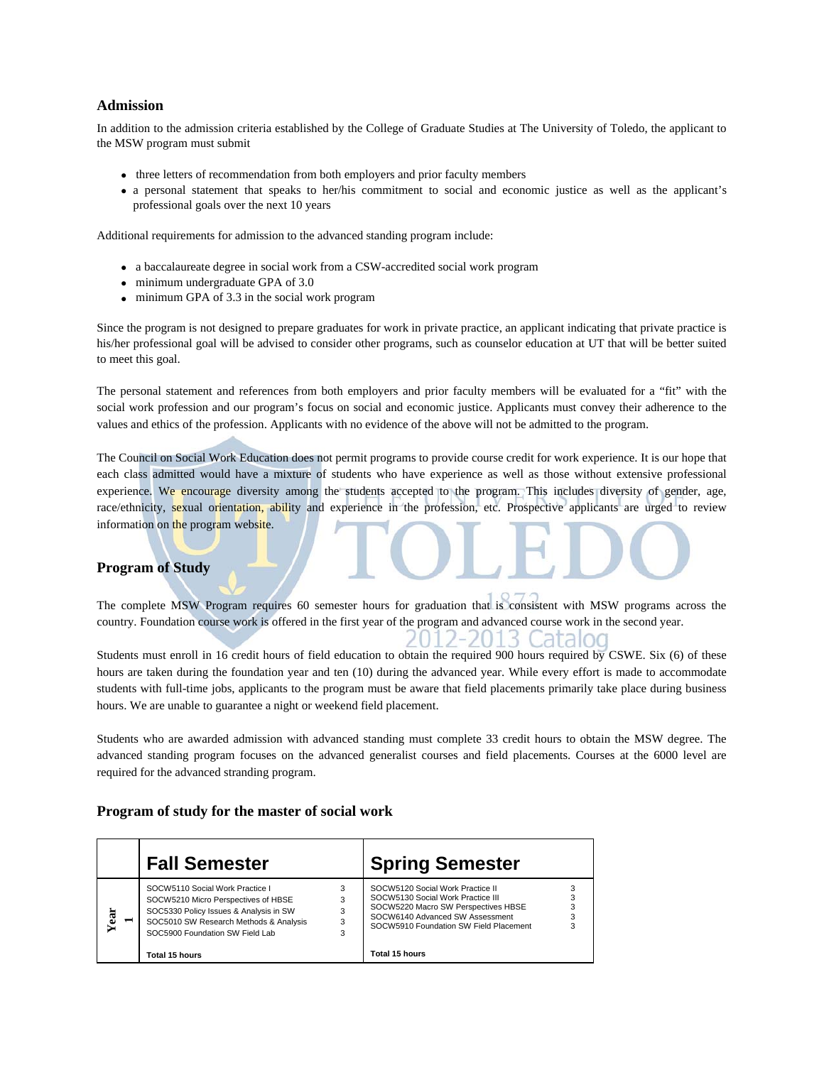### Admission

In addition to the admission criteria established by the College of Graduate Studies at The University of Toledo, the applicant to the MSW program must submit

- three letters of recommendation from both employers and prior faculty members
- a personal statement that speaks to her/his commitment to social and economic justice as well as the applicant's professional goals over the next 10 years

Additional requirements for admission to the advanced standing program include:

- a baccalaureate degree in social work from a CSW-accredited social work program
- minimum undergraduate GPA of 3.0
- minimum GPA of 3.3 in the social work program

Since the program is not designed to prepare graduates for work in private practice, an applicant indicating that private practice is his/her professional goal will be advised to consider other programs, such as counselor education at UT that will be better suited to meet this goal.

The personal statement and references from both employers and prior faculty members will be evaluated for a "fit" with the social work profession and our program's focus on social and economic justice. Applicants must convey their adherence to the values and ethics of the profession. Applicants with no evidence of the above will not be admitted to the program.

The Council on Social Work Education does not permit programs to provide course credit for work experience. It is our hope that each class admitted would have a mixture of students who have experience as well as those without extensive professional experience. We encourage diversity among the students accepted to the program. This includes diversity of gender, age, race/ethnicity, sexual orientation, ability and experience in the profession, etc. Prospective applicants are urged to review information on the program website.

### Program of Study

The complete MSW Program requires 60 semester hours for graduation that is consistent with MSW programs across the country. Foundation course work is offered in the first year of the program and advanced course work in the second year.

Students must enroll in 16 credit hours of field education to obtain the required 900 hours required by CSWE. Six (6) of these hours are taken during the foundation year and ten (10) during the advanced year. While every effort is made to accommodate students with full-time jobs, applicants to the program must be aware that field placements primarily take place during business hours. We are unable to guarantee a night or weekend field placement.

Students who are awarded admission with advanced standing must complete 33 credit hours to obtain the MSW degree. The advanced standing program focuses on the advanced generalist courses and field placements. Courses at the 6000 level are required for the advanced stranding program.

### Program of study for the master of social work

| | Fall Semester | | Spring Semester | |
|---|---|---|---|---|
| Year 1 | SOCW5110 Social Work Practice I | 3 | SOCW5120 Social Work Practice II | 3 |
| | SOCW5210 Micro Perspectives of HBSE | 3 | SOCW5130 Social Work Practice III | 3 |
| | SOC5330 Policy Issues & Analysis in SW | 3 | SOCW5220 Macro SW Perspectives HBSE | 3 |
| | SOC5010 SW Research Methods & Analysis | 3 | SOCW6140 Advanced SW Assessment | 3 |
| | SOC5900 Foundation SW Field Lab | 3 | SOCW5910 Foundation SW Field Placement | 3 |
| | **Total 15 hours** | | **Total 15 hours** | |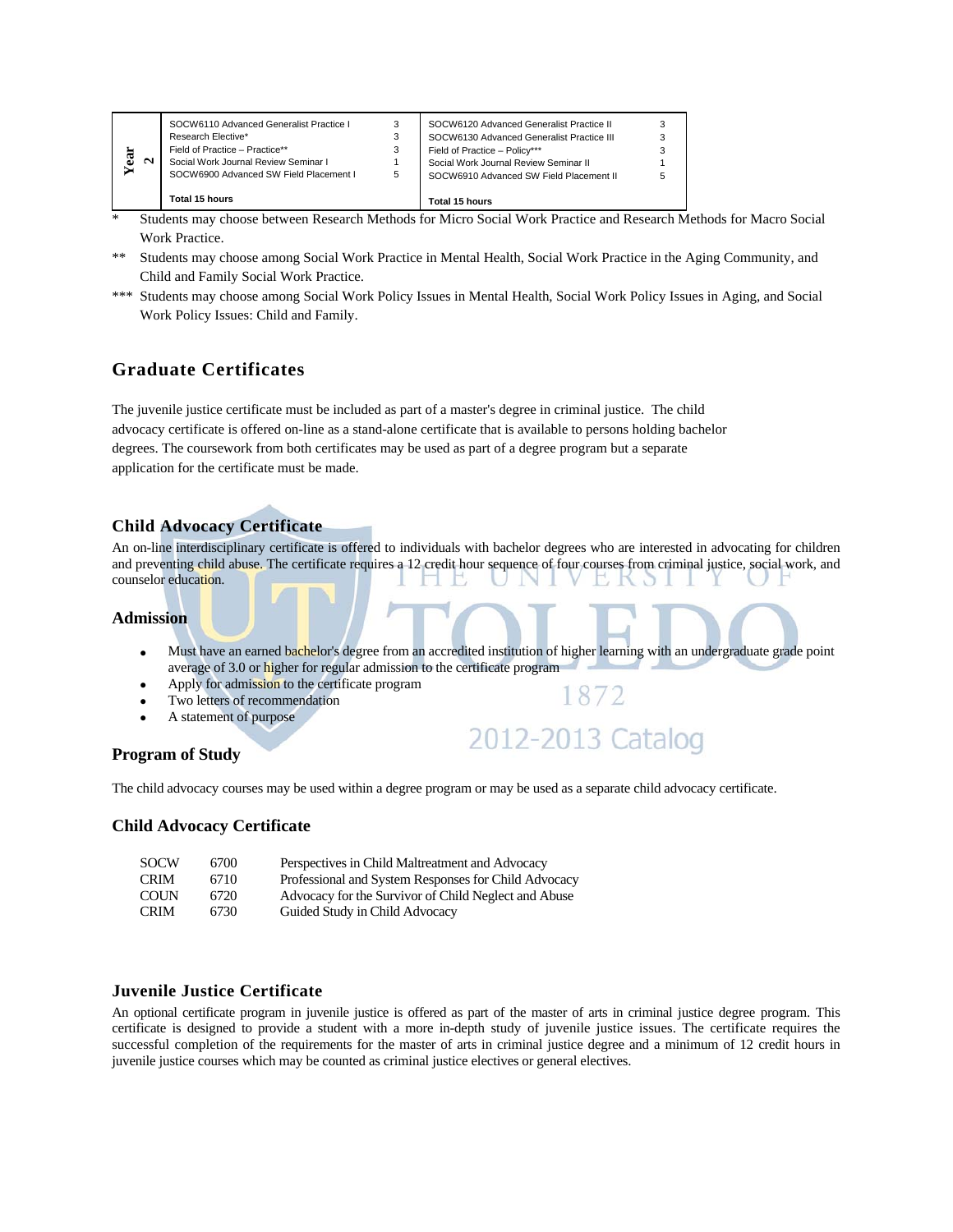| Year 2 | | | | |
|---|---|---|---|---|
| | SOCW6110 Advanced Generalist Practice I | 3 | SOCW6120 Advanced Generalist Practice II | 3 |
| | Research Elective* | 3 | SOCW6130 Advanced Generalist Practice III | 3 |
| | Field of Practice – Practice** | 3 | Field of Practice – Policy*** | 3 |
| | Social Work Journal Review Seminar I | 1 | Social Work Journal Review Seminar II | 1 |
| | SOCW6900 Advanced SW Field Placement I | 5 | SOCW6910 Advanced SW Field Placement II | 5 |
| | **Total 15 hours** | | **Total 15 hours** | |

\* Students may choose between Research Methods for Micro Social Work Practice and Research Methods for Macro Social Work Practice.

\** Students may choose among Social Work Practice in Mental Health, Social Work Practice in the Aging Community, and Child and Family Social Work Practice.

\*** Students may choose among Social Work Policy Issues in Mental Health, Social Work Policy Issues in Aging, and Social Work Policy Issues: Child and Family.

## Graduate Certificates

The juvenile justice certificate must be included as part of a master's degree in criminal justice. The child advocacy certificate is offered on-line as a stand-alone certificate that is available to persons holding bachelor degrees. The coursework from both certificates may be used as part of a degree program but a separate application for the certificate must be made.

### Child Advocacy Certificate

An on-line interdisciplinary certificate is offered to individuals with bachelor degrees who are interested in advocating for children and preventing child abuse. The certificate requires a 12 credit hour sequence of four courses from criminal justice, social work, and counselor education.

### Admission

- Must have an earned bachelor's degree from an accredited institution of higher learning with an undergraduate grade point average of 3.0 or higher for regular admission to the certificate program
- Apply for admission to the certificate program
- Two letters of recommendation
- A statement of purpose

### Program of Study

The child advocacy courses may be used within a degree program or may be used as a separate child advocacy certificate.

### Child Advocacy Certificate

| | | |
|---|---|---|
| SOCW | 6700 | Perspectives in Child Maltreatment and Advocacy |
| CRIM | 6710 | Professional and System Responses for Child Advocacy |
| COUN | 6720 | Advocacy for the Survivor of Child Neglect and Abuse |
| CRIM | 6730 | Guided Study in Child Advocacy |

### Juvenile Justice Certificate

An optional certificate program in juvenile justice is offered as part of the master of arts in criminal justice degree program. This certificate is designed to provide a student with a more in-depth study of juvenile justice issues. The certificate requires the successful completion of the requirements for the master of arts in criminal justice degree and a minimum of 12 credit hours in juvenile justice courses which may be counted as criminal justice electives or general electives.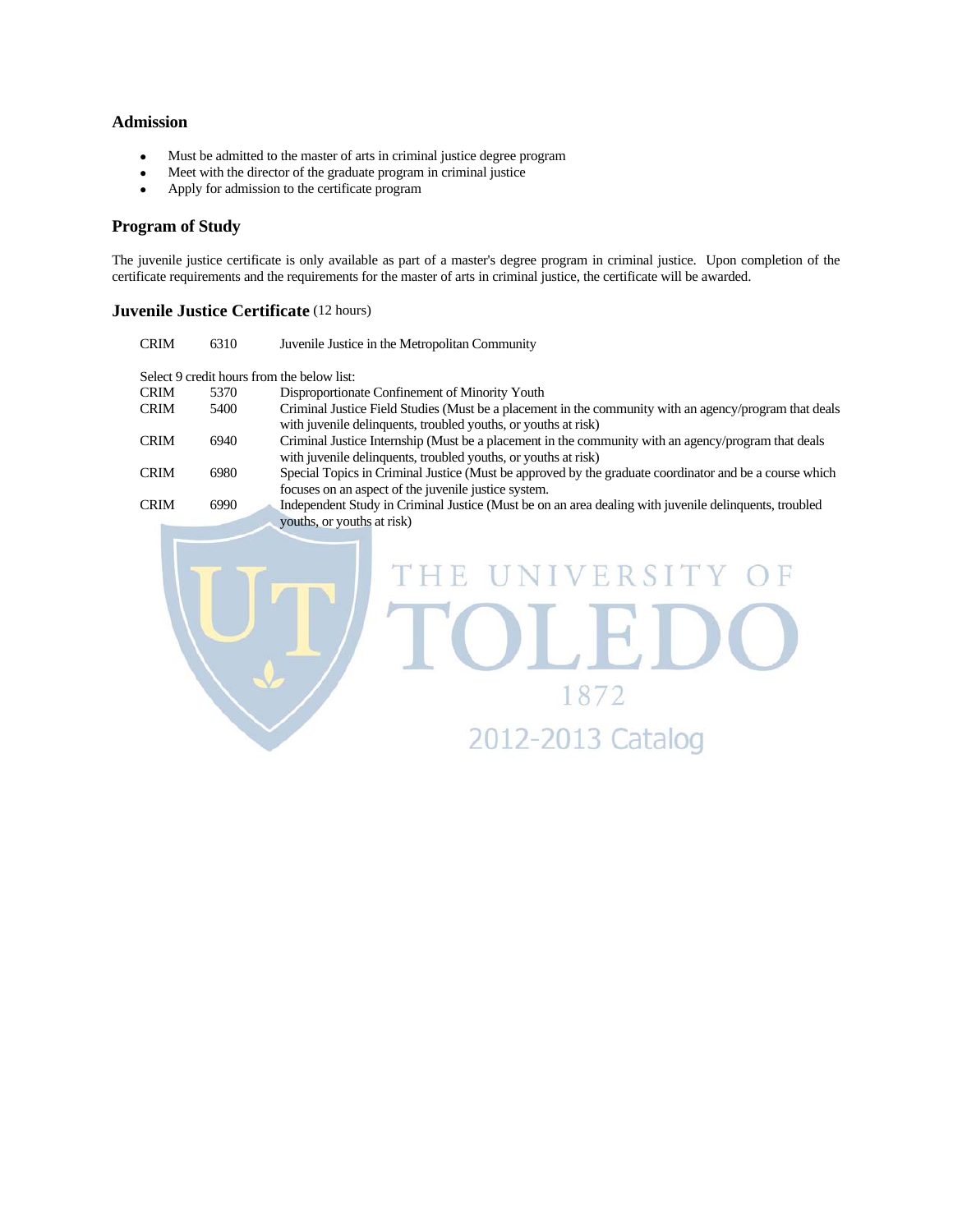## Admission

- Must be admitted to the master of arts in criminal justice degree program
- Meet with the director of the graduate program in criminal justice
- Apply for admission to the certificate program

## Program of Study

The juvenile justice certificate is only available as part of a master's degree program in criminal justice. Upon completion of the certificate requirements and the requirements for the master of arts in criminal justice, the certificate will be awarded.

## Juvenile Justice Certificate (12 hours)

| | | |
|---|---|---|
| CRIM | 6310 | Juvenile Justice in the Metropolitan Community |

Select 9 credit hours from the below list:

| | | |
|---|---|---|
| CRIM | 5370 | Disproportionate Confinement of Minority Youth |
| CRIM | 5400 | Criminal Justice Field Studies (Must be a placement in the community with an agency/program that deals with juvenile delinquents, troubled youths, or youths at risk) |
| CRIM | 6940 | Criminal Justice Internship (Must be a placement in the community with an agency/program that deals with juvenile delinquents, troubled youths, or youths at risk) |
| CRIM | 6980 | Special Topics in Criminal Justice (Must be approved by the graduate coordinator and be a course which focuses on an aspect of the juvenile justice system. |
| CRIM | 6990 | Independent Study in Criminal Justice (Must be on an area dealing with juvenile delinquents, troubled youths, or youths at risk) |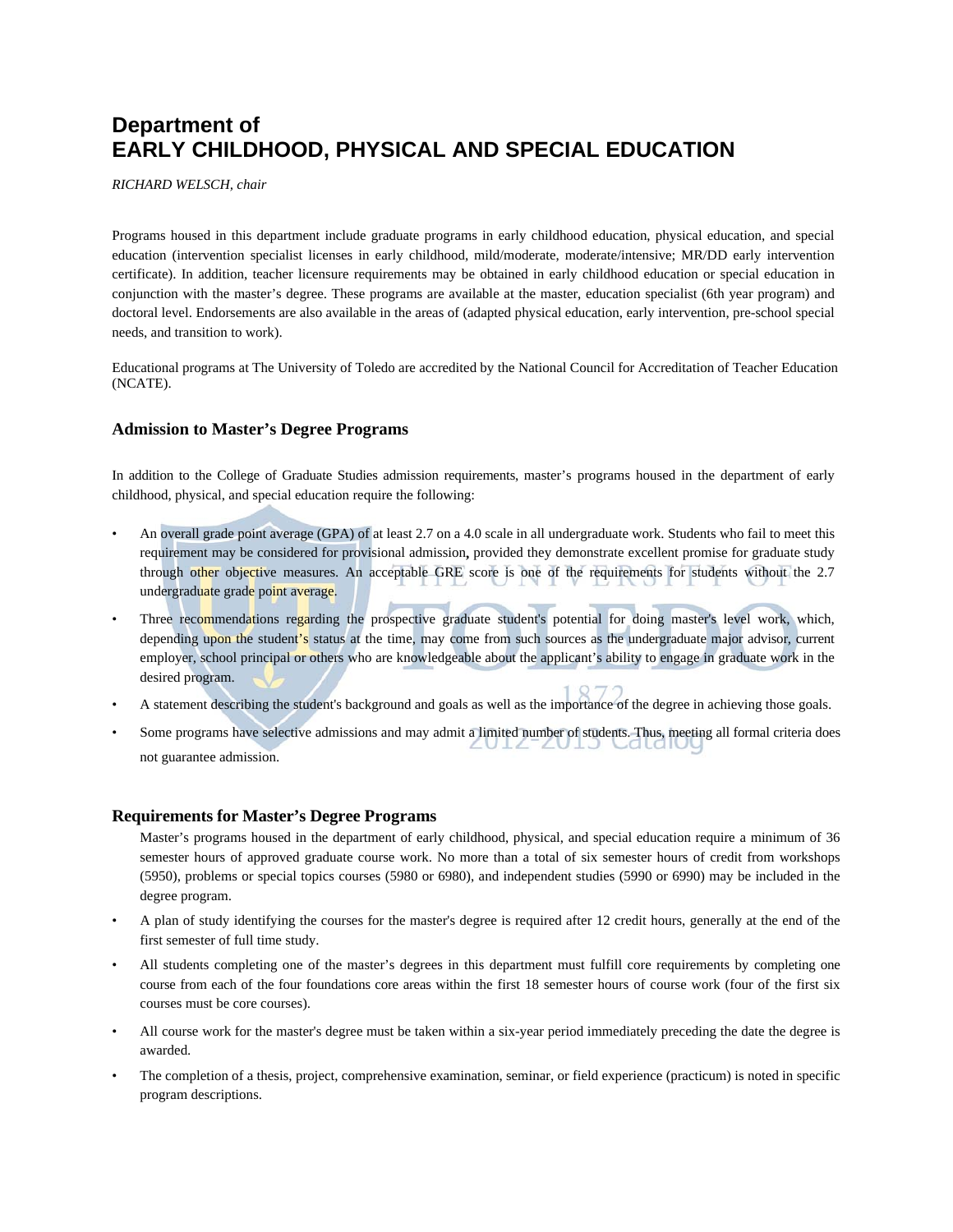# Department of
# EARLY CHILDHOOD, PHYSICAL AND SPECIAL EDUCATION

*RICHARD WELSCH, chair*

Programs housed in this department include graduate programs in early childhood education, physical education, and special education (intervention specialist licenses in early childhood, mild/moderate, moderate/intensive; MR/DD early intervention certificate). In addition, teacher licensure requirements may be obtained in early childhood education or special education in conjunction with the master's degree. These programs are available at the master, education specialist (6th year program) and doctoral level. Endorsements are also available in the areas of (adapted physical education, early intervention, pre-school special needs, and transition to work).

Educational programs at The University of Toledo are accredited by the National Council for Accreditation of Teacher Education (NCATE).

### Admission to Master's Degree Programs

In addition to the College of Graduate Studies admission requirements, master's programs housed in the department of early childhood, physical, and special education require the following:

- An overall grade point average (GPA) of at least 2.7 on a 4.0 scale in all undergraduate work. Students who fail to meet this requirement may be considered for provisional admission**,** provided they demonstrate excellent promise for graduate study through other objective measures. An acceptable GRE score is one of the requirements for students without the 2.7 undergraduate grade point average.
- Three recommendations regarding the prospective graduate student's potential for doing master's level work, which, depending upon the student's status at the time, may come from such sources as the undergraduate major advisor, current employer, school principal or others who are knowledgeable about the applicant's ability to engage in graduate work in the desired program.
- A statement describing the student's background and goals as well as the importance of the degree in achieving those goals.
- Some programs have selective admissions and may admit a limited number of students. Thus, meeting all formal criteria does not guarantee admission.

### Requirements for Master's Degree Programs

Master's programs housed in the department of early childhood, physical, and special education require a minimum of 36 semester hours of approved graduate course work. No more than a total of six semester hours of credit from workshops (5950), problems or special topics courses (5980 or 6980), and independent studies (5990 or 6990) may be included in the degree program.

- A plan of study identifying the courses for the master's degree is required after 12 credit hours, generally at the end of the first semester of full time study.
- All students completing one of the master's degrees in this department must fulfill core requirements by completing one course from each of the four foundations core areas within the first 18 semester hours of course work (four of the first six courses must be core courses).
- All course work for the master's degree must be taken within a six-year period immediately preceding the date the degree is awarded.
- The completion of a thesis, project, comprehensive examination, seminar, or field experience (practicum) is noted in specific program descriptions.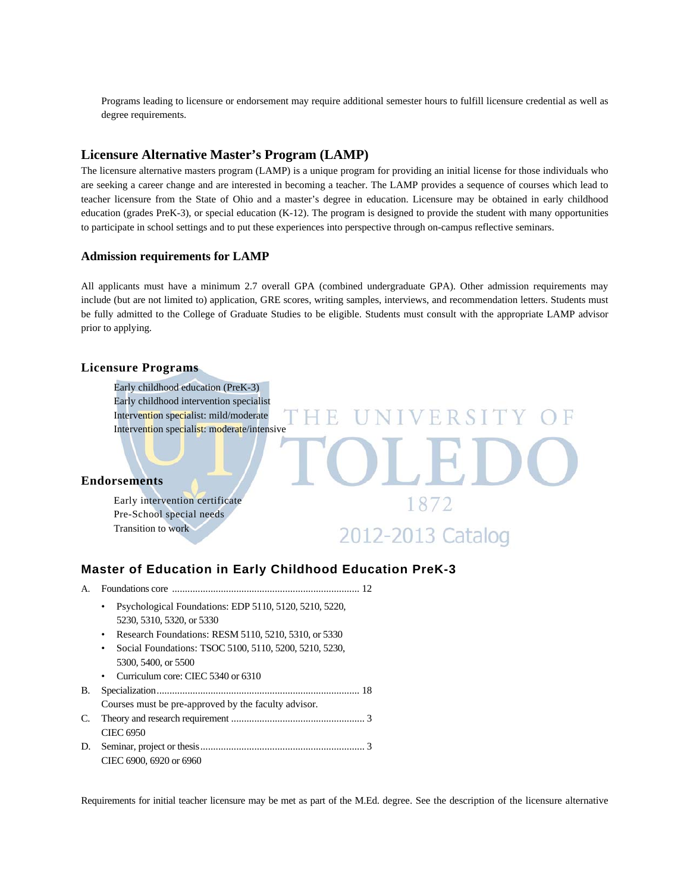Programs leading to licensure or endorsement may require additional semester hours to fulfill licensure credential as well as degree requirements.

## Licensure Alternative Master's Program (LAMP)

The licensure alternative masters program (LAMP) is a unique program for providing an initial license for those individuals who are seeking a career change and are interested in becoming a teacher. The LAMP provides a sequence of courses which lead to teacher licensure from the State of Ohio and a master's degree in education. Licensure may be obtained in early childhood education (grades PreK-3), or special education (K-12). The program is designed to provide the student with many opportunities to participate in school settings and to put these experiences into perspective through on-campus reflective seminars.

### Admission requirements for LAMP

All applicants must have a minimum 2.7 overall GPA (combined undergraduate GPA). Other admission requirements may include (but are not limited to) application, GRE scores, writing samples, interviews, and recommendation letters. Students must be fully admitted to the College of Graduate Studies to be eligible. Students must consult with the appropriate LAMP advisor prior to applying.

### Licensure Programs

Early childhood education (PreK-3)
Early childhood intervention specialist
Intervention specialist: mild/moderate
Intervention specialist: moderate/intensive

### Endorsements

Early intervention certificate
Pre-School special needs
Transition to work

## Master of Education in Early Childhood Education PreK-3

A. Foundations core ........................................................................ 12
- Psychological Foundations: EDP 5110, 5120, 5210, 5220, 5230, 5310, 5320, or 5330
- Research Foundations: RESM 5110, 5210, 5310, or 5330
- Social Foundations: TSOC 5100, 5110, 5200, 5210, 5230, 5300, 5400, or 5500
- Curriculum core: CIEC 5340 or 6310

B. Specialization.............................................................................. 18
Courses must be pre-approved by the faculty advisor.

C. Theory and research requirement .................................................... 3
CIEC 6950

D. Seminar, project or thesis................................................................ 3
CIEC 6900, 6920 or 6960

Requirements for initial teacher licensure may be met as part of the M.Ed. degree. See the description of the licensure alternative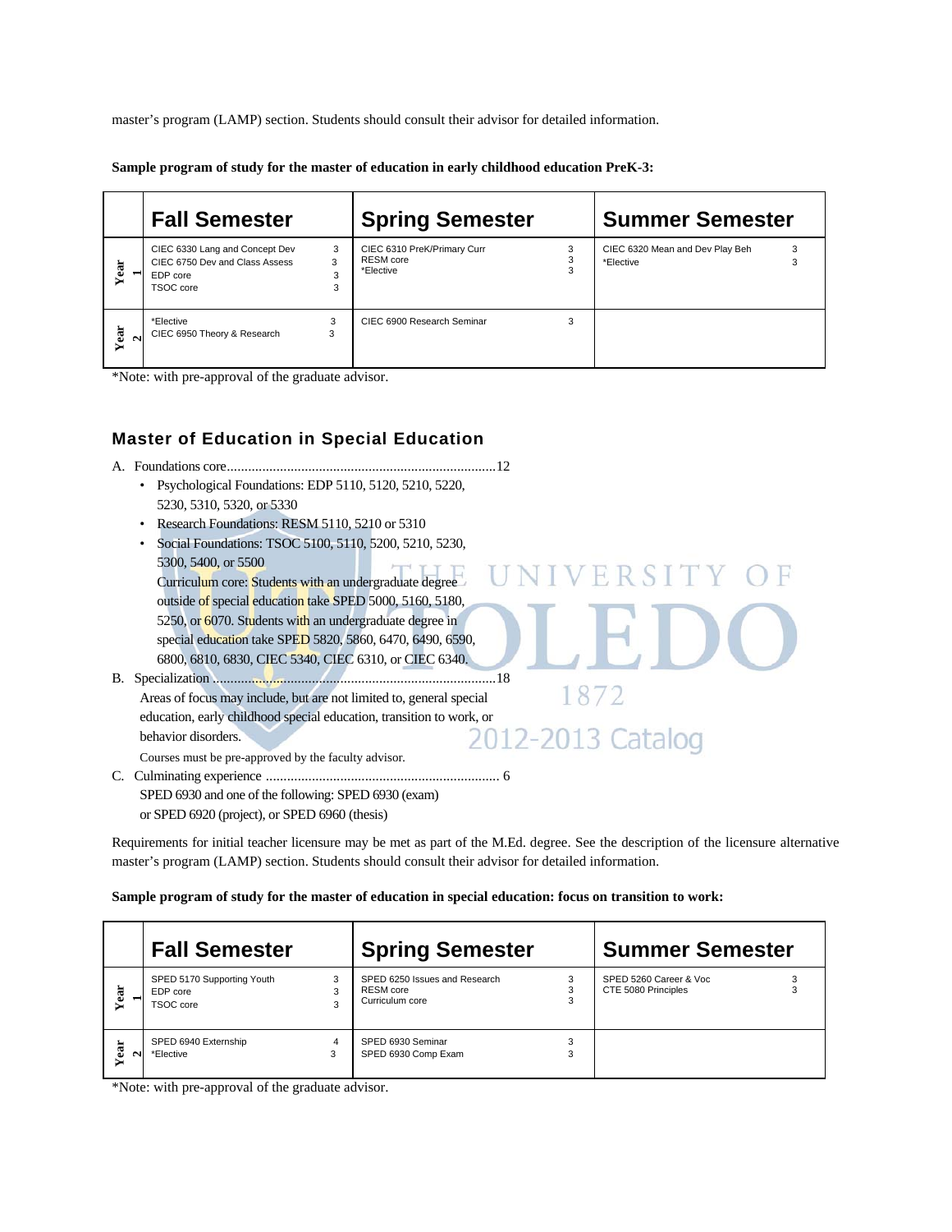master's program (LAMP) section. Students should consult their advisor for detailed information.

**Sample program of study for the master of education in early childhood education PreK-3:**

| | Fall Semester | | Spring Semester | | Summer Semester | |
|---|---|---|---|---|---|---|
| Year 1 | CIEC 6330 Lang and Concept Dev<br>CIEC 6750 Dev and Class Assess<br>EDP core<br>TSOC core | 3<br>3<br>3<br>3 | CIEC 6310 PreK/Primary Curr<br>RESM core<br>*Elective | 3<br>3<br>3 | CIEC 6320 Mean and Dev Play Beh<br>*Elective | 3<br>3 |
| Year 2 | *Elective<br>CIEC 6950 Theory & Research | 3<br>3 | CIEC 6900 Research Seminar | 3 | | |

*Note: with pre-approval of the graduate advisor.

## Master of Education in Special Education

A. Foundations core............................................................................12
- Psychological Foundations: EDP 5110, 5120, 5210, 5220, 5230, 5310, 5320, or 5330
- Research Foundations: RESM 5110, 5210 or 5310
- Social Foundations: TSOC 5100, 5110, 5200, 5210, 5230, 5300, 5400, or 5500

Curriculum core: Students with an undergraduate degree outside of special education take SPED 5000, 5160, 5180, 5250, or 6070. Students with an undergraduate degree in special education take SPED 5820, 5860, 6470, 6490, 6590, 6800, 6810, 6830, CIEC 5340, CIEC 6310, or CIEC 6340.

B. Specialization ................................................................................18

Areas of focus may include, but are not limited to, general special education, early childhood special education, transition to work, or behavior disorders.

Courses must be pre-approved by the faculty advisor.

C. Culminating experience .................................................................. 6

SPED 6930 and one of the following: SPED 6930 (exam) or SPED 6920 (project), or SPED 6960 (thesis)

Requirements for initial teacher licensure may be met as part of the M.Ed. degree. See the description of the licensure alternative master's program (LAMP) section. Students should consult their advisor for detailed information.

**Sample program of study for the master of education in special education: focus on transition to work:**

| | Fall Semester | | Spring Semester | | Summer Semester | |
|---|---|---|---|---|---|---|
| Year 1 | SPED 5170 Supporting Youth<br>EDP core<br>TSOC core | 3<br>3<br>3 | SPED 6250 Issues and Research<br>RESM core<br>Curriculum core | 3<br>3<br>3 | SPED 5260 Career & Voc<br>CTE 5080 Principles | 3<br>3 |
| Year 2 | SPED 6940 Externship<br>*Elective | 4<br>3 | SPED 6930 Seminar<br>SPED 6930 Comp Exam | 3<br>3 | | |

*Note: with pre-approval of the graduate advisor.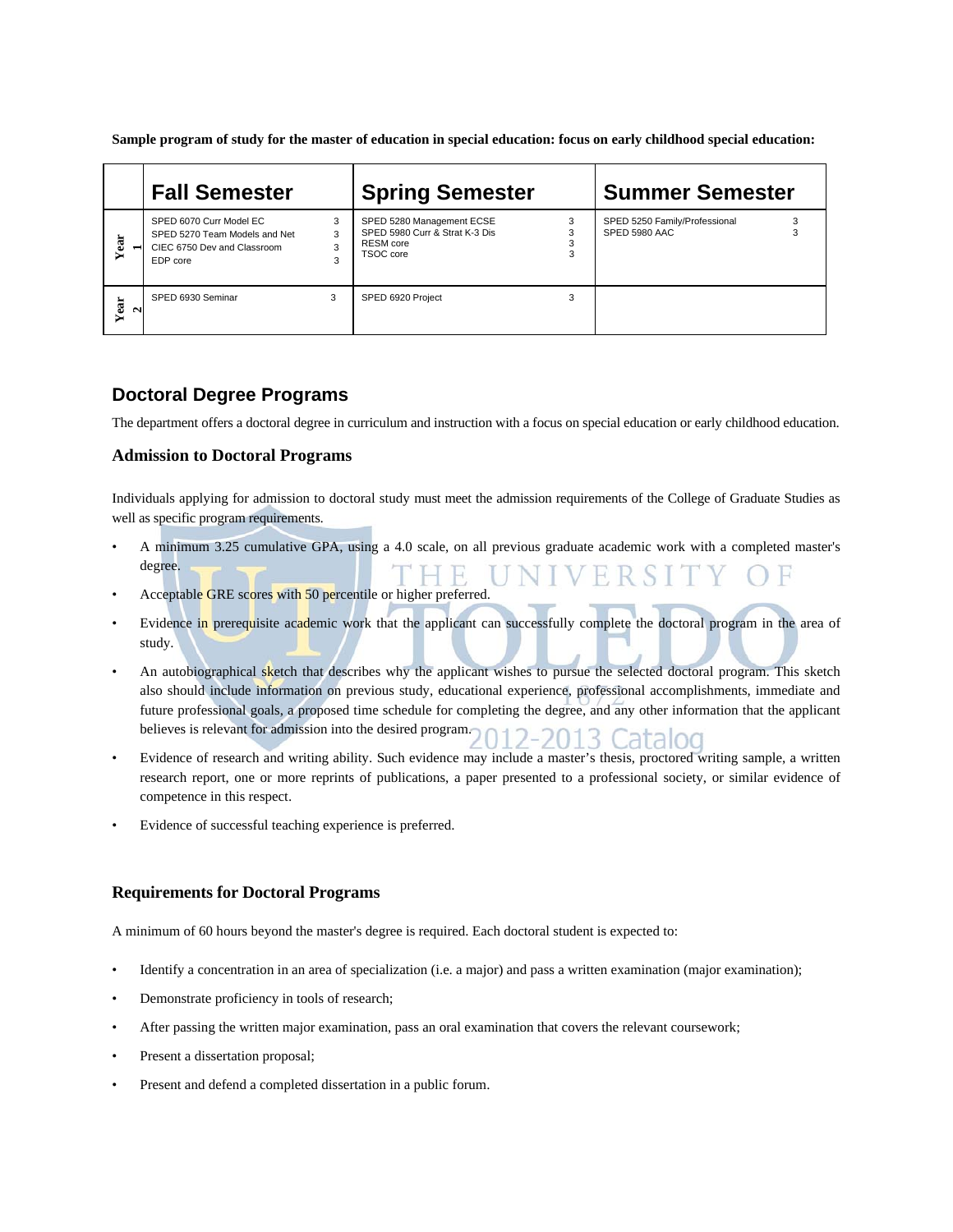**Sample program of study for the master of education in special education: focus on early childhood special education:**

| | Fall Semester | | Spring Semester | | Summer Semester | |
|---|---|---|---|---|---|---|
| Year 1 | SPED 6070 Curr Model EC<br>SPED 5270 Team Models and Net<br>CIEC 6750 Dev and Classroom<br>EDP core | 3<br>3<br>3<br>3 | SPED 5280 Management ECSE<br>SPED 5980 Curr & Strat K-3 Dis<br>RESM core<br>TSOC core | 3<br>3<br>3<br>3 | SPED 5250 Family/Professional<br>SPED 5980 AAC | 3<br>3 |
| Year 2 | SPED 6930 Seminar | 3 | SPED 6920 Project | 3 | | |

## Doctoral Degree Programs

The department offers a doctoral degree in curriculum and instruction with a focus on special education or early childhood education.

### Admission to Doctoral Programs

Individuals applying for admission to doctoral study must meet the admission requirements of the College of Graduate Studies as well as specific program requirements.

- A minimum 3.25 cumulative GPA, using a 4.0 scale, on all previous graduate academic work with a completed master's degree.
- Acceptable GRE scores with 50 percentile or higher preferred.
- Evidence in prerequisite academic work that the applicant can successfully complete the doctoral program in the area of study.
- An autobiographical sketch that describes why the applicant wishes to pursue the selected doctoral program. This sketch also should include information on previous study, educational experience, professional accomplishments, immediate and future professional goals, a proposed time schedule for completing the degree, and any other information that the applicant believes is relevant for admission into the desired program.
- Evidence of research and writing ability. Such evidence may include a master's thesis, proctored writing sample, a written research report, one or more reprints of publications, a paper presented to a professional society, or similar evidence of competence in this respect.
- Evidence of successful teaching experience is preferred.

### Requirements for Doctoral Programs

A minimum of 60 hours beyond the master's degree is required. Each doctoral student is expected to:

- Identify a concentration in an area of specialization (i.e. a major) and pass a written examination (major examination);
- Demonstrate proficiency in tools of research;
- After passing the written major examination, pass an oral examination that covers the relevant coursework;
- Present a dissertation proposal;
- Present and defend a completed dissertation in a public forum.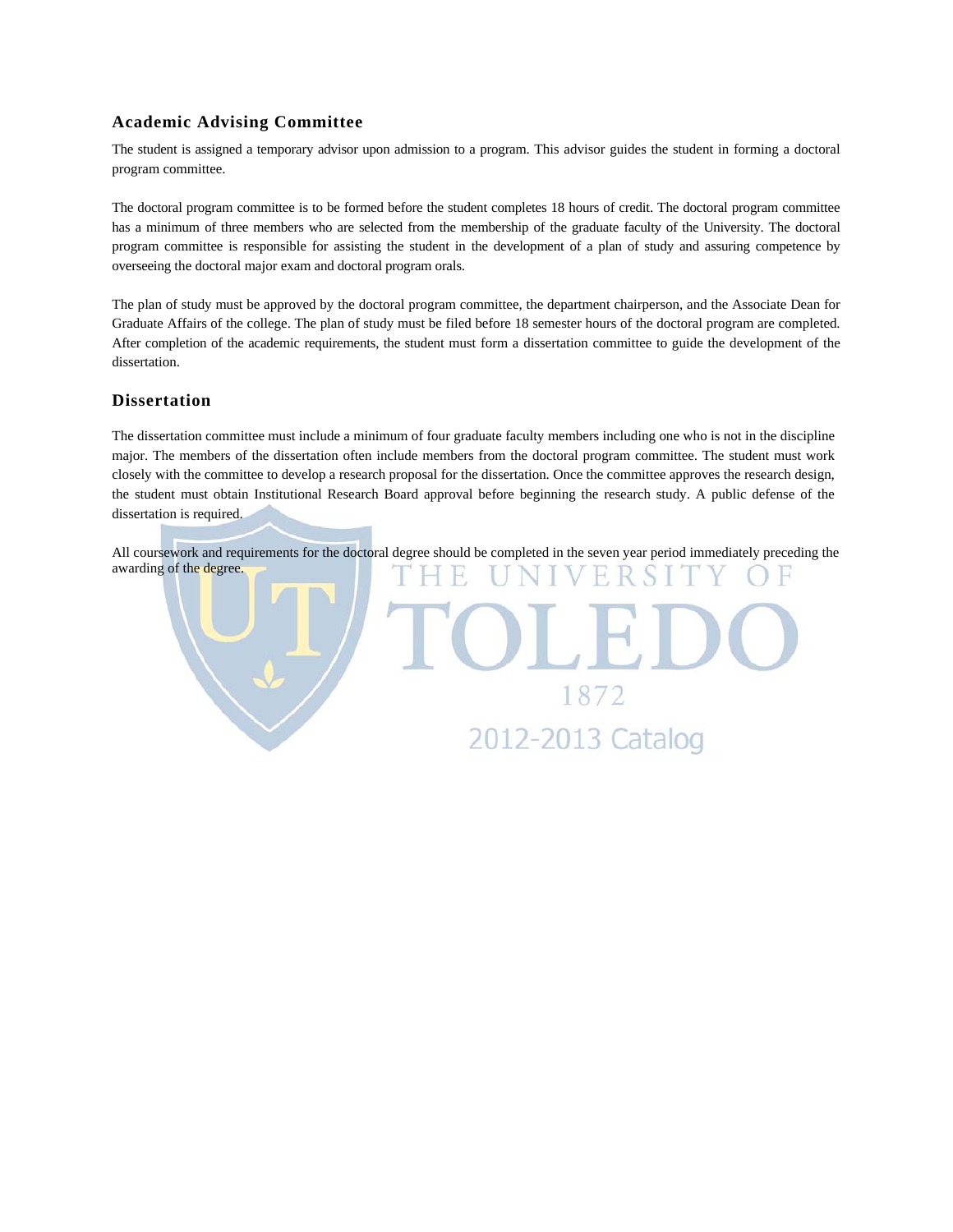## Academic Advising Committee

The student is assigned a temporary advisor upon admission to a program. This advisor guides the student in forming a doctoral program committee.

The doctoral program committee is to be formed before the student completes 18 hours of credit. The doctoral program committee has a minimum of three members who are selected from the membership of the graduate faculty of the University. The doctoral program committee is responsible for assisting the student in the development of a plan of study and assuring competence by overseeing the doctoral major exam and doctoral program orals.

The plan of study must be approved by the doctoral program committee, the department chairperson, and the Associate Dean for Graduate Affairs of the college. The plan of study must be filed before 18 semester hours of the doctoral program are completed. After completion of the academic requirements, the student must form a dissertation committee to guide the development of the dissertation.

## Dissertation

The dissertation committee must include a minimum of four graduate faculty members including one who is not in the discipline major. The members of the dissertation often include members from the doctoral program committee. The student must work closely with the committee to develop a research proposal for the dissertation. Once the committee approves the research design, the student must obtain Institutional Research Board approval before beginning the research study. A public defense of the dissertation is required.

All coursework and requirements for the doctoral degree should be completed in the seven year period immediately preceding the awarding of the degree.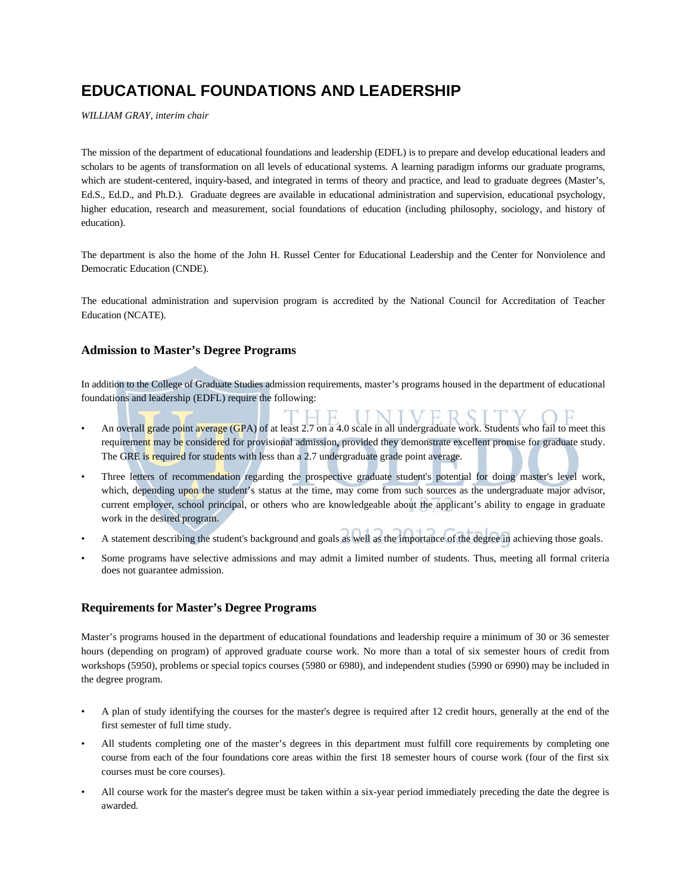# EDUCATIONAL FOUNDATIONS AND LEADERSHIP

*WILLIAM GRAY, interim chair*

The mission of the department of educational foundations and leadership (EDFL) is to prepare and develop educational leaders and scholars to be agents of transformation on all levels of educational systems. A learning paradigm informs our graduate programs, which are student-centered, inquiry-based, and integrated in terms of theory and practice, and lead to graduate degrees (Master's, Ed.S., Ed.D., and Ph.D.). Graduate degrees are available in educational administration and supervision, educational psychology, higher education, research and measurement, social foundations of education (including philosophy, sociology, and history of education).

The department is also the home of the John H. Russel Center for Educational Leadership and the Center for Nonviolence and Democratic Education (CNDE).

The educational administration and supervision program is accredited by the National Council for Accreditation of Teacher Education (NCATE).

### Admission to Master's Degree Programs

In addition to the College of Graduate Studies admission requirements, master's programs housed in the department of educational foundations and leadership (EDFL) require the following:

- An overall grade point average (GPA) of at least 2.7 on a 4.0 scale in all undergraduate work. Students who fail to meet this requirement may be considered for provisional admission, provided they demonstrate excellent promise for graduate study. The GRE is required for students with less than a 2.7 undergraduate grade point average.
- Three letters of recommendation regarding the prospective graduate student's potential for doing master's level work, which, depending upon the student's status at the time, may come from such sources as the undergraduate major advisor, current employer, school principal, or others who are knowledgeable about the applicant's ability to engage in graduate work in the desired program.
- A statement describing the student's background and goals as well as the importance of the degree in achieving those goals.
- Some programs have selective admissions and may admit a limited number of students. Thus, meeting all formal criteria does not guarantee admission.

### Requirements for Master's Degree Programs

Master's programs housed in the department of educational foundations and leadership require a minimum of 30 or 36 semester hours (depending on program) of approved graduate course work. No more than a total of six semester hours of credit from workshops (5950), problems or special topics courses (5980 or 6980), and independent studies (5990 or 6990) may be included in the degree program.

- A plan of study identifying the courses for the master's degree is required after 12 credit hours, generally at the end of the first semester of full time study.
- All students completing one of the master's degrees in this department must fulfill core requirements by completing one course from each of the four foundations core areas within the first 18 semester hours of course work (four of the first six courses must be core courses).
- All course work for the master's degree must be taken within a six-year period immediately preceding the date the degree is awarded.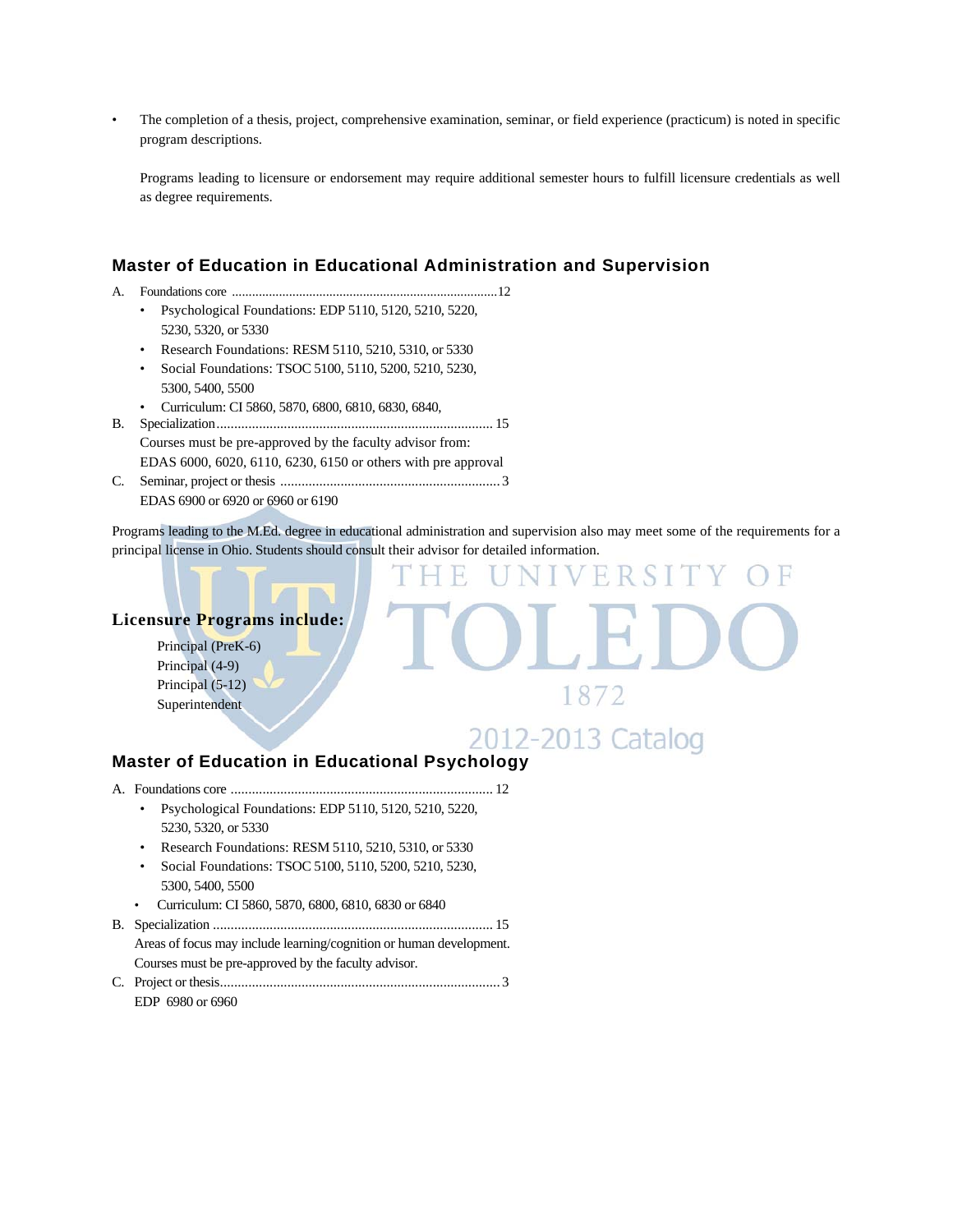- The completion of a thesis, project, comprehensive examination, seminar, or field experience (practicum) is noted in specific program descriptions.

  Programs leading to licensure or endorsement may require additional semester hours to fulfill licensure credentials as well as degree requirements.

## Master of Education in Educational Administration and Supervision

A. Foundations core ..............................................................................12
   - Psychological Foundations: EDP 5110, 5120, 5210, 5220, 5230, 5320, or 5330
   - Research Foundations: RESM 5110, 5210, 5310, or 5330
   - Social Foundations: TSOC 5100, 5110, 5200, 5210, 5230, 5300, 5400, 5500
   - Curriculum: CI 5860, 5870, 6800, 6810, 6830, 6840,

B. Specialization............................................................................. 15
   Courses must be pre-approved by the faculty advisor from:
   EDAS 6000, 6020, 6110, 6230, 6150 or others with pre approval

C. Seminar, project or thesis ............................................................. 3
   EDAS 6900 or 6920 or 6960 or 6190

Programs leading to the M.Ed. degree in educational administration and supervision also may meet some of the requirements for a principal license in Ohio. Students should consult their advisor for detailed information.

### Licensure Programs include:

Principal (PreK-6)
Principal (4-9)
Principal (5-12)
Superintendent

## Master of Education in Educational Psychology

A. Foundations core ......................................................................... 12
   - Psychological Foundations: EDP 5110, 5120, 5210, 5220, 5230, 5320, or 5330
   - Research Foundations: RESM 5110, 5210, 5310, or 5330
   - Social Foundations: TSOC 5100, 5110, 5200, 5210, 5230, 5300, 5400, 5500
   - Curriculum: CI 5860, 5870, 6800, 6810, 6830 or 6840

B. Specialization .............................................................................. 15
   Areas of focus may include learning/cognition or human development.
   Courses must be pre-approved by the faculty advisor.

C. Project or thesis.............................................................................. 3
   EDP 6980 or 6960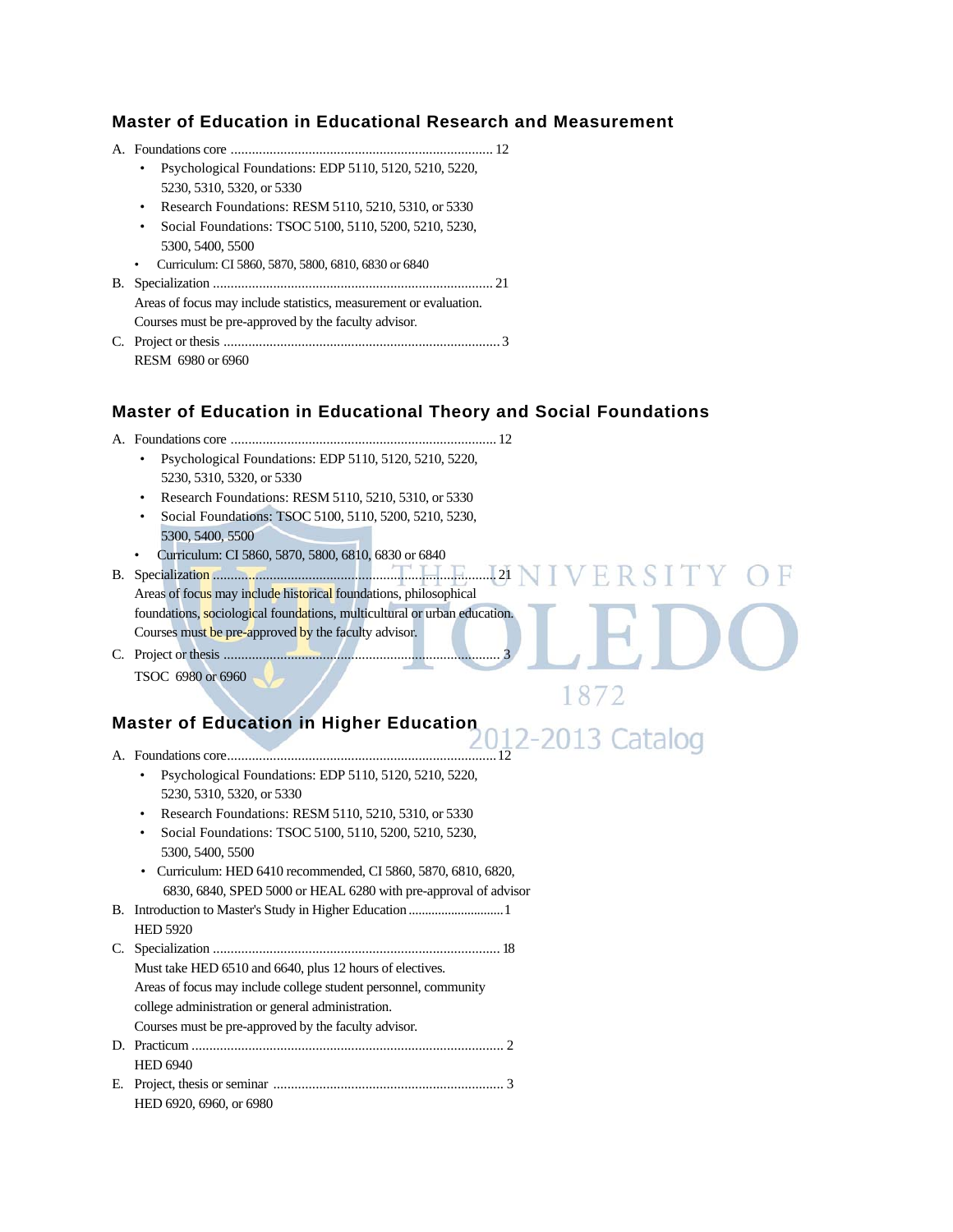### Master of Education in Educational Research and Measurement

A. Foundations core ........................................................................ 12

- Psychological Foundations: EDP 5110, 5120, 5210, 5220, 5230, 5310, 5320, or 5330
- Research Foundations: RESM 5110, 5210, 5310, or 5330
- Social Foundations: TSOC 5100, 5110, 5200, 5210, 5230, 5300, 5400, 5500
- Curriculum: CI 5860, 5870, 5800, 6810, 6830 or 6840

B. Specialization ........................................................................ 21

Areas of focus may include statistics, measurement or evaluation.
Courses must be pre-approved by the faculty advisor.

C. Project or thesis ........................................................................ 3

RESM 6980 or 6960

### Master of Education in Educational Theory and Social Foundations

A. Foundations core ........................................................................ 12

- Psychological Foundations: EDP 5110, 5120, 5210, 5220, 5230, 5310, 5320, or 5330
- Research Foundations: RESM 5110, 5210, 5310, or 5330
- Social Foundations: TSOC 5100, 5110, 5200, 5210, 5230, 5300, 5400, 5500
- Curriculum: CI 5860, 5870, 5800, 6810, 6830 or 6840

B. Specialization ........................................................................ 21

Areas of focus may include historical foundations, philosophical foundations, sociological foundations, multicultural or urban education.
Courses must be pre-approved by the faculty advisor.

C. Project or thesis ........................................................................ 3

TSOC 6980 or 6960

### Master of Education in Higher Education

A. Foundations core ........................................................................ 12

- Psychological Foundations: EDP 5110, 5120, 5210, 5220, 5230, 5310, 5320, or 5330
- Research Foundations: RESM 5110, 5210, 5310, or 5330
- Social Foundations: TSOC 5100, 5110, 5200, 5210, 5230, 5300, 5400, 5500
- Curriculum: HED 6410 recommended, CI 5860, 5870, 6810, 6820, 6830, 6840, SPED 5000 or HEAL 6280 with pre-approval of advisor

B. Introduction to Master's Study in Higher Education ........................... 1

HED 5920

C. Specialization ........................................................................ 18

Must take HED 6510 and 6640, plus 12 hours of electives.
Areas of focus may include college student personnel, community college administration or general administration.
Courses must be pre-approved by the faculty advisor.

D. Practicum ........................................................................ 2

HED 6940

E. Project, thesis or seminar ........................................................................ 3

HED 6920, 6960, or 6980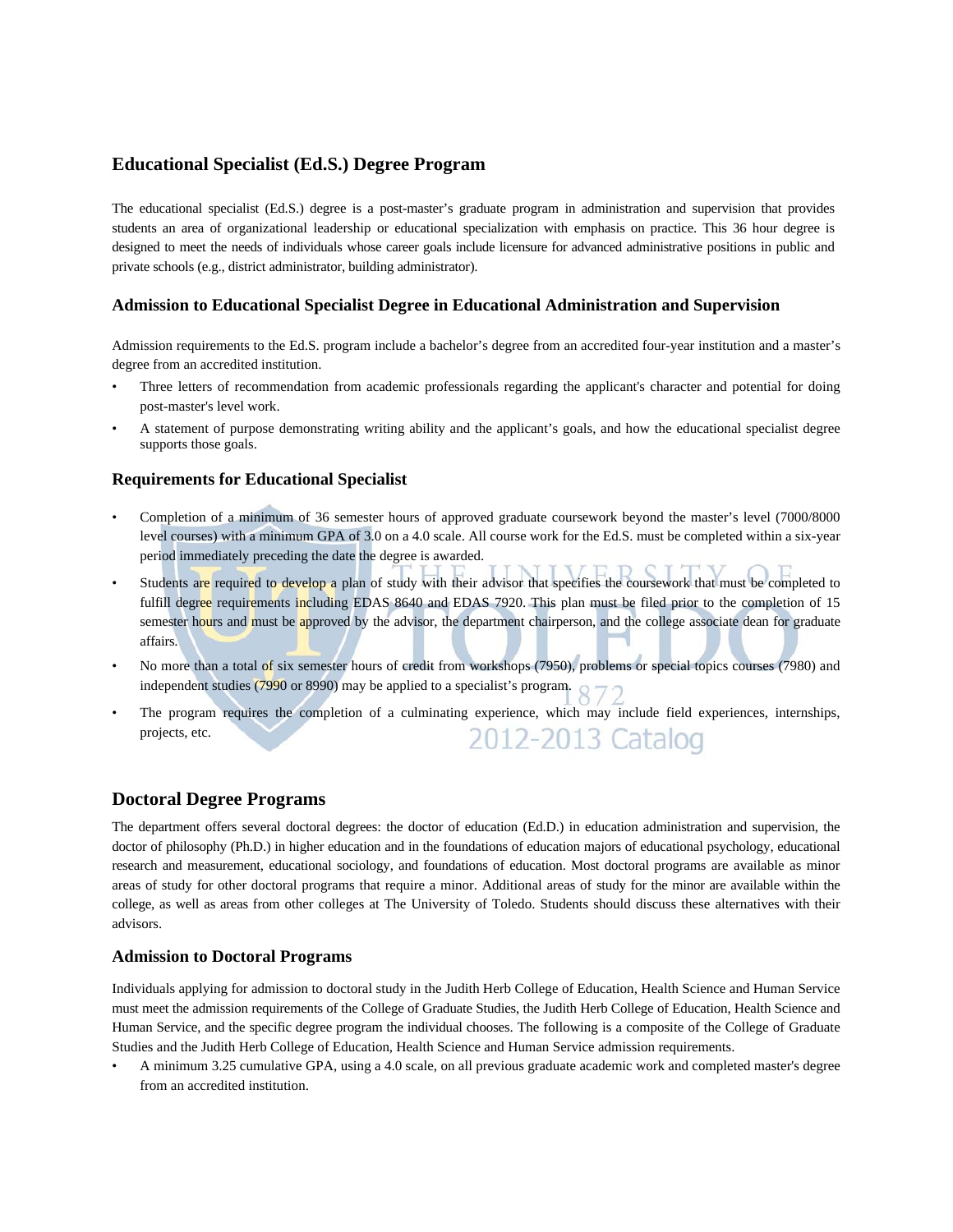## Educational Specialist (Ed.S.) Degree Program

The educational specialist (Ed.S.) degree is a post-master's graduate program in administration and supervision that provides students an area of organizational leadership or educational specialization with emphasis on practice. This 36 hour degree is designed to meet the needs of individuals whose career goals include licensure for advanced administrative positions in public and private schools (e.g., district administrator, building administrator).

### Admission to Educational Specialist Degree in Educational Administration and Supervision

Admission requirements to the Ed.S. program include a bachelor's degree from an accredited four-year institution and a master's degree from an accredited institution.

- Three letters of recommendation from academic professionals regarding the applicant's character and potential for doing post-master's level work.
- A statement of purpose demonstrating writing ability and the applicant's goals, and how the educational specialist degree supports those goals.

### Requirements for Educational Specialist

- Completion of a minimum of 36 semester hours of approved graduate coursework beyond the master's level (7000/8000 level courses) with a minimum GPA of 3.0 on a 4.0 scale. All course work for the Ed.S. must be completed within a six-year period immediately preceding the date the degree is awarded.
- Students are required to develop a plan of study with their advisor that specifies the coursework that must be completed to fulfill degree requirements including EDAS 8640 and EDAS 7920. This plan must be filed prior to the completion of 15 semester hours and must be approved by the advisor, the department chairperson, and the college associate dean for graduate affairs.
- No more than a total of six semester hours of credit from workshops (7950), problems or special topics courses (7980) and independent studies (7990 or 8990) may be applied to a specialist's program.
- The program requires the completion of a culminating experience, which may include field experiences, internships, projects, etc.

## Doctoral Degree Programs

The department offers several doctoral degrees: the doctor of education (Ed.D.) in education administration and supervision, the doctor of philosophy (Ph.D.) in higher education and in the foundations of education majors of educational psychology, educational research and measurement, educational sociology, and foundations of education. Most doctoral programs are available as minor areas of study for other doctoral programs that require a minor. Additional areas of study for the minor are available within the college, as well as areas from other colleges at The University of Toledo. Students should discuss these alternatives with their advisors.

### Admission to Doctoral Programs

Individuals applying for admission to doctoral study in the Judith Herb College of Education, Health Science and Human Service must meet the admission requirements of the College of Graduate Studies, the Judith Herb College of Education, Health Science and Human Service, and the specific degree program the individual chooses. The following is a composite of the College of Graduate Studies and the Judith Herb College of Education, Health Science and Human Service admission requirements.

- A minimum 3.25 cumulative GPA, using a 4.0 scale, on all previous graduate academic work and completed master's degree from an accredited institution.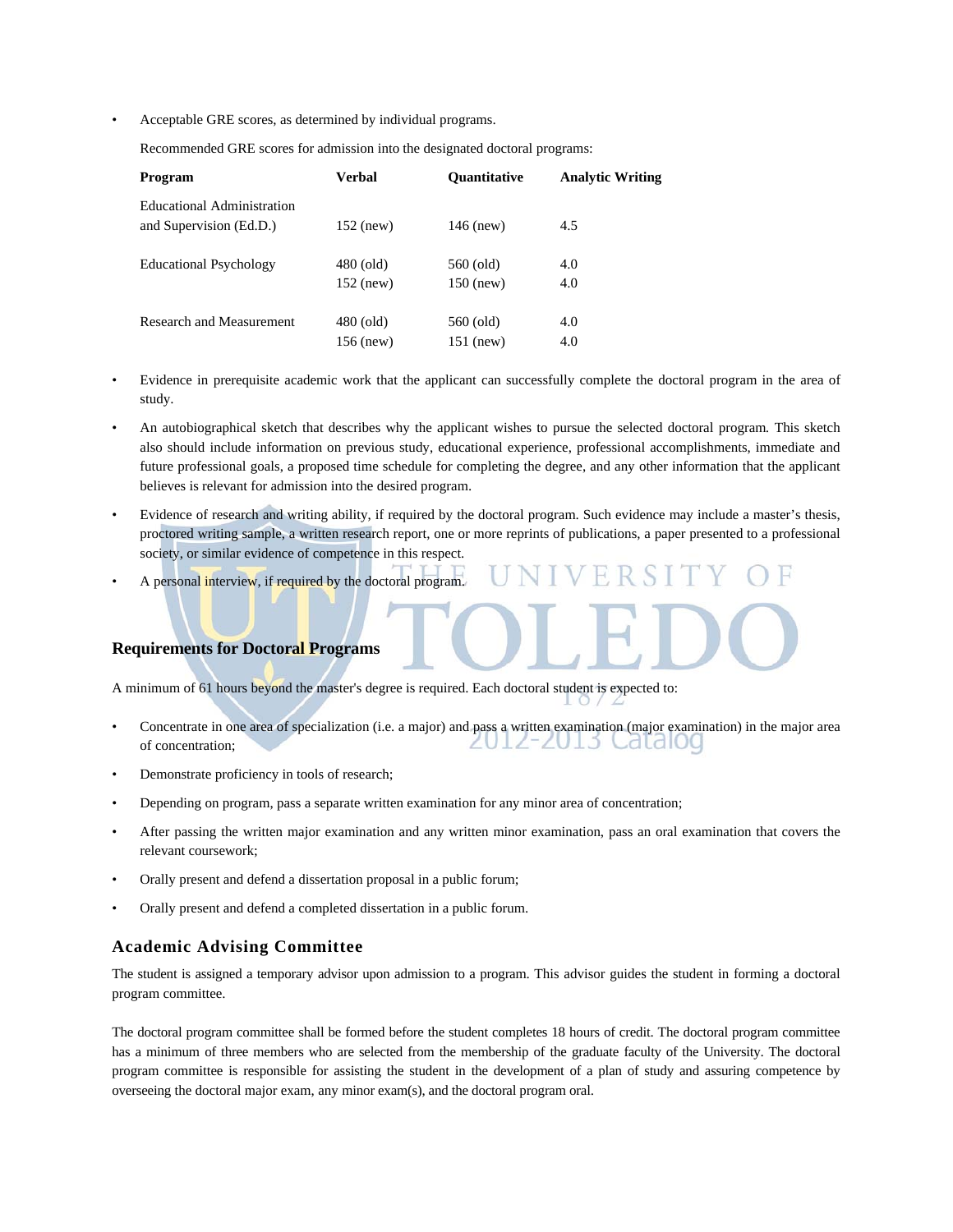- Acceptable GRE scores, as determined by individual programs.

  Recommended GRE scores for admission into the designated doctoral programs:

| Program | Verbal | Quantitative | Analytic Writing |
| --- | --- | --- | --- |
| Educational Administration and Supervision (Ed.D.) | 152 (new) | 146 (new) | 4.5 |
| Educational Psychology | 480 (old) | 560 (old) | 4.0 |
| | 152 (new) | 150 (new) | 4.0 |
| Research and Measurement | 480 (old) | 560 (old) | 4.0 |
| | 156 (new) | 151 (new) | 4.0 |

- Evidence in prerequisite academic work that the applicant can successfully complete the doctoral program in the area of study.
- An autobiographical sketch that describes why the applicant wishes to pursue the selected doctoral program. This sketch also should include information on previous study, educational experience, professional accomplishments, immediate and future professional goals, a proposed time schedule for completing the degree, and any other information that the applicant believes is relevant for admission into the desired program.
- Evidence of research and writing ability, if required by the doctoral program. Such evidence may include a master's thesis, proctored writing sample, a written research report, one or more reprints of publications, a paper presented to a professional society, or similar evidence of competence in this respect.
- A personal interview, if required by the doctoral program.

## Requirements for Doctoral Programs

A minimum of 61 hours beyond the master's degree is required. Each doctoral student is expected to:

- Concentrate in one area of specialization (i.e. a major) and pass a written examination (major examination) in the major area of concentration;
- Demonstrate proficiency in tools of research;
- Depending on program, pass a separate written examination for any minor area of concentration;
- After passing the written major examination and any written minor examination, pass an oral examination that covers the relevant coursework;
- Orally present and defend a dissertation proposal in a public forum;
- Orally present and defend a completed dissertation in a public forum.

## Academic Advising Committee

The student is assigned a temporary advisor upon admission to a program. This advisor guides the student in forming a doctoral program committee.

The doctoral program committee shall be formed before the student completes 18 hours of credit. The doctoral program committee has a minimum of three members who are selected from the membership of the graduate faculty of the University. The doctoral program committee is responsible for assisting the student in the development of a plan of study and assuring competence by overseeing the doctoral major exam, any minor exam(s), and the doctoral program oral.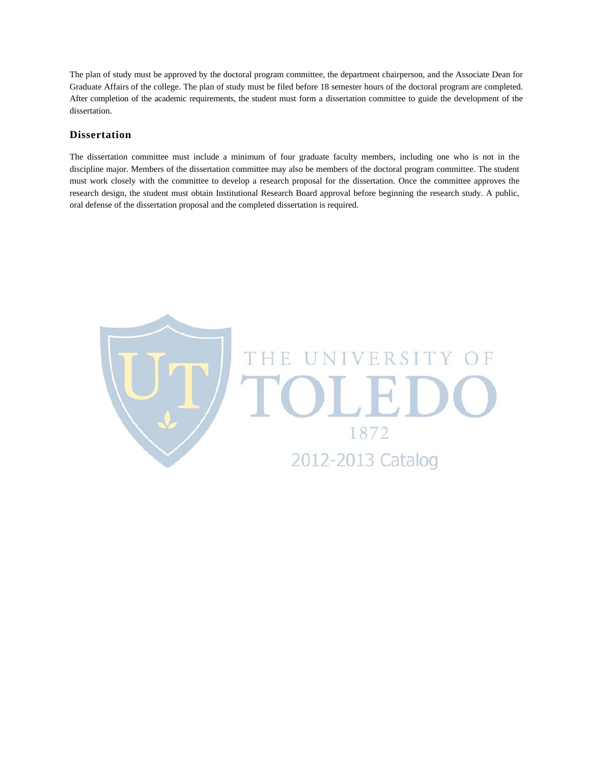The plan of study must be approved by the doctoral program committee, the department chairperson, and the Associate Dean for Graduate Affairs of the college. The plan of study must be filed before 18 semester hours of the doctoral program are completed. After completion of the academic requirements, the student must form a dissertation committee to guide the development of the dissertation.

## Dissertation

The dissertation committee must include a minimum of four graduate faculty members, including one who is not in the discipline major. Members of the dissertation committee may also be members of the doctoral program committee. The student must work closely with the committee to develop a research proposal for the dissertation. Once the committee approves the research design, the student must obtain Institutional Research Board approval before beginning the research study. A public, oral defense of the dissertation proposal and the completed dissertation is required.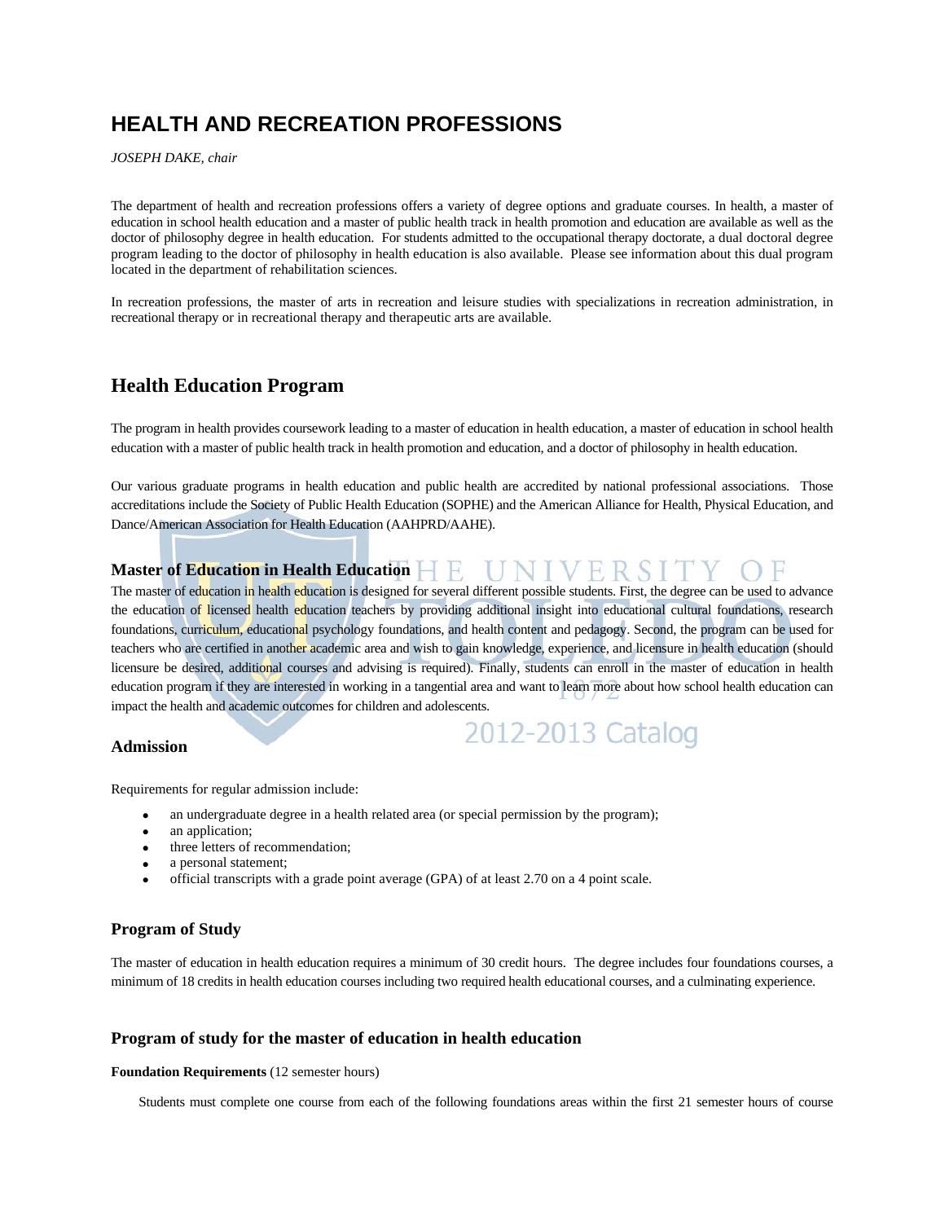# HEALTH AND RECREATION PROFESSIONS

*JOSEPH DAKE, chair*

The department of health and recreation professions offers a variety of degree options and graduate courses. In health, a master of education in school health education and a master of public health track in health promotion and education are available as well as the doctor of philosophy degree in health education. For students admitted to the occupational therapy doctorate, a dual doctoral degree program leading to the doctor of philosophy in health education is also available. Please see information about this dual program located in the department of rehabilitation sciences.

In recreation professions, the master of arts in recreation and leisure studies with specializations in recreation administration, in recreational therapy or in recreational therapy and therapeutic arts are available.

## Health Education Program

The program in health provides coursework leading to a master of education in health education, a master of education in school health education with a master of public health track in health promotion and education, and a doctor of philosophy in health education.

Our various graduate programs in health education and public health are accredited by national professional associations. Those accreditations include the Society of Public Health Education (SOPHE) and the American Alliance for Health, Physical Education, and Dance/American Association for Health Education (AAHPRD/AAHE).

### Master of Education in Health Education

The master of education in health education is designed for several different possible students. First, the degree can be used to advance the education of licensed health education teachers by providing additional insight into educational cultural foundations, research foundations, curriculum, educational psychology foundations, and health content and pedagogy. Second, the program can be used for teachers who are certified in another academic area and wish to gain knowledge, experience, and licensure in health education (should licensure be desired, additional courses and advising is required). Finally, students can enroll in the master of education in health education program if they are interested in working in a tangential area and want to learn more about how school health education can impact the health and academic outcomes for children and adolescents.

### Admission

Requirements for regular admission include:

- an undergraduate degree in a health related area (or special permission by the program);
- an application;
- three letters of recommendation;
- a personal statement;
- official transcripts with a grade point average (GPA) of at least 2.70 on a 4 point scale.

### Program of Study

The master of education in health education requires a minimum of 30 credit hours. The degree includes four foundations courses, a minimum of 18 credits in health education courses including two required health educational courses, and a culminating experience.

### Program of study for the master of education in health education

**Foundation Requirements** (12 semester hours)

Students must complete one course from each of the following foundations areas within the first 21 semester hours of course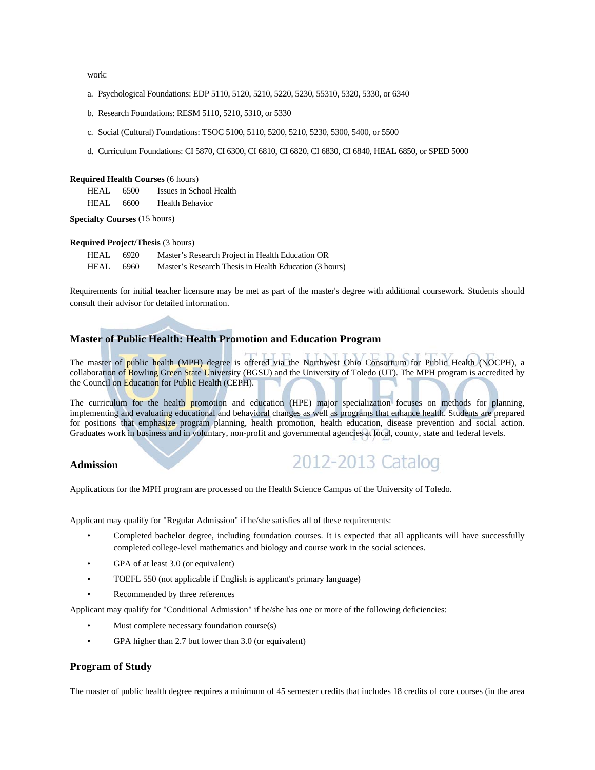work:

a. Psychological Foundations: EDP 5110, 5120, 5210, 5220, 5230, 55310, 5320, 5330, or 6340

b. Research Foundations: RESM 5110, 5210, 5310, or 5330

c. Social (Cultural) Foundations: TSOC 5100, 5110, 5200, 5210, 5230, 5300, 5400, or 5500

d. Curriculum Foundations: CI 5870, CI 6300, CI 6810, CI 6820, CI 6830, CI 6840, HEAL 6850, or SPED 5000

**Required Health Courses** (6 hours)

| | | |
|---|---|---|
| HEAL | 6500 | Issues in School Health |
| HEAL | 6600 | Health Behavior |

**Specialty Courses** (15 hours)

**Required Project/Thesis** (3 hours)

| | | |
|---|---|---|
| HEAL | 6920 | Master's Research Project in Health Education OR |
| HEAL | 6960 | Master's Research Thesis in Health Education (3 hours) |

Requirements for initial teacher licensure may be met as part of the master's degree with additional coursework. Students should consult their advisor for detailed information.

## Master of Public Health: Health Promotion and Education Program

The master of public health (MPH) degree is offered via the Northwest Ohio Consortium for Public Health (NOCPH), a collaboration of Bowling Green State University (BGSU) and the University of Toledo (UT). The MPH program is accredited by the Council on Education for Public Health (CEPH).

The curriculum for the health promotion and education (HPE) major specialization focuses on methods for planning, implementing and evaluating educational and behavioral changes as well as programs that enhance health. Students are prepared for positions that emphasize program planning, health promotion, health education, disease prevention and social action. Graduates work in business and in voluntary, non-profit and governmental agencies at local, county, state and federal levels.

## Admission

Applications for the MPH program are processed on the Health Science Campus of the University of Toledo.

Applicant may qualify for "Regular Admission" if he/she satisfies all of these requirements:

- Completed bachelor degree, including foundation courses. It is expected that all applicants will have successfully completed college-level mathematics and biology and course work in the social sciences.
- GPA of at least 3.0 (or equivalent)
- TOEFL 550 (not applicable if English is applicant's primary language)
- Recommended by three references

Applicant may qualify for "Conditional Admission" if he/she has one or more of the following deficiencies:

- Must complete necessary foundation course(s)
- GPA higher than 2.7 but lower than 3.0 (or equivalent)

## Program of Study

The master of public health degree requires a minimum of 45 semester credits that includes 18 credits of core courses (in the area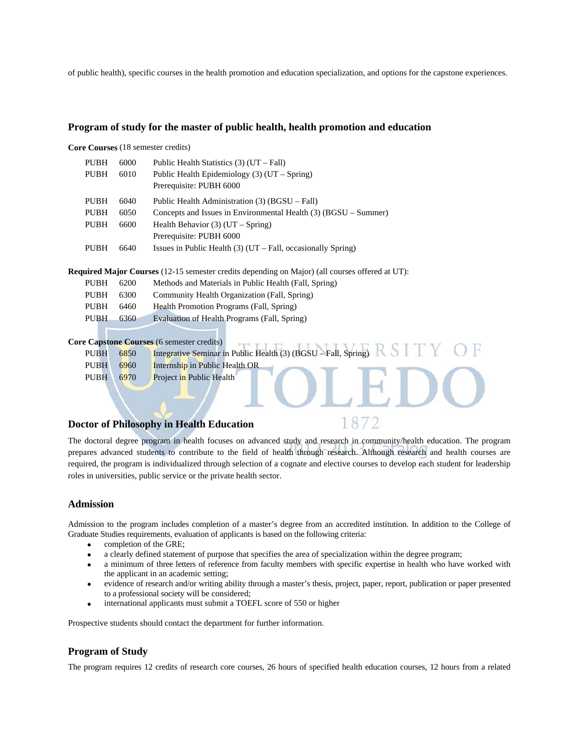of public health), specific courses in the health promotion and education specialization, and options for the capstone experiences.

### Program of study for the master of public health, health promotion and education

**Core Courses** (18 semester credits)

| | | |
|---|---|---|
| PUBH | 6000 | Public Health Statistics (3) (UT – Fall) |
| PUBH | 6010 | Public Health Epidemiology (3) (UT – Spring)<br>Prerequisite: PUBH 6000 |
| PUBH | 6040 | Public Health Administration (3) (BGSU – Fall) |
| PUBH | 6050 | Concepts and Issues in Environmental Health (3) (BGSU – Summer) |
| PUBH | 6600 | Health Behavior (3) (UT – Spring)<br>Prerequisite: PUBH 6000 |
| PUBH | 6640 | Issues in Public Health (3) (UT – Fall, occasionally Spring) |

**Required Major Courses** (12-15 semester credits depending on Major) (all courses offered at UT):

| | | |
|---|---|---|
| PUBH | 6200 | Methods and Materials in Public Health (Fall, Spring) |
| PUBH | 6300 | Community Health Organization (Fall, Spring) |
| PUBH | 6460 | Health Promotion Programs (Fall, Spring) |
| PUBH | 6360 | Evaluation of Health Programs (Fall, Spring) |

**Core Capstone Courses** (6 semester credits)

| | | |
|---|---|---|
| PUBH | 6850 | Integrative Seminar in Public Health (3) (BGSU – Fall, Spring) |
| PUBH | 6960 | Internship in Public Health OR |
| PUBH | 6970 | Project in Public Health |

### Doctor of Philosophy in Health Education

The doctoral degree program in health focuses on advanced study and research in community/health education. The program prepares advanced students to contribute to the field of health through research. Although research and health courses are required, the program is individualized through selection of a cognate and elective courses to develop each student for leadership roles in universities, public service or the private health sector.

### Admission

Admission to the program includes completion of a master's degree from an accredited institution. In addition to the College of Graduate Studies requirements, evaluation of applicants is based on the following criteria:

- completion of the GRE;
- a clearly defined statement of purpose that specifies the area of specialization within the degree program;
- a minimum of three letters of reference from faculty members with specific expertise in health who have worked with the applicant in an academic setting;
- evidence of research and/or writing ability through a master's thesis, project, paper, report, publication or paper presented to a professional society will be considered;
- international applicants must submit a TOEFL score of 550 or higher

Prospective students should contact the department for further information.

### Program of Study

The program requires 12 credits of research core courses, 26 hours of specified health education courses, 12 hours from a related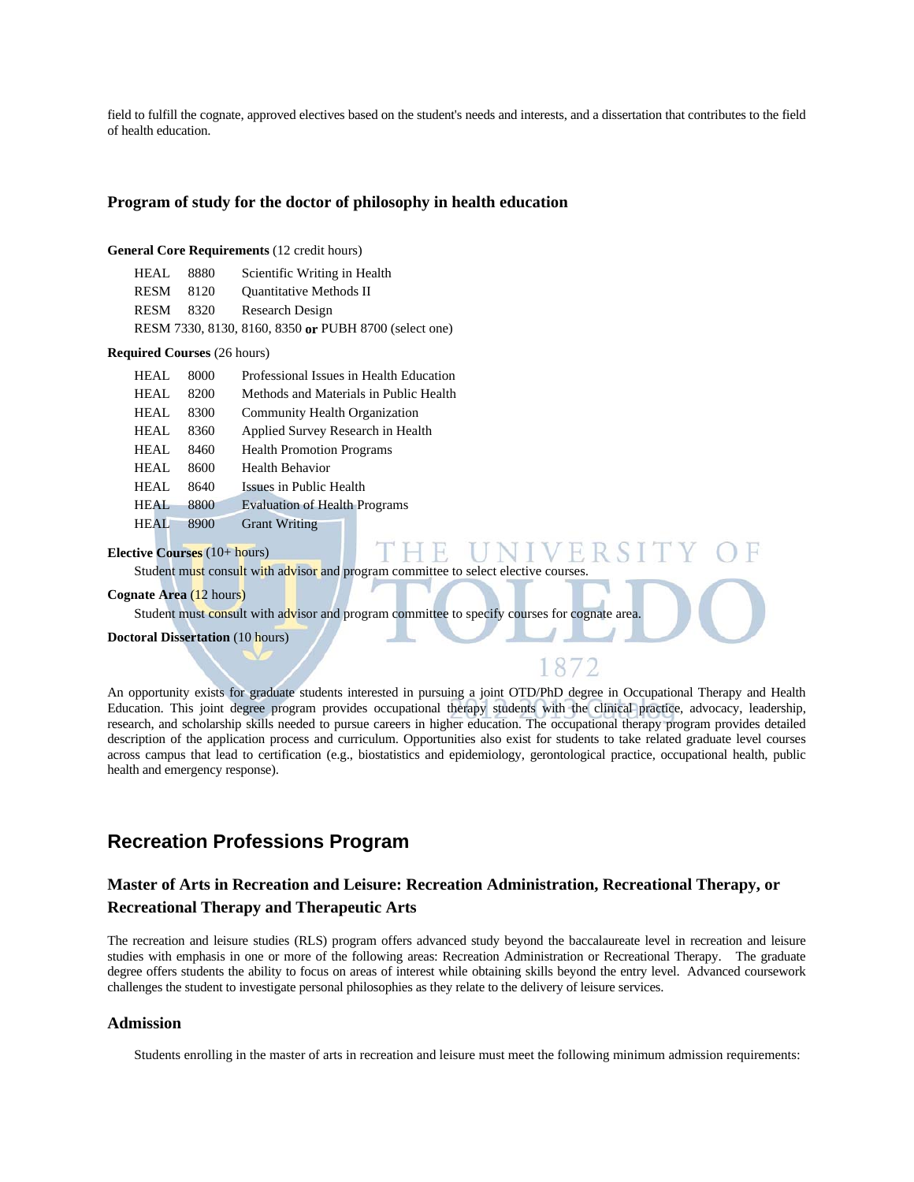field to fulfill the cognate, approved electives based on the student's needs and interests, and a dissertation that contributes to the field of health education.

### Program of study for the doctor of philosophy in health education

**General Core Requirements** (12 credit hours)

| | | |
|---|---|---|
| HEAL | 8880 | Scientific Writing in Health |
| RESM | 8120 | Quantitative Methods II |
| RESM | 8320 | Research Design |

RESM 7330, 8130, 8160, 8350 **or** PUBH 8700 (select one)

**Required Courses** (26 hours)

| | | |
|---|---|---|
| HEAL | 8000 | Professional Issues in Health Education |
| HEAL | 8200 | Methods and Materials in Public Health |
| HEAL | 8300 | Community Health Organization |
| HEAL | 8360 | Applied Survey Research in Health |
| HEAL | 8460 | Health Promotion Programs |
| HEAL | 8600 | Health Behavior |
| HEAL | 8640 | Issues in Public Health |
| HEAL | 8800 | Evaluation of Health Programs |
| HEAL | 8900 | Grant Writing |

**Elective Courses** (10+ hours)

Student must consult with advisor and program committee to select elective courses.

**Cognate Area** (12 hours)

Student must consult with advisor and program committee to specify courses for cognate area.

**Doctoral Dissertation** (10 hours)

An opportunity exists for graduate students interested in pursuing a joint OTD/PhD degree in Occupational Therapy and Health Education. This joint degree program provides occupational therapy students with the clinical practice, advocacy, leadership, research, and scholarship skills needed to pursue careers in higher education. The occupational therapy program provides detailed description of the application process and curriculum. Opportunities also exist for students to take related graduate level courses across campus that lead to certification (e.g., biostatistics and epidemiology, gerontological practice, occupational health, public health and emergency response).

## Recreation Professions Program

### Master of Arts in Recreation and Leisure: Recreation Administration, Recreational Therapy, or Recreational Therapy and Therapeutic Arts

The recreation and leisure studies (RLS) program offers advanced study beyond the baccalaureate level in recreation and leisure studies with emphasis in one or more of the following areas: Recreation Administration or Recreational Therapy. The graduate degree offers students the ability to focus on areas of interest while obtaining skills beyond the entry level. Advanced coursework challenges the student to investigate personal philosophies as they relate to the delivery of leisure services.

### Admission

Students enrolling in the master of arts in recreation and leisure must meet the following minimum admission requirements: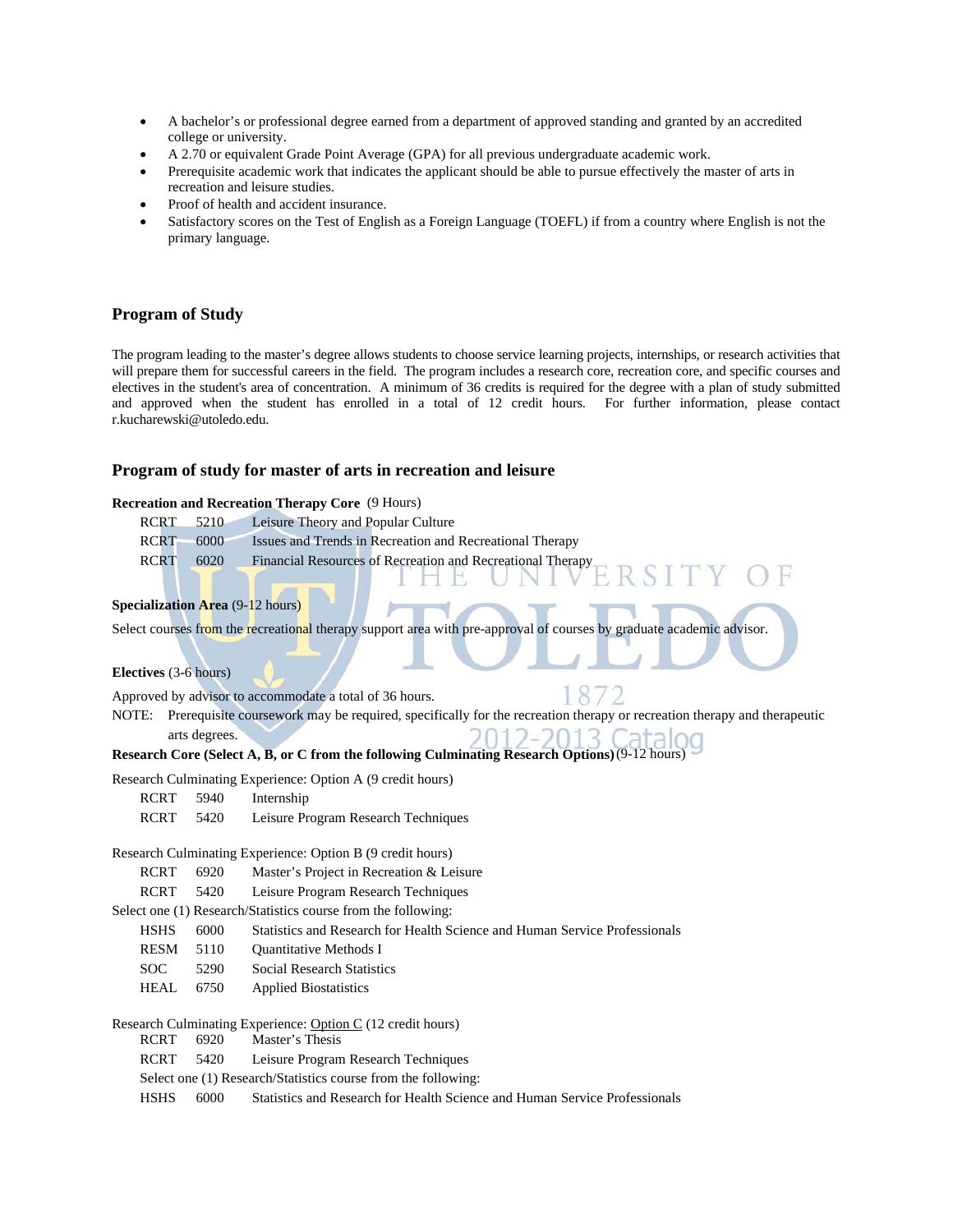- A bachelor's or professional degree earned from a department of approved standing and granted by an accredited college or university.
- A 2.70 or equivalent Grade Point Average (GPA) for all previous undergraduate academic work.
- Prerequisite academic work that indicates the applicant should be able to pursue effectively the master of arts in recreation and leisure studies.
- Proof of health and accident insurance.
- Satisfactory scores on the Test of English as a Foreign Language (TOEFL) if from a country where English is not the primary language.

## Program of Study

The program leading to the master's degree allows students to choose service learning projects, internships, or research activities that will prepare them for successful careers in the field. The program includes a research core, recreation core, and specific courses and electives in the student's area of concentration. A minimum of 36 credits is required for the degree with a plan of study submitted and approved when the student has enrolled in a total of 12 credit hours. For further information, please contact r.kucharewski@utoledo.edu.

## Program of study for master of arts in recreation and leisure

**Recreation and Recreation Therapy Core** (9 Hours)

| | | |
|---|---|---|
| RCRT | 5210 | Leisure Theory and Popular Culture |
| RCRT | 6000 | Issues and Trends in Recreation and Recreational Therapy |
| RCRT | 6020 | Financial Resources of Recreation and Recreational Therapy |

**Specialization Area** (9-12 hours)

Select courses from the recreational therapy support area with pre-approval of courses by graduate academic advisor.

**Electives** (3-6 hours)

Approved by advisor to accommodate a total of 36 hours.

NOTE: Prerequisite coursework may be required, specifically for the recreation therapy or recreation therapy and therapeutic arts degrees.

**Research Core (Select A, B, or C from the following Culminating Research Options)** (9-12 hours)

Research Culminating Experience: Option A (9 credit hours)

| | | |
|---|---|---|
| RCRT | 5940 | Internship |
| RCRT | 5420 | Leisure Program Research Techniques |

Research Culminating Experience: Option B (9 credit hours)

| | | |
|---|---|---|
| RCRT | 6920 | Master's Project in Recreation & Leisure |
| RCRT | 5420 | Leisure Program Research Techniques |

Select one (1) Research/Statistics course from the following:

| | | |
|---|---|---|
| HSHS | 6000 | Statistics and Research for Health Science and Human Service Professionals |
| RESM | 5110 | Quantitative Methods I |
| SOC | 5290 | Social Research Statistics |
| HEAL | 6750 | Applied Biostatistics |

Research Culminating Experience: <u>Option C</u> (12 credit hours)

| | | |
|---|---|---|
| RCRT | 6920 | Master's Thesis |
| RCRT | 5420 | Leisure Program Research Techniques |

Select one (1) Research/Statistics course from the following:

| | | |
|---|---|---|
| HSHS | 6000 | Statistics and Research for Health Science and Human Service Professionals |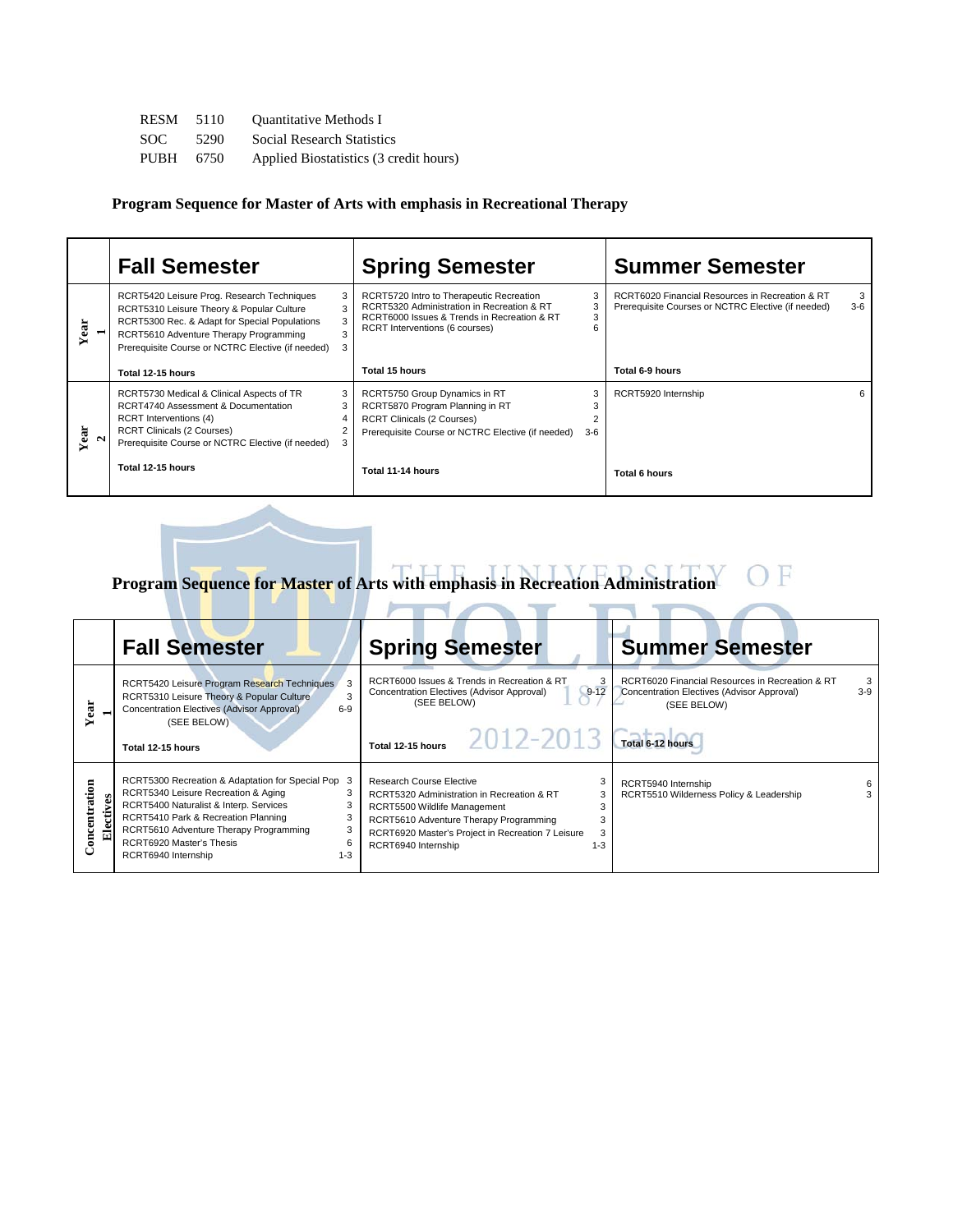| | | |
|---|---|---|
| RESM | 5110 | Quantitative Methods I |
| SOC | 5290 | Social Research Statistics |
| PUBH | 6750 | Applied Biostatistics (3 credit hours) |

**Program Sequence for Master of Arts with emphasis in Recreational Therapy**

| | Fall Semester | | Spring Semester | | Summer Semester | |
|---|---|---|---|---|---|---|
| Year 1 | RCRT5420 Leisure Prog. Research Techniques | 3 | RCRT5720 Intro to Therapeutic Recreation | 3 | RCRT6020 Financial Resources in Recreation & RT | 3 |
| | RCRT5310 Leisure Theory & Popular Culture | 3 | RCRT5320 Administration in Recreation & RT | 3 | Prerequisite Courses or NCTRC Elective (if needed) | 3-6 |
| | RCRT5300 Rec. & Adapt for Special Populations | 3 | RCRT6000 Issues & Trends in Recreation & RT | 3 | | |
| | RCRT5610 Adventure Therapy Programming | 3 | RCRT Interventions (6 courses) | 6 | | |
| | Prerequisite Course or NCTRC Elective (if needed) | 3 | | | | |
| | **Total 12-15 hours** | | **Total 15 hours** | | **Total 6-9 hours** | |
| Year 2 | RCRT5730 Medical & Clinical Aspects of TR | 3 | RCRT5750 Group Dynamics in RT | 3 | RCRT5920 Internship | 6 |
| | RCRT4740 Assessment & Documentation | 3 | RCRT5870 Program Planning in RT | 3 | | |
| | RCRT Interventions (4) | 4 | RCRT Clinicals (2 Courses) | 2 | | |
| | RCRT Clinicals (2 Courses) | 2 | Prerequisite Course or NCTRC Elective (if needed) | 3-6 | | |
| | Prerequisite Course or NCTRC Elective (if needed) | 3 | | | | |
| | **Total 12-15 hours** | | **Total 11-14 hours** | | **Total 6 hours** | |

**Program Sequence for Master of Arts with emphasis in Recreation Administration**

| | Fall Semester | | Spring Semester | | Summer Semester | |
|---|---|---|---|---|---|---|
| Year 1 | RCRT5420 Leisure Program Research Techniques | 3 | RCRT6000 Issues & Trends in Recreation & RT | 3 | RCRT6020 Financial Resources in Recreation & RT | 3 |
| | RCRT5310 Leisure Theory & Popular Culture | 3 | Concentration Electives (Advisor Approval) (SEE BELOW) | 9-12 | Concentration Electives (Advisor Approval) (SEE BELOW) | 3-9 |
| | Concentration Electives (Advisor Approval) (SEE BELOW) | 6-9 | | | | |
| | **Total 12-15 hours** | | **Total 12-15 hours** | | **Total 6-12 hours** | |
| Concentration Electives | RCRT5300 Recreation & Adaptation for Special Pop | 3 | Research Course Elective | 3 | RCRT5940 Internship | 6 |
| | RCRT5340 Leisure Recreation & Aging | 3 | RCRT5320 Administration in Recreation & RT | 3 | RCRT5510 Wilderness Policy & Leadership | 3 |
| | RCRT5400 Naturalist & Interp. Services | 3 | RCRT5500 Wildlife Management | 3 | | |
| | RCRT5410 Park & Recreation Planning | 3 | RCRT5610 Adventure Therapy Programming | 3 | | |
| | RCRT5610 Adventure Therapy Programming | 3 | RCRT6920 Master's Project in Recreation 7 Leisure | 3 | | |
| | RCRT6920 Master's Thesis | 6 | RCRT6940 Internship | 1-3 | | |
| | RCRT6940 Internship | 1-3 | | | | |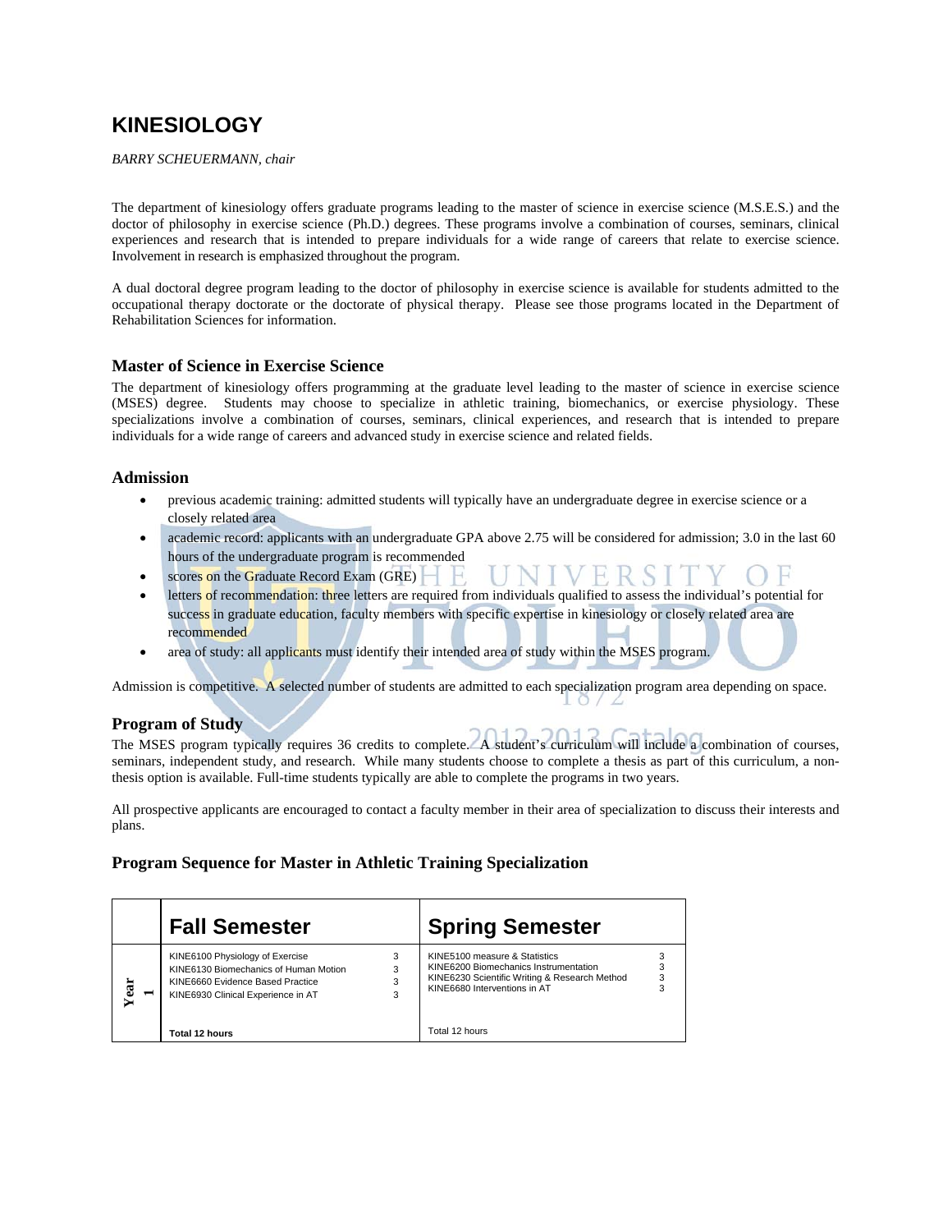# KINESIOLOGY

*BARRY SCHEUERMANN, chair*

The department of kinesiology offers graduate programs leading to the master of science in exercise science (M.S.E.S.) and the doctor of philosophy in exercise science (Ph.D.) degrees. These programs involve a combination of courses, seminars, clinical experiences and research that is intended to prepare individuals for a wide range of careers that relate to exercise science. Involvement in research is emphasized throughout the program.

A dual doctoral degree program leading to the doctor of philosophy in exercise science is available for students admitted to the occupational therapy doctorate or the doctorate of physical therapy. Please see those programs located in the Department of Rehabilitation Sciences for information.

### Master of Science in Exercise Science

The department of kinesiology offers programming at the graduate level leading to the master of science in exercise science (MSES) degree. Students may choose to specialize in athletic training, biomechanics, or exercise physiology. These specializations involve a combination of courses, seminars, clinical experiences, and research that is intended to prepare individuals for a wide range of careers and advanced study in exercise science and related fields.

### Admission

- previous academic training: admitted students will typically have an undergraduate degree in exercise science or a closely related area
- academic record: applicants with an undergraduate GPA above 2.75 will be considered for admission; 3.0 in the last 60 hours of the undergraduate program is recommended
- scores on the Graduate Record Exam (GRE)
- letters of recommendation: three letters are required from individuals qualified to assess the individual's potential for success in graduate education, faculty members with specific expertise in kinesiology or closely related area are recommended
- area of study: all applicants must identify their intended area of study within the MSES program.

Admission is competitive. A selected number of students are admitted to each specialization program area depending on space.

### Program of Study

The MSES program typically requires 36 credits to complete. A student's curriculum will include a combination of courses, seminars, independent study, and research. While many students choose to complete a thesis as part of this curriculum, a non-thesis option is available. Full-time students typically are able to complete the programs in two years.

All prospective applicants are encouraged to contact a faculty member in their area of specialization to discuss their interests and plans.

### Program Sequence for Master in Athletic Training Specialization

| | Fall Semester | | Spring Semester | |
|---|---|---|---|---|
| Year 1 | KINE6100 Physiology of Exercise | 3 | KINE5100 measure & Statistics | 3 |
| | KINE6130 Biomechanics of Human Motion | 3 | KINE6200 Biomechanics Instrumentation | 3 |
| | KINE6660 Evidence Based Practice | 3 | KINE6230 Scientific Writing & Research Method | 3 |
| | KINE6930 Clinical Experience in AT | 3 | KINE6680 Interventions in AT | 3 |
| | **Total 12 hours** | | Total 12 hours | |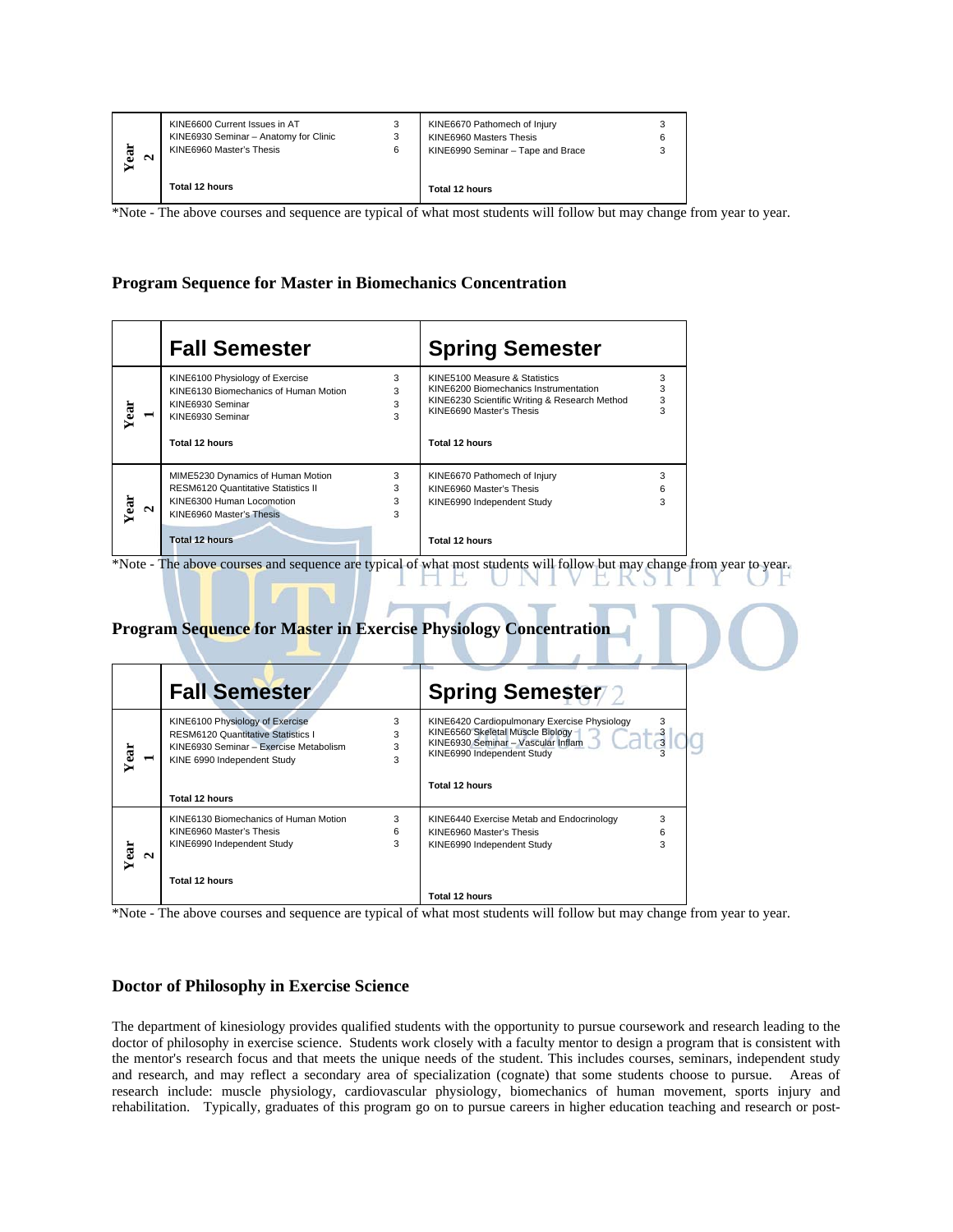| | | | | |
|---|---|---|---|---|
| Year 2 | KINE6600 Current Issues in AT<br>KINE6930 Seminar – Anatomy for Clinic<br>KINE6960 Master's Thesis<br><br>**Total 12 hours** | 3<br>3<br>6 | KINE6670 Pathomech of Injury<br>KINE6960 Masters Thesis<br>KINE6990 Seminar – Tape and Brace<br><br>**Total 12 hours** | 3<br>6<br>3 |

*Note - The above courses and sequence are typical of what most students will follow but may change from year to year.

### Program Sequence for Master in Biomechanics Concentration

| | **Fall Semester** | | **Spring Semester** | |
|---|---|---|---|---|
| Year 1 | KINE6100 Physiology of Exercise<br>KINE6130 Biomechanics of Human Motion<br>KINE6930 Seminar<br>KINE6930 Seminar<br><br>**Total 12 hours** | 3<br>3<br>3<br>3 | KINE5100 Measure & Statistics<br>KINE6200 Biomechanics Instrumentation<br>KINE6230 Scientific Writing & Research Method<br>KINE6690 Master's Thesis<br><br>**Total 12 hours** | 3<br>3<br>3<br>3 |
| Year 2 | MIME5230 Dynamics of Human Motion<br>RESM6120 Quantitative Statistics II<br>KINE6300 Human Locomotion<br>KINE6960 Master's Thesis<br><br>**Total 12 hours** | 3<br>3<br>3<br>3 | KINE6670 Pathomech of Injury<br>KINE6960 Master's Thesis<br>KINE6990 Independent Study<br><br>**Total 12 hours** | 3<br>6<br>3 |

*Note - The above courses and sequence are typical of what most students will follow but may change from year to year.

### Program Sequence for Master in Exercise Physiology Concentration

| | **Fall Semester** | | **Spring Semester** | |
|---|---|---|---|---|
| Year 1 | KINE6100 Physiology of Exercise<br>RESM6120 Quantitative Statistics I<br>KINE6930 Seminar – Exercise Metabolism<br>KINE 6990 Independent Study<br><br>**Total 12 hours** | 3<br>3<br>3<br>3 | KINE6420 Cardiopulmonary Exercise Physiology<br>KINE6560 Skeletal Muscle Biology<br>KINE6930 Seminar – Vascular Inflam<br>KINE6990 Independent Study<br><br>**Total 12 hours** | 3<br>3<br>3<br>3 |
| Year 2 | KINE6130 Biomechanics of Human Motion<br>KINE6960 Master's Thesis<br>KINE6990 Independent Study<br><br>**Total 12 hours** | 3<br>6<br>3 | KINE6440 Exercise Metab and Endocrinology<br>KINE6960 Master's Thesis<br>KINE6990 Independent Study<br><br>**Total 12 hours** | 3<br>6<br>3 |

*Note - The above courses and sequence are typical of what most students will follow but may change from year to year.

### Doctor of Philosophy in Exercise Science

The department of kinesiology provides qualified students with the opportunity to pursue coursework and research leading to the doctor of philosophy in exercise science. Students work closely with a faculty mentor to design a program that is consistent with the mentor's research focus and that meets the unique needs of the student. This includes courses, seminars, independent study and research, and may reflect a secondary area of specialization (cognate) that some students choose to pursue. Areas of research include: muscle physiology, cardiovascular physiology, biomechanics of human movement, sports injury and rehabilitation. Typically, graduates of this program go on to pursue careers in higher education teaching and research or post-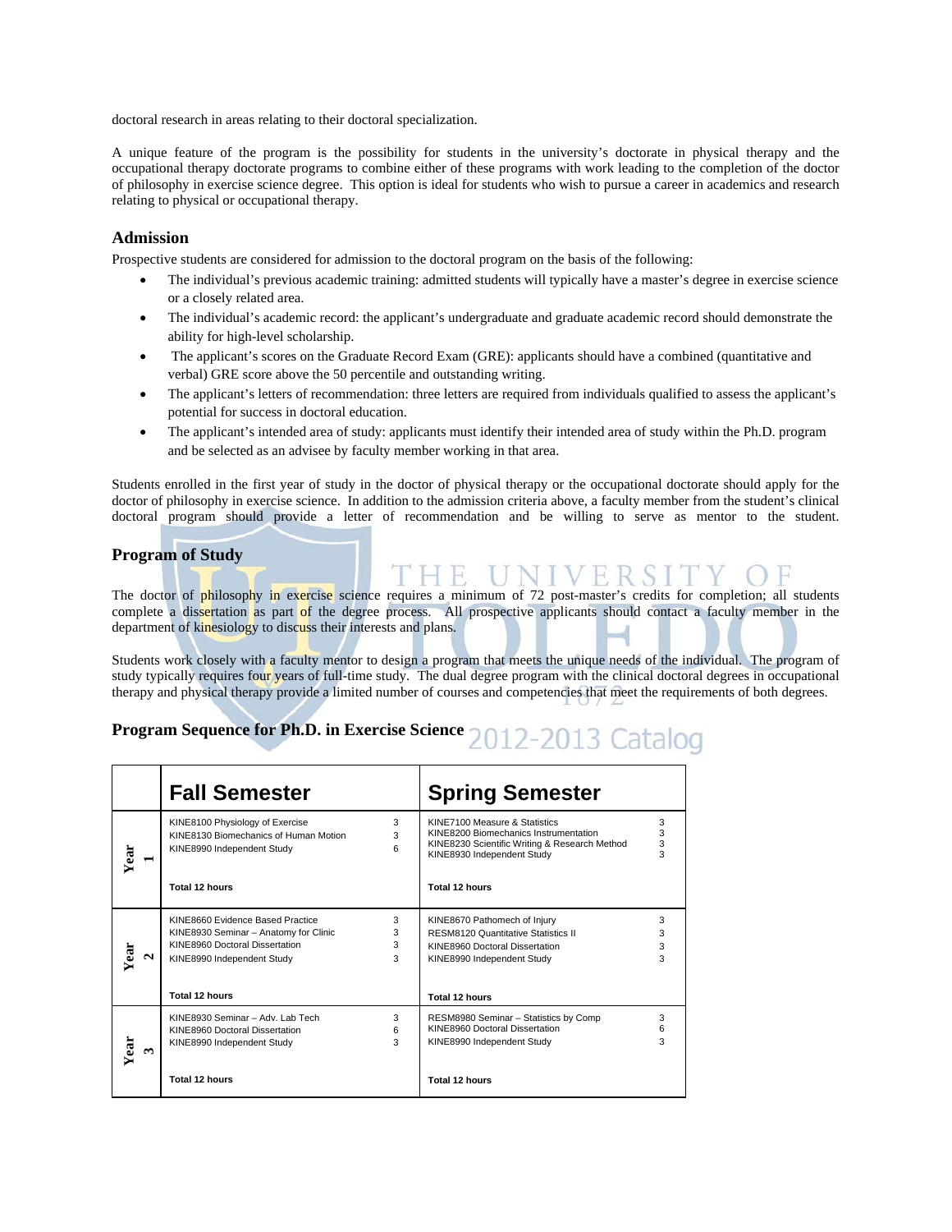doctoral research in areas relating to their doctoral specialization.

A unique feature of the program is the possibility for students in the university's doctorate in physical therapy and the occupational therapy doctorate programs to combine either of these programs with work leading to the completion of the doctor of philosophy in exercise science degree. This option is ideal for students who wish to pursue a career in academics and research relating to physical or occupational therapy.

### Admission

Prospective students are considered for admission to the doctoral program on the basis of the following:

- The individual's previous academic training: admitted students will typically have a master's degree in exercise science or a closely related area.
- The individual's academic record: the applicant's undergraduate and graduate academic record should demonstrate the ability for high-level scholarship.
- The applicant's scores on the Graduate Record Exam (GRE): applicants should have a combined (quantitative and verbal) GRE score above the 50 percentile and outstanding writing.
- The applicant's letters of recommendation: three letters are required from individuals qualified to assess the applicant's potential for success in doctoral education.
- The applicant's intended area of study: applicants must identify their intended area of study within the Ph.D. program and be selected as an advisee by faculty member working in that area.

Students enrolled in the first year of study in the doctor of physical therapy or the occupational doctorate should apply for the doctor of philosophy in exercise science. In addition to the admission criteria above, a faculty member from the student's clinical doctoral program should provide a letter of recommendation and be willing to serve as mentor to the student.

### Program of Study

The doctor of philosophy in exercise science requires a minimum of 72 post-master's credits for completion; all students complete a dissertation as part of the degree process. All prospective applicants should contact a faculty member in the department of kinesiology to discuss their interests and plans.

Students work closely with a faculty mentor to design a program that meets the unique needs of the individual. The program of study typically requires four years of full-time study. The dual degree program with the clinical doctoral degrees in occupational therapy and physical therapy provide a limited number of courses and competencies that meet the requirements of both degrees.

### Program Sequence for Ph.D. in Exercise Science

| | Fall Semester | | Spring Semester | |
|---|---|---|---|---|
| Year 1 | KINE8100 Physiology of Exercise | 3 | KINE7100 Measure & Statistics | 3 |
| | KINE8130 Biomechanics of Human Motion | 3 | KINE8200 Biomechanics Instrumentation | 3 |
| | KINE8990 Independent Study | 6 | KINE8230 Scientific Writing & Research Method | 3 |
| | | | KINE8930 Independent Study | 3 |
| | **Total 12 hours** | | **Total 12 hours** | |
| Year 2 | KINE8660 Evidence Based Practice | 3 | KINE8670 Pathomech of Injury | 3 |
| | KINE8930 Seminar – Anatomy for Clinic | 3 | RESM8120 Quantitative Statistics II | 3 |
| | KINE8960 Doctoral Dissertation | 3 | KINE8960 Doctoral Dissertation | 3 |
| | KINE8990 Independent Study | 3 | KINE8990 Independent Study | 3 |
| | **Total 12 hours** | | **Total 12 hours** | |
| Year 3 | KINE8930 Seminar – Adv. Lab Tech | 3 | RESM8980 Seminar – Statistics by Comp | 3 |
| | KINE8960 Doctoral Dissertation | 6 | KINE8960 Doctoral Dissertation | 6 |
| | KINE8990 Independent Study | 3 | KINE8990 Independent Study | 3 |
| | **Total 12 hours** | | **Total 12 hours** | |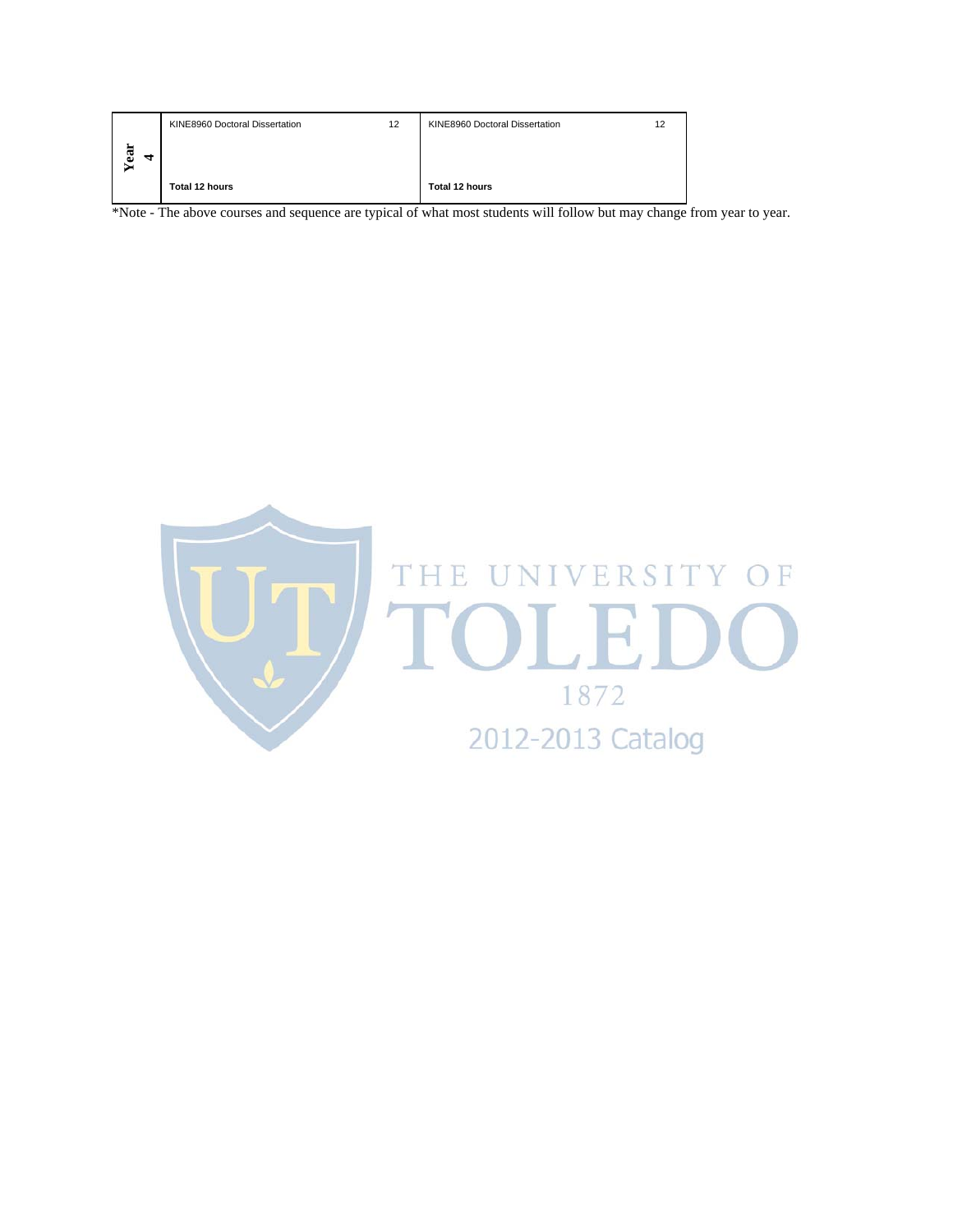| Year | | | | |
|---|---|---|---|---|
| Year 4 | KINE8960 Doctoral Dissertation | 12 | KINE8960 Doctoral Dissertation | 12 |
| | **Total 12 hours** | | **Total 12 hours** | |

*Note - The above courses and sequence are typical of what most students will follow but may change from year to year.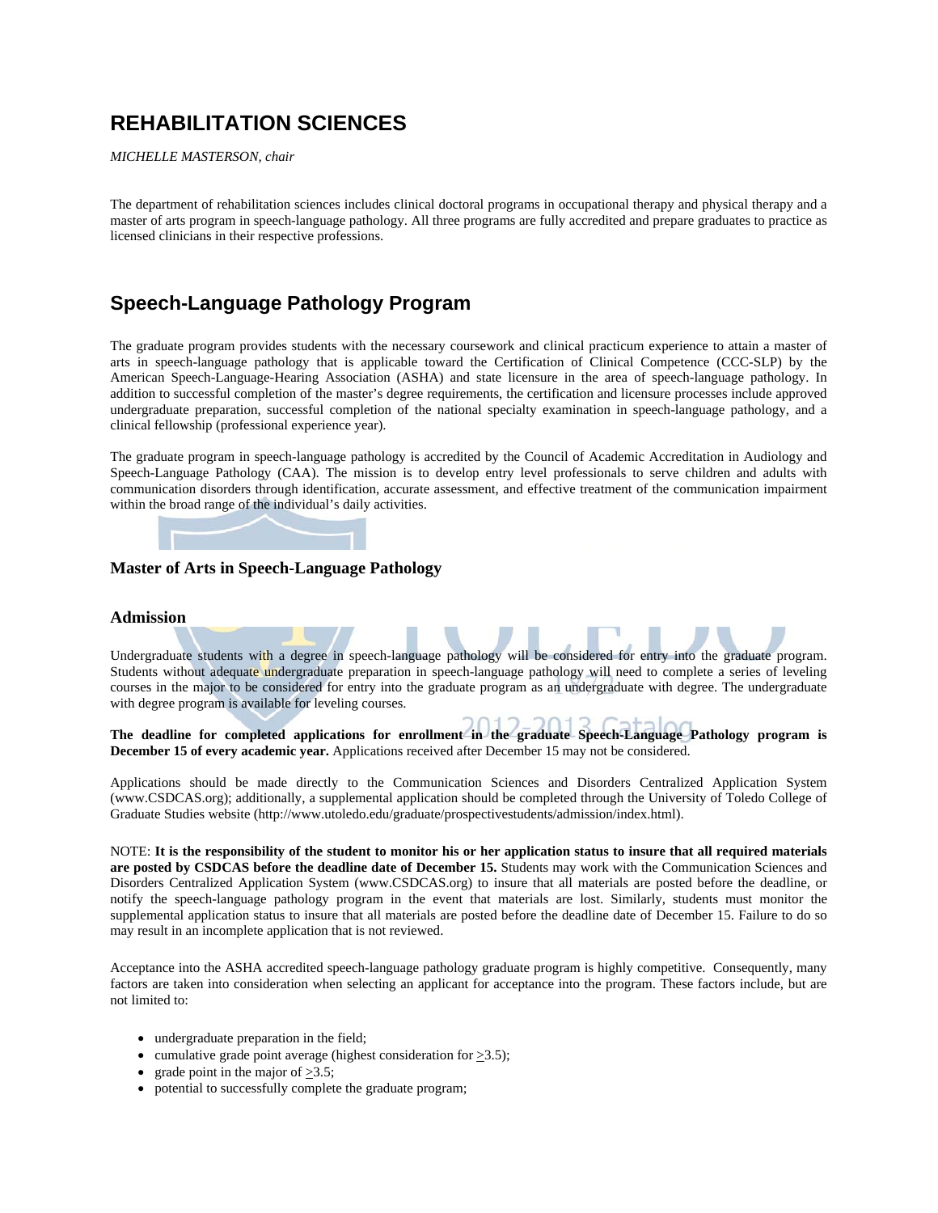# REHABILITATION SCIENCES

*MICHELLE MASTERSON, chair*

The department of rehabilitation sciences includes clinical doctoral programs in occupational therapy and physical therapy and a master of arts program in speech-language pathology. All three programs are fully accredited and prepare graduates to practice as licensed clinicians in their respective professions.

## Speech-Language Pathology Program

The graduate program provides students with the necessary coursework and clinical practicum experience to attain a master of arts in speech-language pathology that is applicable toward the Certification of Clinical Competence (CCC-SLP) by the American Speech-Language-Hearing Association (ASHA) and state licensure in the area of speech-language pathology. In addition to successful completion of the master's degree requirements, the certification and licensure processes include approved undergraduate preparation, successful completion of the national specialty examination in speech-language pathology, and a clinical fellowship (professional experience year).

The graduate program in speech-language pathology is accredited by the Council of Academic Accreditation in Audiology and Speech-Language Pathology (CAA). The mission is to develop entry level professionals to serve children and adults with communication disorders through identification, accurate assessment, and effective treatment of the communication impairment within the broad range of the individual's daily activities.

### Master of Arts in Speech-Language Pathology

### Admission

Undergraduate students with a degree in speech-language pathology will be considered for entry into the graduate program. Students without adequate undergraduate preparation in speech-language pathology will need to complete a series of leveling courses in the major to be considered for entry into the graduate program as an undergraduate with degree. The undergraduate with degree program is available for leveling courses.

**The deadline for completed applications for enrollment in the graduate Speech-Language Pathology program is December 15 of every academic year.** Applications received after December 15 may not be considered.

Applications should be made directly to the Communication Sciences and Disorders Centralized Application System (www.CSDCAS.org); additionally, a supplemental application should be completed through the University of Toledo College of Graduate Studies website (http://www.utoledo.edu/graduate/prospectivestudents/admission/index.html).

NOTE: **It is the responsibility of the student to monitor his or her application status to insure that all required materials are posted by CSDCAS before the deadline date of December 15.** Students may work with the Communication Sciences and Disorders Centralized Application System (www.CSDCAS.org) to insure that all materials are posted before the deadline, or notify the speech-language pathology program in the event that materials are lost. Similarly, students must monitor the supplemental application status to insure that all materials are posted before the deadline date of December 15. Failure to do so may result in an incomplete application that is not reviewed.

Acceptance into the ASHA accredited speech-language pathology graduate program is highly competitive. Consequently, many factors are taken into consideration when selecting an applicant for acceptance into the program. These factors include, but are not limited to:

- undergraduate preparation in the field;
- cumulative grade point average (highest consideration for ≥3.5);
- grade point in the major of ≥3.5;
- potential to successfully complete the graduate program;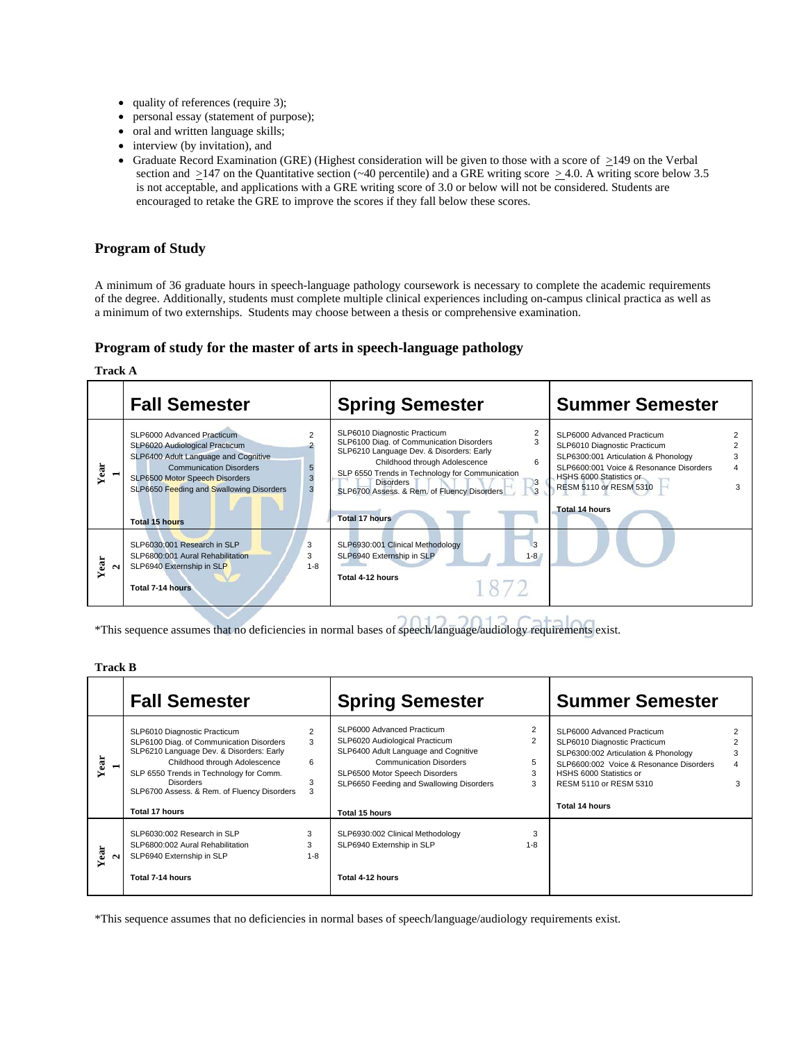- quality of references (require 3);
- personal essay (statement of purpose);
- oral and written language skills;
- interview (by invitation), and
- Graduate Record Examination (GRE) (Highest consideration will be given to those with a score of ≥149 on the Verbal section and ≥147 on the Quantitative section (~40 percentile) and a GRE writing score ≥ 4.0. A writing score below 3.5 is not acceptable, and applications with a GRE writing score of 3.0 or below will not be considered. Students are encouraged to retake the GRE to improve the scores if they fall below these scores.

## Program of Study

A minimum of 36 graduate hours in speech-language pathology coursework is necessary to complete the academic requirements of the degree. Additionally, students must complete multiple clinical experiences including on-campus clinical practica as well as a minimum of two externships. Students may choose between a thesis or comprehensive examination.

## Program of study for the master of arts in speech-language pathology

**Track A**

| | Fall Semester | | Spring Semester | | Summer Semester | |
|---|---|---|---|---|---|---|
| Year 1 | SLP6000 Advanced Practicum | 2 | SLP6010 Diagnostic Practicum | 2 | SLP6000 Advanced Practicum | 2 |
| | SLP6020 Audiological Practicum | 2 | SLP6100 Diag. of Communication Disorders | 3 | SLP6010 Diagnostic Practicum | 2 |
| | SLP6400 Adult Language and Cognitive Communication Disorders | 5 | SLP6210 Language Dev. & Disorders: Early Childhood through Adolescence | 6 | SLP6300:001 Articulation & Phonology | 3 |
| | SLP6500 Motor Speech Disorders | 3 | SLP 6550 Trends in Technology for Communication Disorders | 3 | SLP6600:001 Voice & Resonance Disorders | 4 |
| | SLP6650 Feeding and Swallowing Disorders | 3 | SLP6700 Assess. & Rem. of Fluency Disorders | 3 | HSHS 6000 Statistics or RESM 5110 or RESM 5310 | 3 |
| | **Total 15 hours** | | **Total 17 hours** | | **Total 14 hours** | |
| Year 2 | SLP6030:001 Research in SLP | 3 | SLP6930:001 Clinical Methodology | 3 | | |
| | SLP6800:001 Aural Rehabilitation | 3 | SLP6940 Externship in SLP | 1-8 | | |
| | SLP6940 Externship in SLP | 1-8 | | | | |
| | **Total 7-14 hours** | | **Total 4-12 hours** | | | |

*This sequence assumes that no deficiencies in normal bases of speech/language/audiology requirements exist.

**Track B**

| | Fall Semester | | Spring Semester | | Summer Semester | |
|---|---|---|---|---|---|---|
| Year 1 | SLP6010 Diagnostic Practicum | 2 | SLP6000 Advanced Practicum | 2 | SLP6000 Advanced Practicum | 2 |
| | SLP6100 Diag. of Communication Disorders | 3 | SLP6020 Audiological Practicum | 2 | SLP6010 Diagnostic Practicum | 2 |
| | SLP6210 Language Dev. & Disorders: Early Childhood through Adolescence | 6 | SLP6400 Adult Language and Cognitive Communication Disorders | 5 | SLP6300:002 Articulation & Phonology | 3 |
| | SLP 6550 Trends in Technology for Comm. Disorders | 3 | SLP6500 Motor Speech Disorders | 3 | SLP6600:002 Voice & Resonance Disorders | 4 |
| | SLP6700 Assess. & Rem. of Fluency Disorders | 3 | SLP6650 Feeding and Swallowing Disorders | 3 | HSHS 6000 Statistics or RESM 5110 or RESM 5310 | 3 |
| | **Total 17 hours** | | **Total 15 hours** | | **Total 14 hours** | |
| Year 2 | SLP6030:002 Research in SLP | 3 | SLP6930:002 Clinical Methodology | 3 | | |
| | SLP6800:002 Aural Rehabilitation | 3 | SLP6940 Externship in SLP | 1-8 | | |
| | SLP6940 Externship in SLP | 1-8 | | | | |
| | **Total 7-14 hours** | | **Total 4-12 hours** | | | |

*This sequence assumes that no deficiencies in normal bases of speech/language/audiology requirements exist.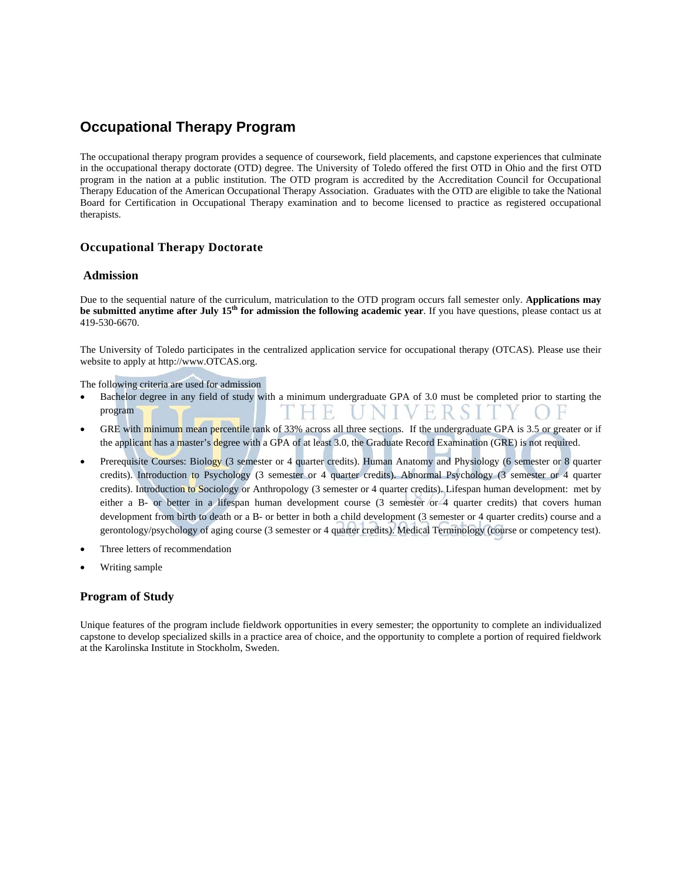# Occupational Therapy Program

The occupational therapy program provides a sequence of coursework, field placements, and capstone experiences that culminate in the occupational therapy doctorate (OTD) degree. The University of Toledo offered the first OTD in Ohio and the first OTD program in the nation at a public institution. The OTD program is accredited by the Accreditation Council for Occupational Therapy Education of the American Occupational Therapy Association. Graduates with the OTD are eligible to take the National Board for Certification in Occupational Therapy examination and to become licensed to practice as registered occupational therapists.

## Occupational Therapy Doctorate

### Admission

Due to the sequential nature of the curriculum, matriculation to the OTD program occurs fall semester only. **Applications may be submitted anytime after July 15th for admission the following academic year**. If you have questions, please contact us at 419-530-6670.

The University of Toledo participates in the centralized application service for occupational therapy (OTCAS). Please use their website to apply at http://www.OTCAS.org.

The following criteria are used for admission

- Bachelor degree in any field of study with a minimum undergraduate GPA of 3.0 must be completed prior to starting the program
- GRE with minimum mean percentile rank of 33% across all three sections. If the undergraduate GPA is 3.5 or greater or if the applicant has a master's degree with a GPA of at least 3.0, the Graduate Record Examination (GRE) is not required.
- Prerequisite Courses: Biology (3 semester or 4 quarter credits). Human Anatomy and Physiology (6 semester or 8 quarter credits). Introduction to Psychology (3 semester or 4 quarter credits). Abnormal Psychology (3 semester or 4 quarter credits). Introduction to Sociology or Anthropology (3 semester or 4 quarter credits). Lifespan human development: met by either a B- or better in a lifespan human development course (3 semester or 4 quarter credits) that covers human development from birth to death or a B- or better in both a child development (3 semester or 4 quarter credits) course and a gerontology/psychology of aging course (3 semester or 4 quarter credits). Medical Terminology (course or competency test).
- Three letters of recommendation
- Writing sample

### Program of Study

Unique features of the program include fieldwork opportunities in every semester; the opportunity to complete an individualized capstone to develop specialized skills in a practice area of choice, and the opportunity to complete a portion of required fieldwork at the Karolinska Institute in Stockholm, Sweden.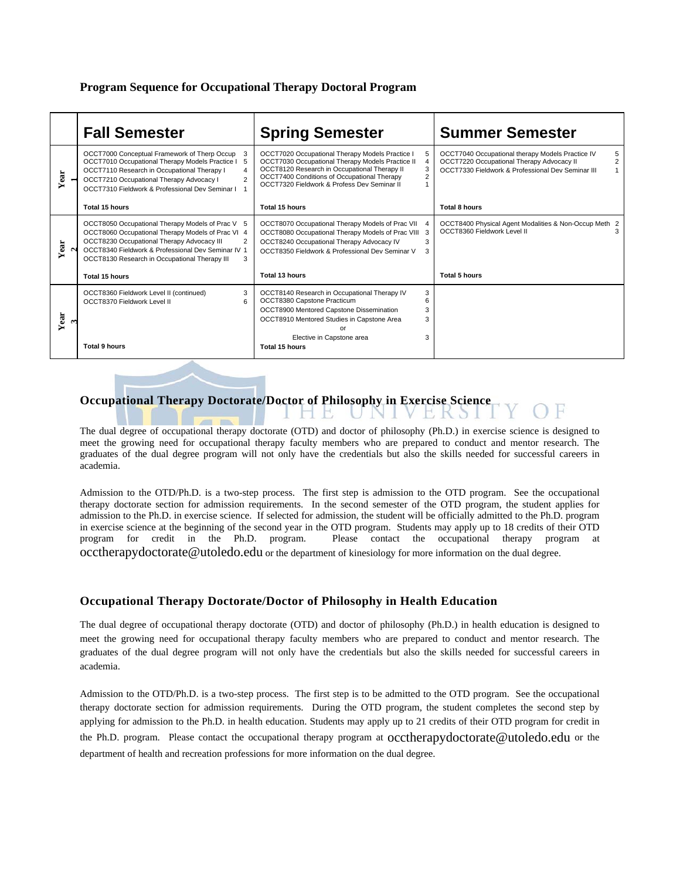**Program Sequence for Occupational Therapy Doctoral Program**

| | Fall Semester | Spring Semester | Summer Semester |
|---|---|---|---|
| Year 1 | OCCT7000 Conceptual Framework of Therp Occup 3<br>OCCT7010 Occupational Therapy Models Practice I 5<br>OCCT7110 Research in Occupational Therapy I 4<br>OCCT7210 Occupational Therapy Advocacy I 2<br>OCCT7310 Fieldwork & Professional Dev Seminar I 1<br><br>**Total 15 hours** | OCCT7020 Occupational Therapy Models Practice I 5<br>OCCT7030 Occupational Therapy Models Practice II 4<br>OCCT8120 Research in Occupational Therapy II 3<br>OCCT7400 Conditions of Occupational Therapy 2<br>OCCT7320 Fieldwork & Profess Dev Seminar II 1<br><br>**Total 15 hours** | OCCT7040 Occupational therapy Models Practice IV 5<br>OCCT7220 Occupational Therapy Advocacy II 2<br>OCCT7330 Fieldwork & Professional Dev Seminar III 1<br><br>**Total 8 hours** |
| Year 2 | OCCT8050 Occupational Therapy Models of Prac V 5<br>OCCT8060 Occupational Therapy Models of Prac VI 4<br>OCCT8230 Occupational Therapy Advocacy III 2<br>OCCT8340 Fieldwork & Professional Dev Seminar IV 1<br>OCCT8130 Research in Occupational Therapy III 3<br><br>**Total 15 hours** | OCCT8070 Occupational Therapy Models of Prac VII 4<br>OCCT8080 Occupational Therapy Models of Prac VIII 3<br>OCCT8240 Occupational Therapy Advocacy IV 3<br>OCCT8350 Fieldwork & Professional Dev Seminar V 3<br><br>**Total 13 hours** | OCCT8400 Physical Agent Modalities & Non-Occup Meth 2<br>OCCT8360 Fieldwork Level II 3<br><br>**Total 5 hours** |
| Year 3 | OCCT8360 Fieldwork Level II (continued) 3<br>OCCT8370 Fieldwork Level II 6<br><br>**Total 9 hours** | OCCT8140 Research in Occupational Therapy IV 3<br>OCCT8380 Capstone Practicum 6<br>OCCT8900 Mentored Capstone Dissemination 3<br>OCCT8910 Mentored Studies in Capstone Area 3<br>or<br>Elective in Capstone area 3<br>**Total 15 hours** | |

## Occupational Therapy Doctorate/Doctor of Philosophy in Exercise Science

The dual degree of occupational therapy doctorate (OTD) and doctor of philosophy (Ph.D.) in exercise science is designed to meet the growing need for occupational therapy faculty members who are prepared to conduct and mentor research. The graduates of the dual degree program will not only have the credentials but also the skills needed for successful careers in academia.

Admission to the OTD/Ph.D. is a two-step process. The first step is admission to the OTD program. See the occupational therapy doctorate section for admission requirements. In the second semester of the OTD program, the student applies for admission to the Ph.D. in exercise science. If selected for admission, the student will be officially admitted to the Ph.D. program in exercise science at the beginning of the second year in the OTD program. Students may apply up to 18 credits of their OTD program for credit in the Ph.D. program. Please contact the occupational therapy program at occtherapydoctorate@utoledo.edu or the department of kinesiology for more information on the dual degree.

## Occupational Therapy Doctorate/Doctor of Philosophy in Health Education

The dual degree of occupational therapy doctorate (OTD) and doctor of philosophy (Ph.D.) in health education is designed to meet the growing need for occupational therapy faculty members who are prepared to conduct and mentor research. The graduates of the dual degree program will not only have the credentials but also the skills needed for successful careers in academia.

Admission to the OTD/Ph.D. is a two-step process. The first step is to be admitted to the OTD program. See the occupational therapy doctorate section for admission requirements. During the OTD program, the student completes the second step by applying for admission to the Ph.D. in health education. Students may apply up to 21 credits of their OTD program for credit in the Ph.D. program. Please contact the occupational therapy program at occtherapydoctorate@utoledo.edu or the department of health and recreation professions for more information on the dual degree.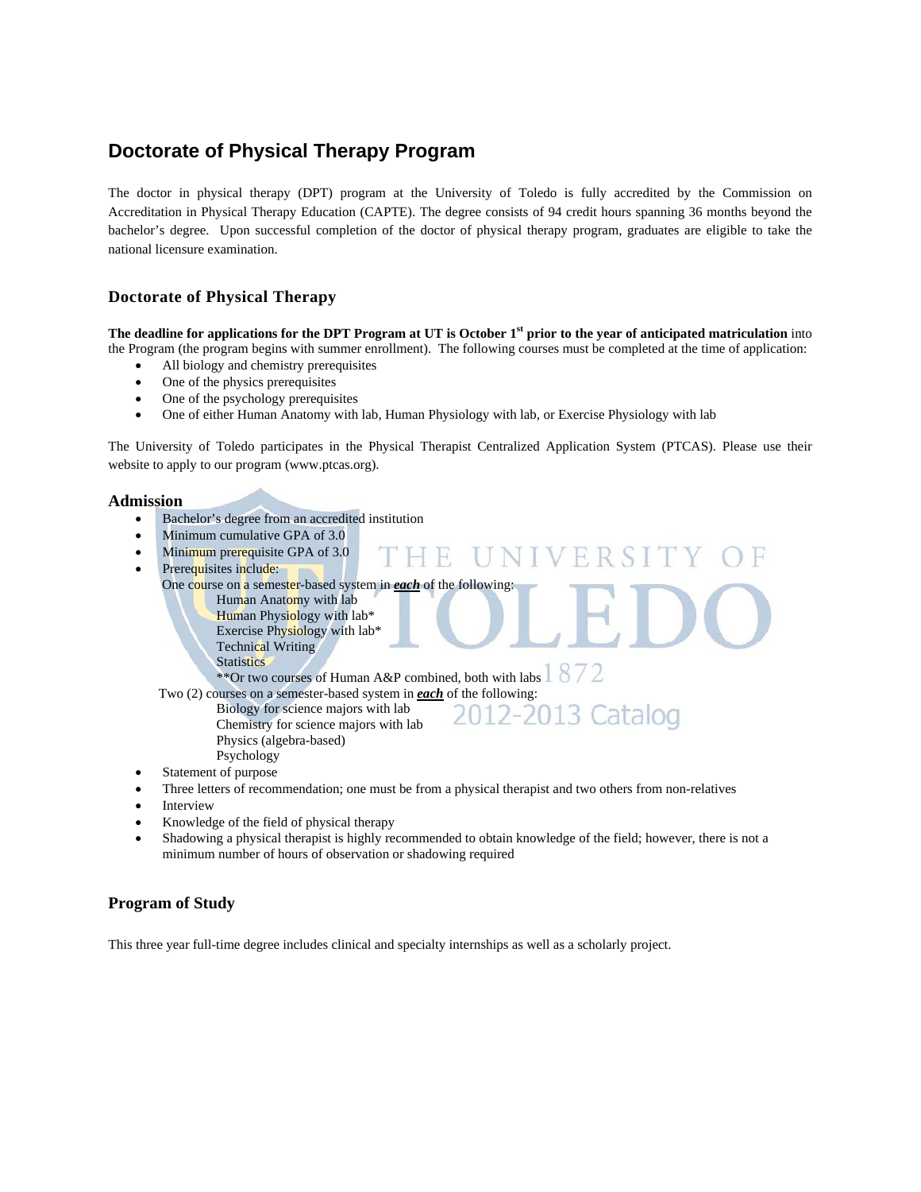# Doctorate of Physical Therapy Program

The doctor in physical therapy (DPT) program at the University of Toledo is fully accredited by the Commission on Accreditation in Physical Therapy Education (CAPTE). The degree consists of 94 credit hours spanning 36 months beyond the bachelor's degree. Upon successful completion of the doctor of physical therapy program, graduates are eligible to take the national licensure examination.

## Doctorate of Physical Therapy

**The deadline for applications for the DPT Program at UT is October 1st prior to the year of anticipated matriculation** into the Program (the program begins with summer enrollment). The following courses must be completed at the time of application:

- All biology and chemistry prerequisites
- One of the physics prerequisites
- One of the psychology prerequisites
- One of either Human Anatomy with lab, Human Physiology with lab, or Exercise Physiology with lab

The University of Toledo participates in the Physical Therapist Centralized Application System (PTCAS). Please use their website to apply to our program (www.ptcas.org).

### Admission

- Bachelor's degree from an accredited institution
- Minimum cumulative GPA of 3.0
- Minimum prerequisite GPA of 3.0
- Prerequisites include:
  One course on a semester-based system in ***each*** of the following:
  - Human Anatomy with lab
  - Human Physiology with lab*
  - Exercise Physiology with lab*
  - Technical Writing
  - Statistics
  - **Or two courses of Human A&P combined, both with labs

  Two (2) courses on a semester-based system in ***each*** of the following:
  - Biology for science majors with lab
  - Chemistry for science majors with lab
  - Physics (algebra-based)
  - Psychology
- Statement of purpose
- Three letters of recommendation; one must be from a physical therapist and two others from non-relatives
- Interview
- Knowledge of the field of physical therapy
- Shadowing a physical therapist is highly recommended to obtain knowledge of the field; however, there is not a minimum number of hours of observation or shadowing required

### Program of Study

This three year full-time degree includes clinical and specialty internships as well as a scholarly project.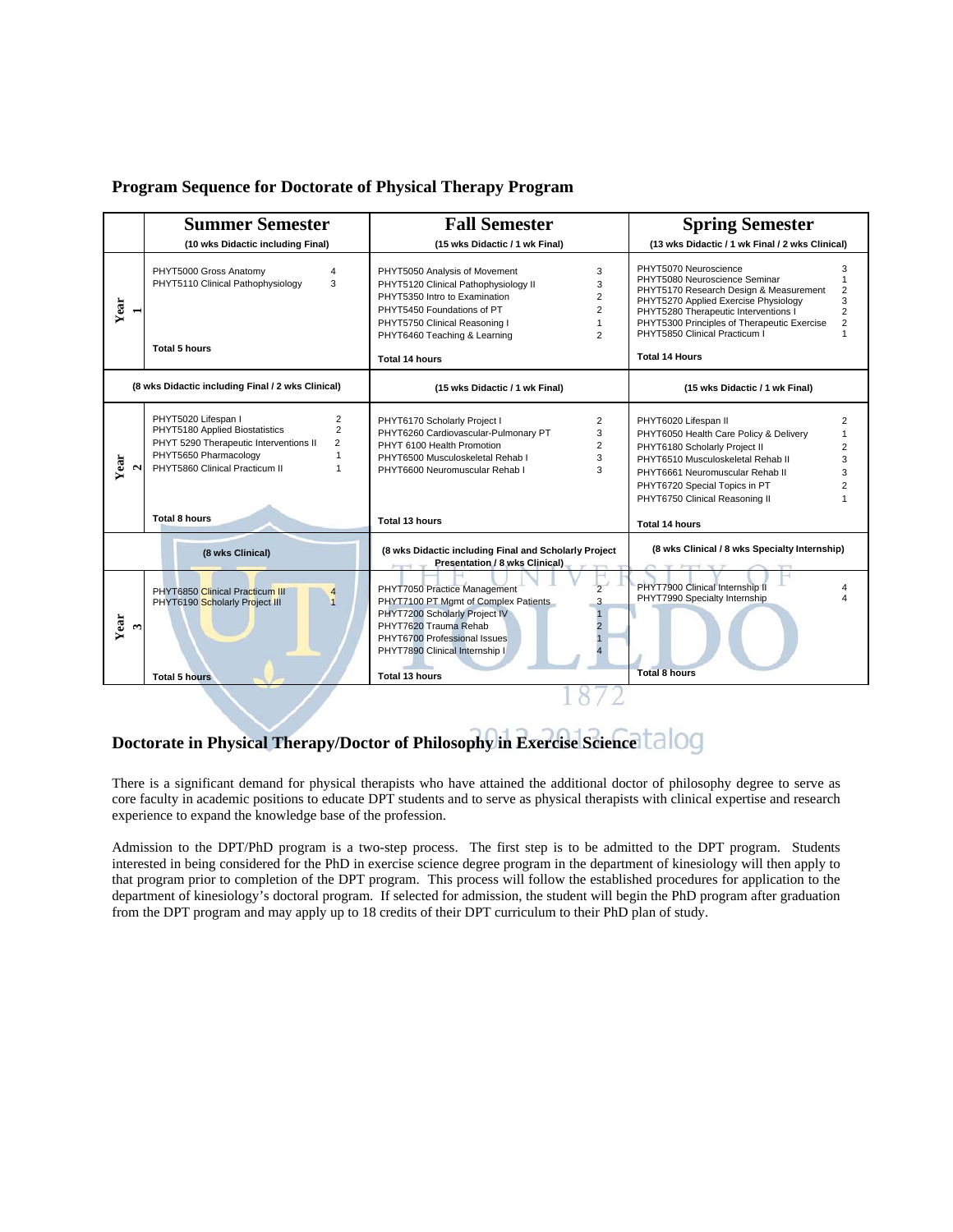## Program Sequence for Doctorate of Physical Therapy Program

| | Summer Semester | Fall Semester | Spring Semester |
|---|---|---|---|
| | (10 wks Didactic including Final) | (15 wks Didactic / 1 wk Final) | (13 wks Didactic / 1 wk Final / 2 wks Clinical) |
| Year 1 | PHYT5000 Gross Anatomy 4<br>PHYT5110 Clinical Pathophysiology 3<br><br>**Total 5 hours** | PHYT5050 Analysis of Movement 3<br>PHYT5120 Clinical Pathophysiology II 3<br>PHYT5350 Intro to Examination 2<br>PHYT5450 Foundations of PT 2<br>PHYT5750 Clinical Reasoning I 1<br>PHYT6460 Teaching & Learning 2<br><br>**Total 14 hours** | PHYT5070 Neuroscience 3<br>PHYT5080 Neuroscience Seminar 1<br>PHYT5170 Research Design & Measurement 2<br>PHYT5270 Applied Exercise Physiology 3<br>PHYT5280 Therapeutic Interventions I 2<br>PHYT5300 Principles of Therapeutic Exercise 2<br>PHYT5850 Clinical Practicum I 1<br><br>**Total 14 Hours** |
| | (8 wks Didactic including Final / 2 wks Clinical) | (15 wks Didactic / 1 wk Final) | (15 wks Didactic / 1 wk Final) |
| Year 2 | PHYT5020 Lifespan I 2<br>PHYT5180 Applied Biostatistics 2<br>PHYT 5290 Therapeutic Interventions II 2<br>PHYT5650 Pharmacology 1<br>PHYT5860 Clinical Practicum II 1<br><br>**Total 8 hours** | PHYT6170 Scholarly Project I 2<br>PHYT6260 Cardiovascular-Pulmonary PT 3<br>PHYT 6100 Health Promotion 2<br>PHYT6500 Musculoskeletal Rehab I 3<br>PHYT6600 Neuromuscular Rehab I 3<br><br>**Total 13 hours** | PHYT6020 Lifespan II 2<br>PHYT6050 Health Care Policy & Delivery 1<br>PHYT6180 Scholarly Project II 2<br>PHYT6510 Musculoskeletal Rehab II 3<br>PHYT6661 Neuromuscular Rehab II 3<br>PHYT6720 Special Topics in PT 2<br>PHYT6750 Clinical Reasoning II 1<br><br>**Total 14 hours** |
| | (8 wks Clinical) | (8 wks Didactic including Final and Scholarly Project Presentation / 8 wks Clinical) | (8 wks Clinical / 8 wks Specialty Internship) |
| Year 3 | PHYT6850 Clinical Practicum III 4<br>PHYT6190 Scholarly Project III 1<br><br>**Total 5 hours** | PHYT7050 Practice Management 2<br>PHYT7100 PT Mgmt of Complex Patients 3<br>PHYT7200 Scholarly Project IV 1<br>PHYT7620 Trauma Rehab 2<br>PHYT6700 Professional Issues 1<br>PHYT7890 Clinical Internship I 4<br><br>**Total 13 hours** | PHYT7900 Clinical Internship II 4<br>PHYT7990 Specialty Internship 4<br><br>**Total 8 hours** |

## Doctorate in Physical Therapy/Doctor of Philosophy in Exercise Science

There is a significant demand for physical therapists who have attained the additional doctor of philosophy degree to serve as core faculty in academic positions to educate DPT students and to serve as physical therapists with clinical expertise and research experience to expand the knowledge base of the profession.

Admission to the DPT/PhD program is a two-step process. The first step is to be admitted to the DPT program. Students interested in being considered for the PhD in exercise science degree program in the department of kinesiology will then apply to that program prior to completion of the DPT program. This process will follow the established procedures for application to the department of kinesiology's doctoral program. If selected for admission, the student will begin the PhD program after graduation from the DPT program and may apply up to 18 credits of their DPT curriculum to their PhD plan of study.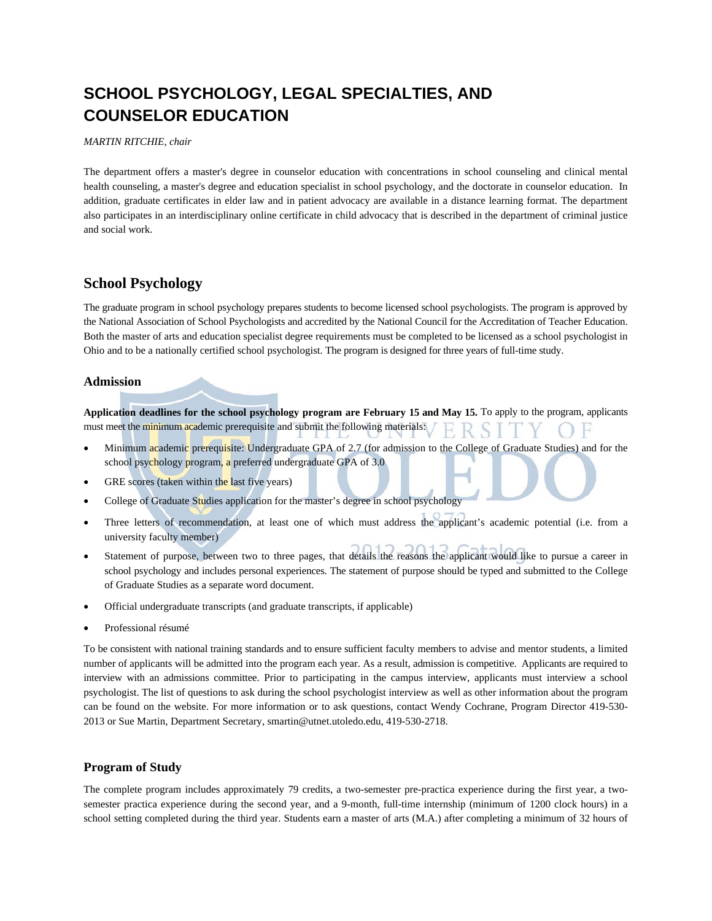# SCHOOL PSYCHOLOGY, LEGAL SPECIALTIES, AND COUNSELOR EDUCATION

*MARTIN RITCHIE, chair*

The department offers a master's degree in counselor education with concentrations in school counseling and clinical mental health counseling, a master's degree and education specialist in school psychology, and the doctorate in counselor education. In addition, graduate certificates in elder law and in patient advocacy are available in a distance learning format. The department also participates in an interdisciplinary online certificate in child advocacy that is described in the department of criminal justice and social work.

## School Psychology

The graduate program in school psychology prepares students to become licensed school psychologists. The program is approved by the National Association of School Psychologists and accredited by the National Council for the Accreditation of Teacher Education. Both the master of arts and education specialist degree requirements must be completed to be licensed as a school psychologist in Ohio and to be a nationally certified school psychologist. The program is designed for three years of full-time study.

### Admission

**Application deadlines for the school psychology program are February 15 and May 15.** To apply to the program, applicants must meet the minimum academic prerequisite and submit the following materials:

- Minimum academic prerequisite: Undergraduate GPA of 2.7 (for admission to the College of Graduate Studies) and for the school psychology program, a preferred undergraduate GPA of 3.0
- GRE scores (taken within the last five years)
- College of Graduate Studies application for the master's degree in school psychology
- Three letters of recommendation, at least one of which must address the applicant's academic potential (i.e. from a university faculty member)
- Statement of purpose, between two to three pages, that details the reasons the applicant would like to pursue a career in school psychology and includes personal experiences. The statement of purpose should be typed and submitted to the College of Graduate Studies as a separate word document.
- Official undergraduate transcripts (and graduate transcripts, if applicable)
- Professional résumé

To be consistent with national training standards and to ensure sufficient faculty members to advise and mentor students, a limited number of applicants will be admitted into the program each year. As a result, admission is competitive. Applicants are required to interview with an admissions committee. Prior to participating in the campus interview, applicants must interview a school psychologist. The list of questions to ask during the school psychologist interview as well as other information about the program can be found on the website. For more information or to ask questions, contact Wendy Cochrane, Program Director 419-530-2013 or Sue Martin, Department Secretary, smartin@utnet.utoledo.edu, 419-530-2718.

### Program of Study

The complete program includes approximately 79 credits, a two-semester pre-practica experience during the first year, a two-semester practica experience during the second year, and a 9-month, full-time internship (minimum of 1200 clock hours) in a school setting completed during the third year. Students earn a master of arts (M.A.) after completing a minimum of 32 hours of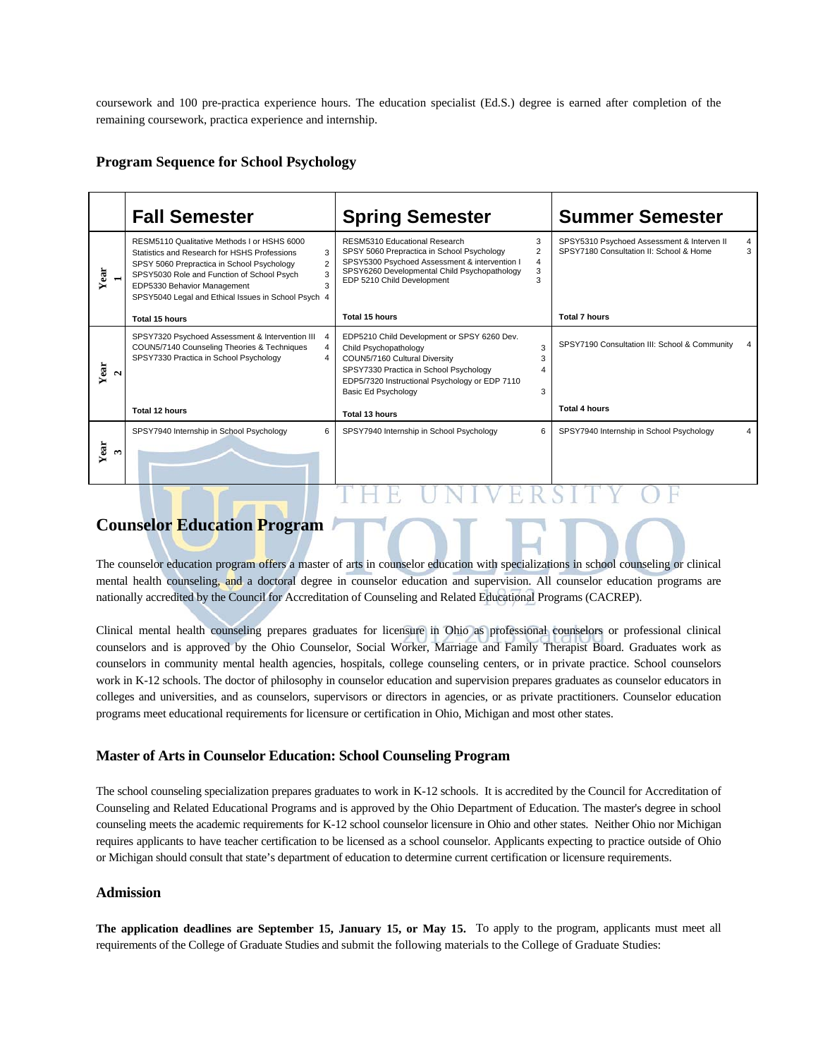coursework and 100 pre-practica experience hours. The education specialist (Ed.S.) degree is earned after completion of the remaining coursework, practica experience and internship.

### Program Sequence for School Psychology

| | Fall Semester | Spring Semester | Summer Semester |
|---|---|---|---|
| Year 1 | RESM5110 Qualitative Methods I or HSHS 6000 Statistics and Research for HSHS Professions 3<br>SPSY 5060 Prepractica in School Psychology 2<br>SPSY5030 Role and Function of School Psych 3<br>EDP5330 Behavior Management 3<br>SPSY5040 Legal and Ethical Issues in School Psych 4<br>**Total 15 hours** | RESM5310 Educational Research 3<br>SPSY 5060 Prepractica in School Psychology 2<br>SPSY5300 Psychoed Assessment & intervention I 4<br>SPSY6260 Developmental Child Psychopathology 3<br>EDP 5210 Child Development 3<br>**Total 15 hours** | SPSY5310 Psychoed Assessment & Interven II 4<br>SPSY7180 Consultation II: School & Home 3<br>**Total 7 hours** |
| Year 2 | SPSY7320 Psychoed Assessment & Intervention III 4<br>COUN5/7140 Counseling Theories & Techniques 4<br>SPSY7330 Practica in School Psychology 4<br>**Total 12 hours** | EDP5210 Child Development or SPSY 6260 Dev. Child Psychopathology 3<br>COUN5/7160 Cultural Diversity 3<br>SPSY7330 Practica in School Psychology 4<br>EDP5/7320 Instructional Psychology or EDP 7110 Basic Ed Psychology 3<br>**Total 13 hours** | SPSY7190 Consultation III: School & Community 4<br>**Total 4 hours** |
| Year 3 | SPSY7940 Internship in School Psychology 6 | SPSY7940 Internship in School Psychology 6 | SPSY7940 Internship in School Psychology 4 |

## Counselor Education Program

The counselor education program offers a master of arts in counselor education with specializations in school counseling or clinical mental health counseling, and a doctoral degree in counselor education and supervision. All counselor education programs are nationally accredited by the Council for Accreditation of Counseling and Related Educational Programs (CACREP).

Clinical mental health counseling prepares graduates for licensure in Ohio as professional counselors or professional clinical counselors and is approved by the Ohio Counselor, Social Worker, Marriage and Family Therapist Board. Graduates work as counselors in community mental health agencies, hospitals, college counseling centers, or in private practice. School counselors work in K-12 schools. The doctor of philosophy in counselor education and supervision prepares graduates as counselor educators in colleges and universities, and as counselors, supervisors or directors in agencies, or as private practitioners. Counselor education programs meet educational requirements for licensure or certification in Ohio, Michigan and most other states.

### Master of Arts in Counselor Education: School Counseling Program

The school counseling specialization prepares graduates to work in K-12 schools. It is accredited by the Council for Accreditation of Counseling and Related Educational Programs and is approved by the Ohio Department of Education. The master's degree in school counseling meets the academic requirements for K-12 school counselor licensure in Ohio and other states. Neither Ohio nor Michigan requires applicants to have teacher certification to be licensed as a school counselor. Applicants expecting to practice outside of Ohio or Michigan should consult that state's department of education to determine current certification or licensure requirements.

### Admission

**The application deadlines are September 15, January 15, or May 15.** To apply to the program, applicants must meet all requirements of the College of Graduate Studies and submit the following materials to the College of Graduate Studies: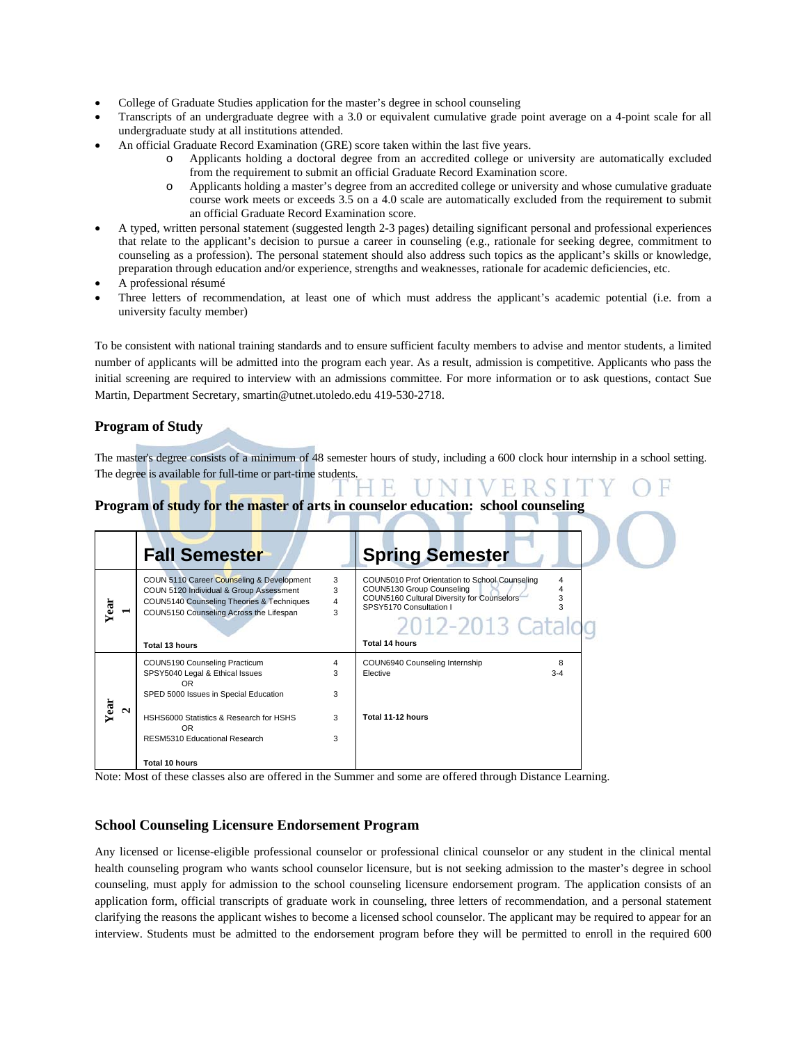- College of Graduate Studies application for the master's degree in school counseling
- Transcripts of an undergraduate degree with a 3.0 or equivalent cumulative grade point average on a 4-point scale for all undergraduate study at all institutions attended.
- An official Graduate Record Examination (GRE) score taken within the last five years.
  - Applicants holding a doctoral degree from an accredited college or university are automatically excluded from the requirement to submit an official Graduate Record Examination score.
  - Applicants holding a master's degree from an accredited college or university and whose cumulative graduate course work meets or exceeds 3.5 on a 4.0 scale are automatically excluded from the requirement to submit an official Graduate Record Examination score.
- A typed, written personal statement (suggested length 2-3 pages) detailing significant personal and professional experiences that relate to the applicant's decision to pursue a career in counseling (e.g., rationale for seeking degree, commitment to counseling as a profession). The personal statement should also address such topics as the applicant's skills or knowledge, preparation through education and/or experience, strengths and weaknesses, rationale for academic deficiencies, etc.
- A professional résumé
- Three letters of recommendation, at least one of which must address the applicant's academic potential (i.e. from a university faculty member)

To be consistent with national training standards and to ensure sufficient faculty members to advise and mentor students, a limited number of applicants will be admitted into the program each year. As a result, admission is competitive. Applicants who pass the initial screening are required to interview with an admissions committee. For more information or to ask questions, contact Sue Martin, Department Secretary, smartin@utnet.utoledo.edu 419-530-2718.

### Program of Study

The master's degree consists of a minimum of 48 semester hours of study, including a 600 clock hour internship in a school setting. The degree is available for full-time or part-time students.

### Program of study for the master of arts in counselor education: school counseling

| | Fall Semester | | Spring Semester | |
|---|---|---|---|---|
| Year 1 | COUN 5110 Career Counseling & Development | 3 | COUN5010 Prof Orientation to School Counseling | 4 |
| | COUN 5120 Individual & Group Assessment | 3 | COUN5130 Group Counseling | 4 |
| | COUN5140 Counseling Theories & Techniques | 4 | COUN5160 Cultural Diversity for Counselors | 3 |
| | COUN5150 Counseling Across the Lifespan | 3 | SPSY5170 Consultation I | 3 |
| | **Total 13 hours** | | **Total 14 hours** | |
| Year 2 | COUN5190 Counseling Practicum | 4 | COUN6940 Counseling Internship | 8 |
| | SPSY5040 Legal & Ethical Issues OR | 3 | Elective | 3-4 |
| | SPED 5000 Issues in Special Education | 3 | | |
| | HSHS6000 Statistics & Research for HSHS OR | 3 | **Total 11-12 hours** | |
| | RESM5310 Educational Research | 3 | | |
| | **Total 10 hours** | | | |

Note: Most of these classes also are offered in the Summer and some are offered through Distance Learning.

### School Counseling Licensure Endorsement Program

Any licensed or license-eligible professional counselor or professional clinical counselor or any student in the clinical mental health counseling program who wants school counselor licensure, but is not seeking admission to the master's degree in school counseling, must apply for admission to the school counseling licensure endorsement program. The application consists of an application form, official transcripts of graduate work in counseling, three letters of recommendation, and a personal statement clarifying the reasons the applicant wishes to become a licensed school counselor. The applicant may be required to appear for an interview. Students must be admitted to the endorsement program before they will be permitted to enroll in the required 600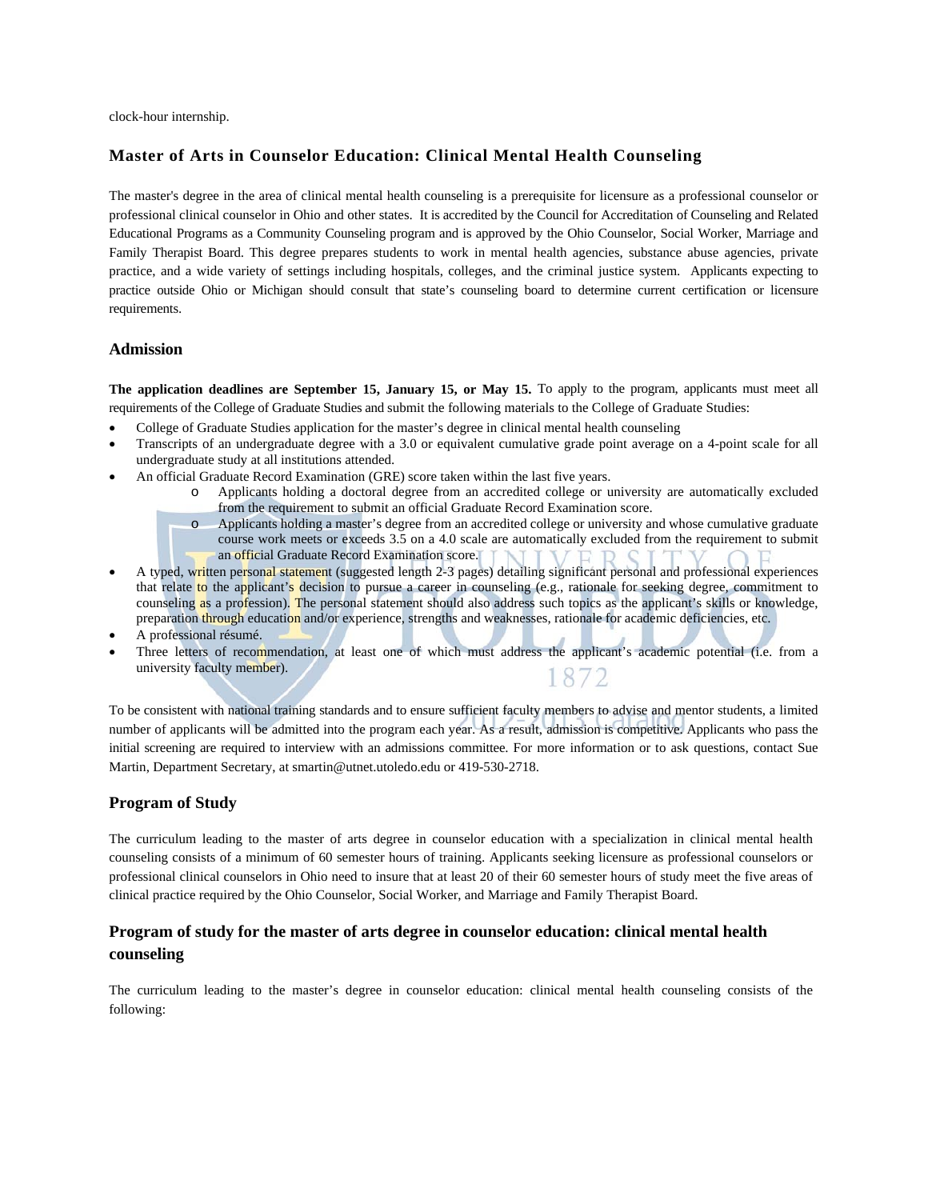clock-hour internship.

## Master of Arts in Counselor Education: Clinical Mental Health Counseling

The master's degree in the area of clinical mental health counseling is a prerequisite for licensure as a professional counselor or professional clinical counselor in Ohio and other states. It is accredited by the Council for Accreditation of Counseling and Related Educational Programs as a Community Counseling program and is approved by the Ohio Counselor, Social Worker, Marriage and Family Therapist Board. This degree prepares students to work in mental health agencies, substance abuse agencies, private practice, and a wide variety of settings including hospitals, colleges, and the criminal justice system. Applicants expecting to practice outside Ohio or Michigan should consult that state's counseling board to determine current certification or licensure requirements.

### Admission

**The application deadlines are September 15, January 15, or May 15.** To apply to the program, applicants must meet all requirements of the College of Graduate Studies and submit the following materials to the College of Graduate Studies:

- College of Graduate Studies application for the master's degree in clinical mental health counseling
- Transcripts of an undergraduate degree with a 3.0 or equivalent cumulative grade point average on a 4-point scale for all undergraduate study at all institutions attended.
- An official Graduate Record Examination (GRE) score taken within the last five years.
  - Applicants holding a doctoral degree from an accredited college or university are automatically excluded from the requirement to submit an official Graduate Record Examination score.
  - Applicants holding a master's degree from an accredited college or university and whose cumulative graduate course work meets or exceeds 3.5 on a 4.0 scale are automatically excluded from the requirement to submit an official Graduate Record Examination score.
- A typed, written personal statement (suggested length 2-3 pages) detailing significant personal and professional experiences that relate to the applicant's decision to pursue a career in counseling (e.g., rationale for seeking degree, commitment to counseling as a profession). The personal statement should also address such topics as the applicant's skills or knowledge, preparation through education and/or experience, strengths and weaknesses, rationale for academic deficiencies, etc.
- A professional résumé.
- Three letters of recommendation, at least one of which must address the applicant's academic potential (i.e. from a university faculty member).

To be consistent with national training standards and to ensure sufficient faculty members to advise and mentor students, a limited number of applicants will be admitted into the program each year. As a result, admission is competitive. Applicants who pass the initial screening are required to interview with an admissions committee. For more information or to ask questions, contact Sue Martin, Department Secretary, at smartin@utnet.utoledo.edu or 419-530-2718.

### Program of Study

The curriculum leading to the master of arts degree in counselor education with a specialization in clinical mental health counseling consists of a minimum of 60 semester hours of training. Applicants seeking licensure as professional counselors or professional clinical counselors in Ohio need to insure that at least 20 of their 60 semester hours of study meet the five areas of clinical practice required by the Ohio Counselor, Social Worker, and Marriage and Family Therapist Board.

### Program of study for the master of arts degree in counselor education: clinical mental health counseling

The curriculum leading to the master's degree in counselor education: clinical mental health counseling consists of the following: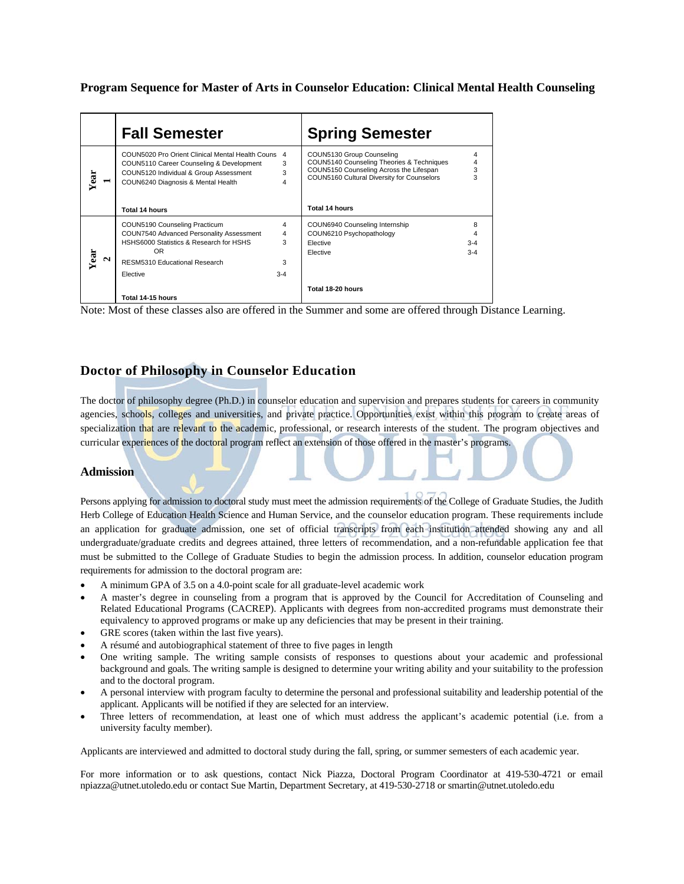**Program Sequence for Master of Arts in Counselor Education: Clinical Mental Health Counseling**

| | Fall Semester | | Spring Semester | |
|---|---|---|---|---|
| Year 1 | COUN5020 Pro Orient Clinical Mental Health Couns | 4 | COUN5130 Group Counseling | 4 |
| | COUN5110 Career Counseling & Development | 3 | COUN5140 Counseling Theories & Techniques | 4 |
| | COUN5120 Individual & Group Assessment | 3 | COUN5150 Counseling Across the Lifespan | 3 |
| | COUN6240 Diagnosis & Mental Health | 4 | COUN5160 Cultural Diversity for Counselors | 3 |
| | **Total 14 hours** | | **Total 14 hours** | |
| Year 2 | COUN5190 Counseling Practicum | 4 | COUN6940 Counseling Internship | 8 |
| | COUN7540 Advanced Personality Assessment | 4 | COUN6210 Psychopathology | 4 |
| | HSHS6000 Statistics & Research for HSHS OR RESM5310 Educational Research | 3 | Elective | 3-4 |
| | Elective | 3-4 | Elective | 3-4 |
| | **Total 14-15 hours** | | **Total 18-20 hours** | |

Note: Most of these classes also are offered in the Summer and some are offered through Distance Learning.

## Doctor of Philosophy in Counselor Education

The doctor of philosophy degree (Ph.D.) in counselor education and supervision and prepares students for careers in community agencies, schools, colleges and universities, and private practice. Opportunities exist within this program to create areas of specialization that are relevant to the academic, professional, or research interests of the student. The program objectives and curricular experiences of the doctoral program reflect an extension of those offered in the master's programs.

### Admission

Persons applying for admission to doctoral study must meet the admission requirements of the College of Graduate Studies, the Judith Herb College of Education Health Science and Human Service, and the counselor education program. These requirements include an application for graduate admission, one set of official transcripts from each institution attended showing any and all undergraduate/graduate credits and degrees attained, three letters of recommendation, and a non-refundable application fee that must be submitted to the College of Graduate Studies to begin the admission process. In addition, counselor education program requirements for admission to the doctoral program are:

- A minimum GPA of 3.5 on a 4.0-point scale for all graduate-level academic work
- A master's degree in counseling from a program that is approved by the Council for Accreditation of Counseling and Related Educational Programs (CACREP). Applicants with degrees from non-accredited programs must demonstrate their equivalency to approved programs or make up any deficiencies that may be present in their training.
- GRE scores (taken within the last five years).
- A résumé and autobiographical statement of three to five pages in length
- One writing sample. The writing sample consists of responses to questions about your academic and professional background and goals. The writing sample is designed to determine your writing ability and your suitability to the profession and to the doctoral program.
- A personal interview with program faculty to determine the personal and professional suitability and leadership potential of the applicant. Applicants will be notified if they are selected for an interview.
- Three letters of recommendation, at least one of which must address the applicant's academic potential (i.e. from a university faculty member).

Applicants are interviewed and admitted to doctoral study during the fall, spring, or summer semesters of each academic year.

For more information or to ask questions, contact Nick Piazza, Doctoral Program Coordinator at 419-530-4721 or email npiazza@utnet.utoledo.edu or contact Sue Martin, Department Secretary, at 419-530-2718 or smartin@utnet.utoledo.edu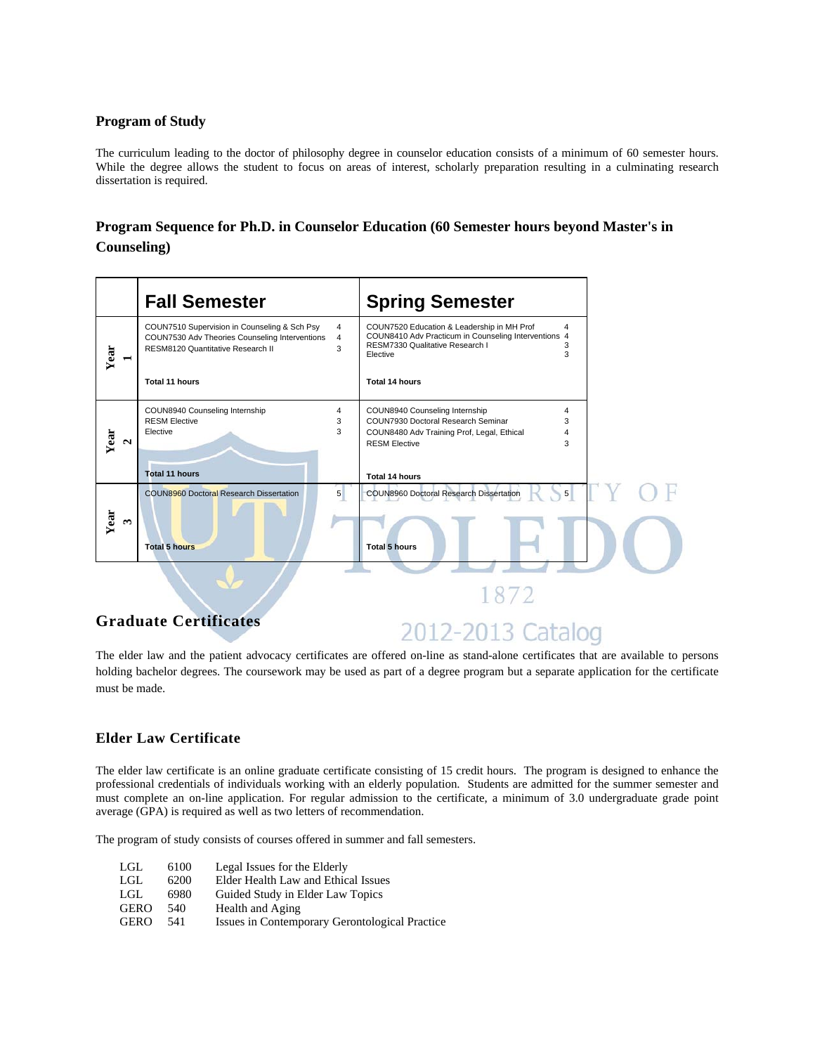### Program of Study

The curriculum leading to the doctor of philosophy degree in counselor education consists of a minimum of 60 semester hours. While the degree allows the student to focus on areas of interest, scholarly preparation resulting in a culminating research dissertation is required.

### Program Sequence for Ph.D. in Counselor Education (60 Semester hours beyond Master's in Counseling)

| | Fall Semester | | Spring Semester | |
|---|---|---|---|---|
| Year 1 | COUN7510 Supervision in Counseling & Sch Psy | 4 | COUN7520 Education & Leadership in MH Prof | 4 |
| | COUN7530 Adv Theories Counseling Interventions | 4 | COUN8410 Adv Practicum in Counseling Interventions | 4 |
| | RESM8120 Quantitative Research II | 3 | RESM7330 Qualitative Research I | 3 |
| | | | Elective | 3 |
| | **Total 11 hours** | | **Total 14 hours** | |
| Year 2 | COUN8940 Counseling Internship | 4 | COUN8940 Counseling Internship | 4 |
| | RESM Elective | 3 | COUN7930 Doctoral Research Seminar | 3 |
| | Elective | 3 | COUN8480 Adv Training Prof, Legal, Ethical | 4 |
| | | | RESM Elective | 3 |
| | **Total 11 hours** | | **Total 14 hours** | |
| Year 3 | COUN8960 Doctoral Research Dissertation | 5 | COUN8960 Doctoral Research Dissertation | 5 |
| | **Total 5 hours** | | **Total 5 hours** | |

## Graduate Certificates

The elder law and the patient advocacy certificates are offered on-line as stand-alone certificates that are available to persons holding bachelor degrees. The coursework may be used as part of a degree program but a separate application for the certificate must be made.

### Elder Law Certificate

The elder law certificate is an online graduate certificate consisting of 15 credit hours. The program is designed to enhance the professional credentials of individuals working with an elderly population. Students are admitted for the summer semester and must complete an on-line application. For regular admission to the certificate, a minimum of 3.0 undergraduate grade point average (GPA) is required as well as two letters of recommendation.

The program of study consists of courses offered in summer and fall semesters.

| | | |
|---|---|---|
| LGL | 6100 | Legal Issues for the Elderly |
| LGL | 6200 | Elder Health Law and Ethical Issues |
| LGL | 6980 | Guided Study in Elder Law Topics |
| GERO | 540 | Health and Aging |
| GERO | 541 | Issues in Contemporary Gerontological Practice |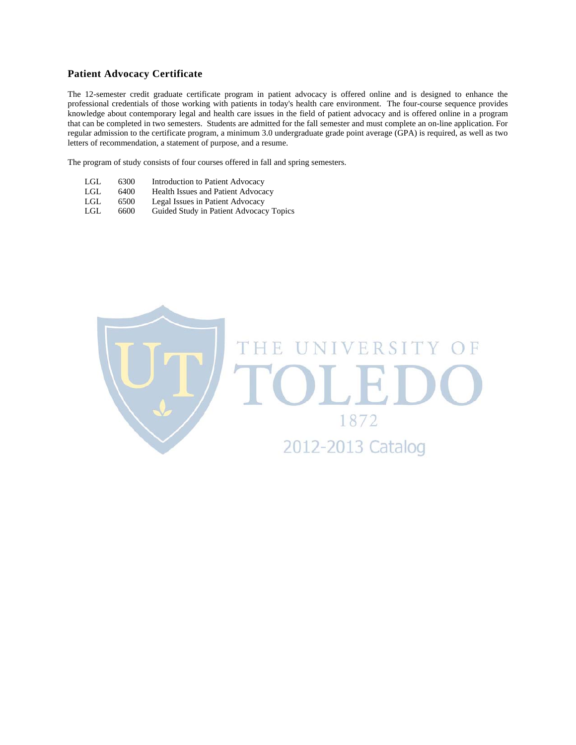## Patient Advocacy Certificate

The 12-semester credit graduate certificate program in patient advocacy is offered online and is designed to enhance the professional credentials of those working with patients in today's health care environment. The four-course sequence provides knowledge about contemporary legal and health care issues in the field of patient advocacy and is offered online in a program that can be completed in two semesters. Students are admitted for the fall semester and must complete an on-line application. For regular admission to the certificate program, a minimum 3.0 undergraduate grade point average (GPA) is required, as well as two letters of recommendation, a statement of purpose, and a resume.

The program of study consists of four courses offered in fall and spring semesters.

| | | |
|---|---|---|
| LGL | 6300 | Introduction to Patient Advocacy |
| LGL | 6400 | Health Issues and Patient Advocacy |
| LGL | 6500 | Legal Issues in Patient Advocacy |
| LGL | 6600 | Guided Study in Patient Advocacy Topics |

THE UNIVERSITY OF TOLEDO 1872

2012-2013 Catalog